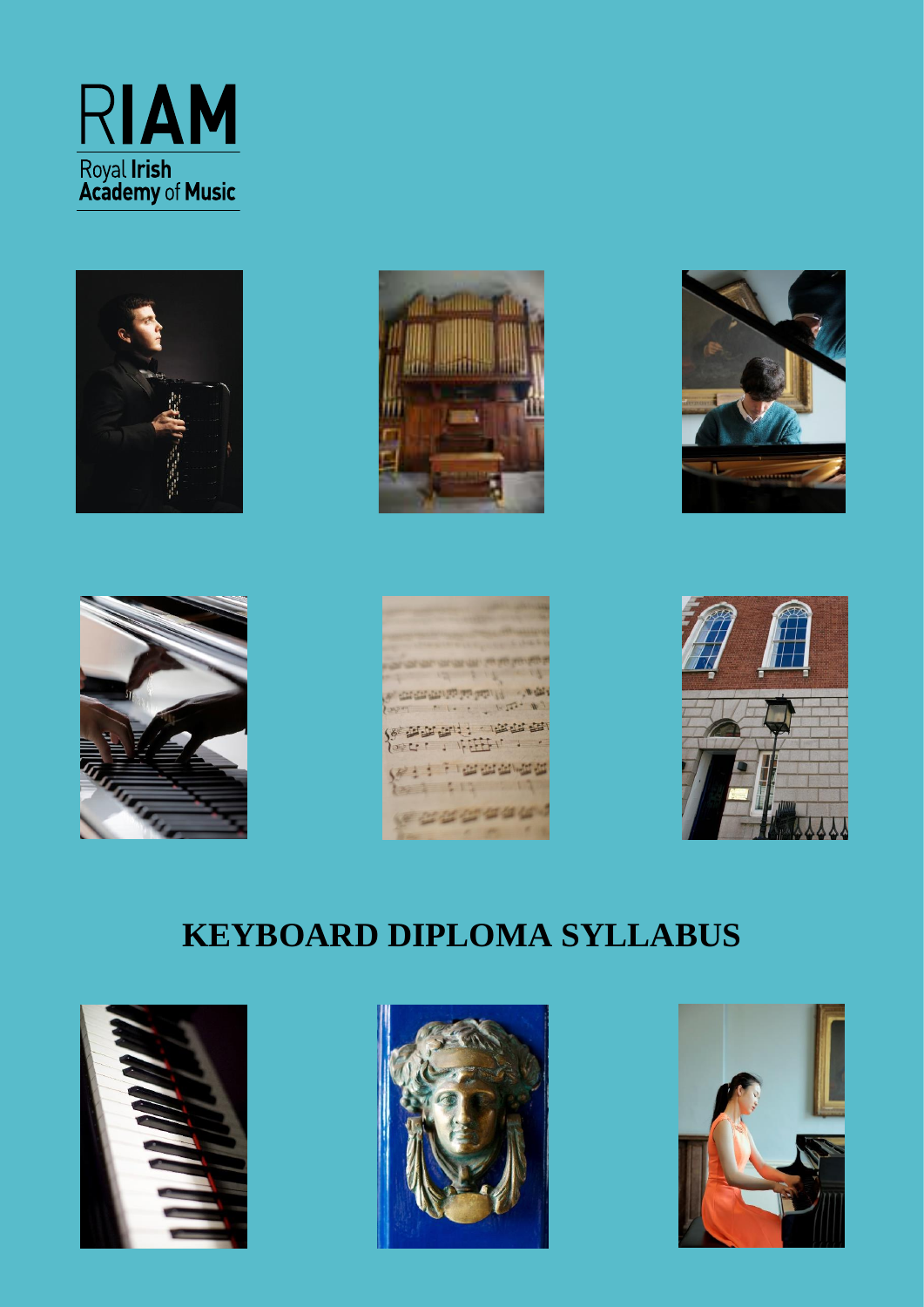RIAM

Royal Irish Academy of Music

# KEYBOARD DIPLOMA SYLLABUS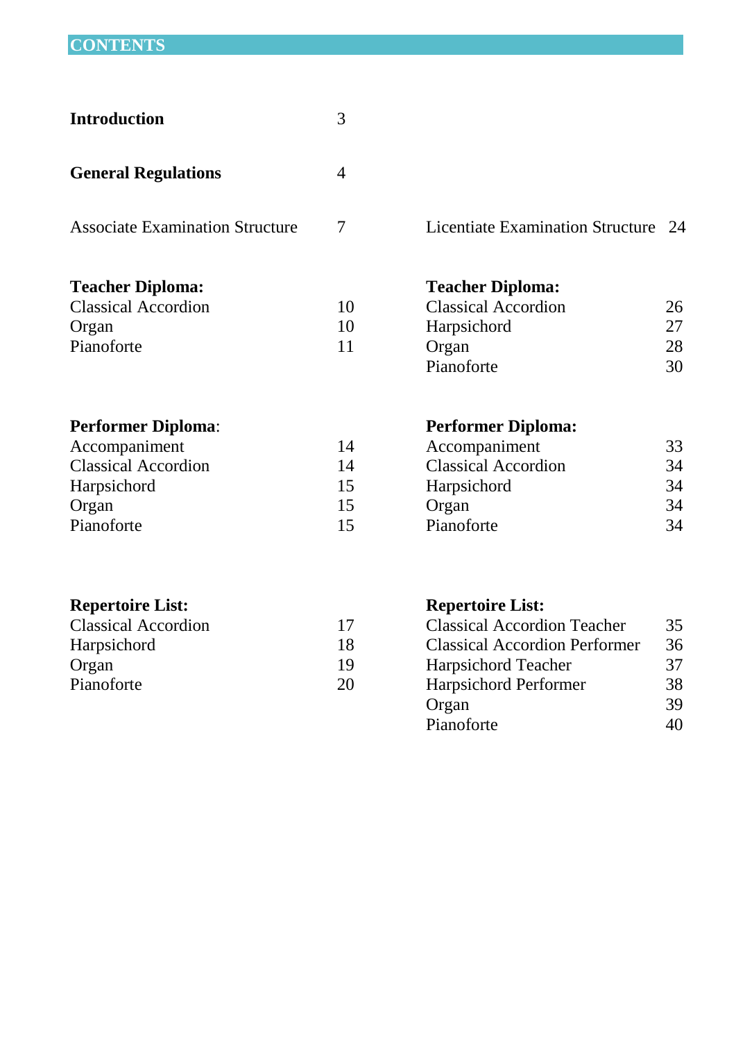# CONTENTS

| | |
|---|---|
| **Introduction** | 3 |
| **General Regulations** | 4 |
| Associate Examination Structure | 7 |
| **Teacher Diploma:** | |
| Classical Accordion | 10 |
| Organ | 10 |
| Pianoforte | 11 |
| **Performer Diploma**: | |
| Accompaniment | 14 |
| Classical Accordion | 14 |
| Harpsichord | 15 |
| Organ | 15 |
| Pianoforte | 15 |
| **Repertoire List:** | |
| Classical Accordion | 17 |
| Harpsichord | 18 |
| Organ | 19 |
| Pianoforte | 20 |

| | |
|---|---|
| Licentiate Examination Structure | 24 |
| **Teacher Diploma:** | |
| Classical Accordion | 26 |
| Harpsichord | 27 |
| Organ | 28 |
| Pianoforte | 30 |
| **Performer Diploma:** | |
| Accompaniment | 33 |
| Classical Accordion | 34 |
| Harpsichord | 34 |
| Organ | 34 |
| Pianoforte | 34 |
| **Repertoire List:** | |
| Classical Accordion Teacher | 35 |
| Classical Accordion Performer | 36 |
| Harpsichord Teacher | 37 |
| Harpsichord Performer | 38 |
| Organ | 39 |
| Pianoforte | 40 |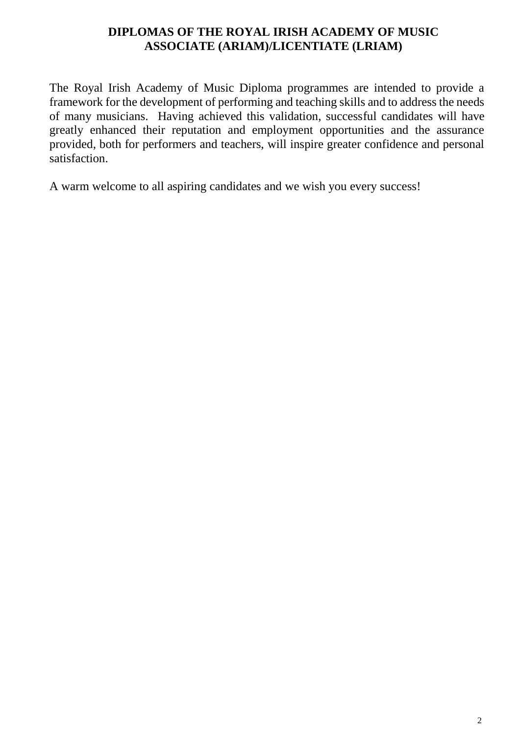# DIPLOMAS OF THE ROYAL IRISH ACADEMY OF MUSIC
# ASSOCIATE (ARIAM)/LICENTIATE (LRIAM)

The Royal Irish Academy of Music Diploma programmes are intended to provide a framework for the development of performing and teaching skills and to address the needs of many musicians. Having achieved this validation, successful candidates will have greatly enhanced their reputation and employment opportunities and the assurance provided, both for performers and teachers, will inspire greater confidence and personal satisfaction.

A warm welcome to all aspiring candidates and we wish you every success!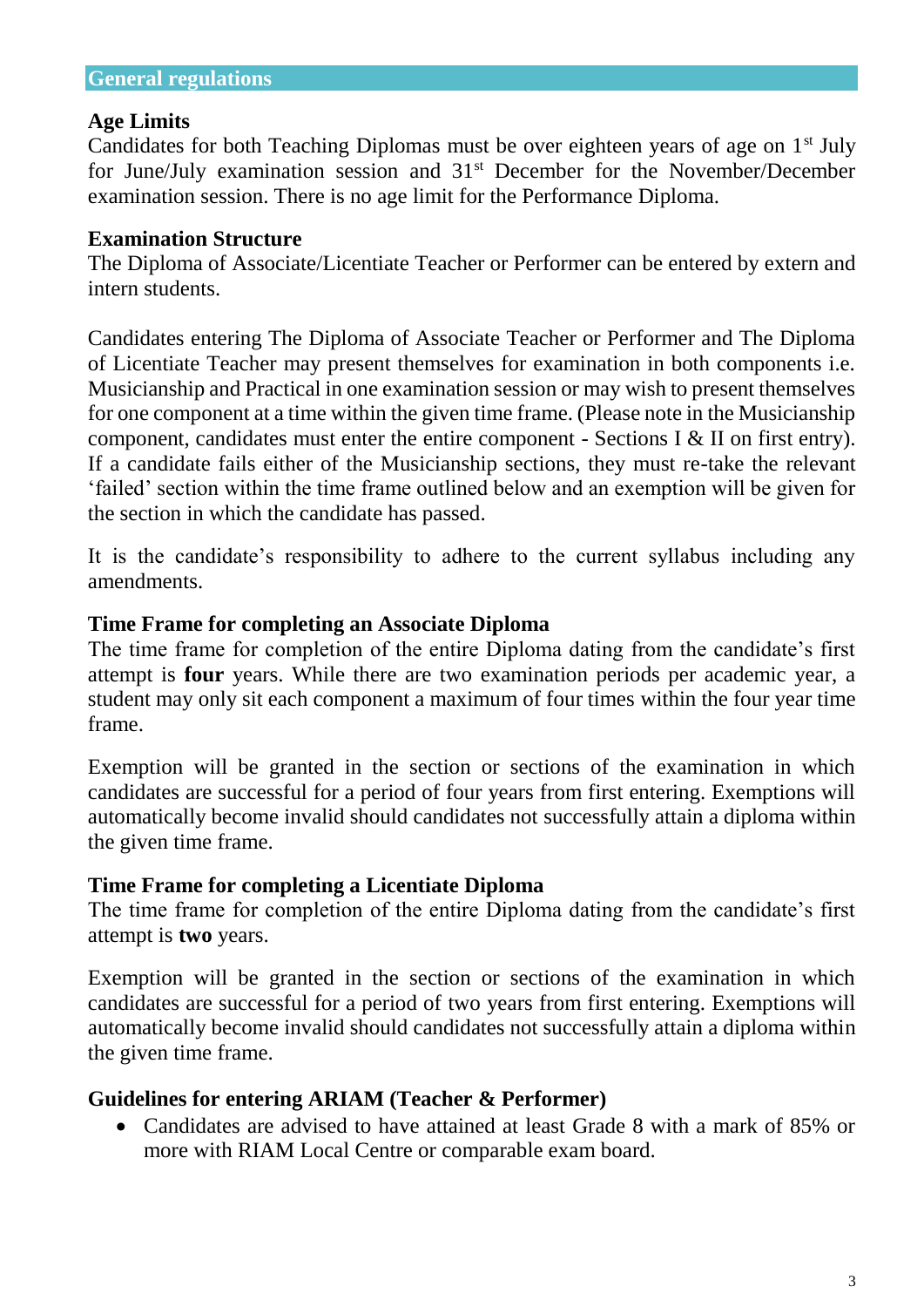## General regulations

### Age Limits

Candidates for both Teaching Diplomas must be over eighteen years of age on 1st July for June/July examination session and 31st December for the November/December examination session. There is no age limit for the Performance Diploma.

### Examination Structure

The Diploma of Associate/Licentiate Teacher or Performer can be entered by extern and intern students.

Candidates entering The Diploma of Associate Teacher or Performer and The Diploma of Licentiate Teacher may present themselves for examination in both components i.e. Musicianship and Practical in one examination session or may wish to present themselves for one component at a time within the given time frame. (Please note in the Musicianship component, candidates must enter the entire component - Sections I & II on first entry). If a candidate fails either of the Musicianship sections, they must re-take the relevant 'failed' section within the time frame outlined below and an exemption will be given for the section in which the candidate has passed.

It is the candidate's responsibility to adhere to the current syllabus including any amendments.

### Time Frame for completing an Associate Diploma

The time frame for completion of the entire Diploma dating from the candidate's first attempt is **four** years. While there are two examination periods per academic year, a student may only sit each component a maximum of four times within the four year time frame.

Exemption will be granted in the section or sections of the examination in which candidates are successful for a period of four years from first entering. Exemptions will automatically become invalid should candidates not successfully attain a diploma within the given time frame.

### Time Frame for completing a Licentiate Diploma

The time frame for completion of the entire Diploma dating from the candidate's first attempt is **two** years.

Exemption will be granted in the section or sections of the examination in which candidates are successful for a period of two years from first entering. Exemptions will automatically become invalid should candidates not successfully attain a diploma within the given time frame.

### Guidelines for entering ARIAM (Teacher & Performer)

- Candidates are advised to have attained at least Grade 8 with a mark of 85% or more with RIAM Local Centre or comparable exam board.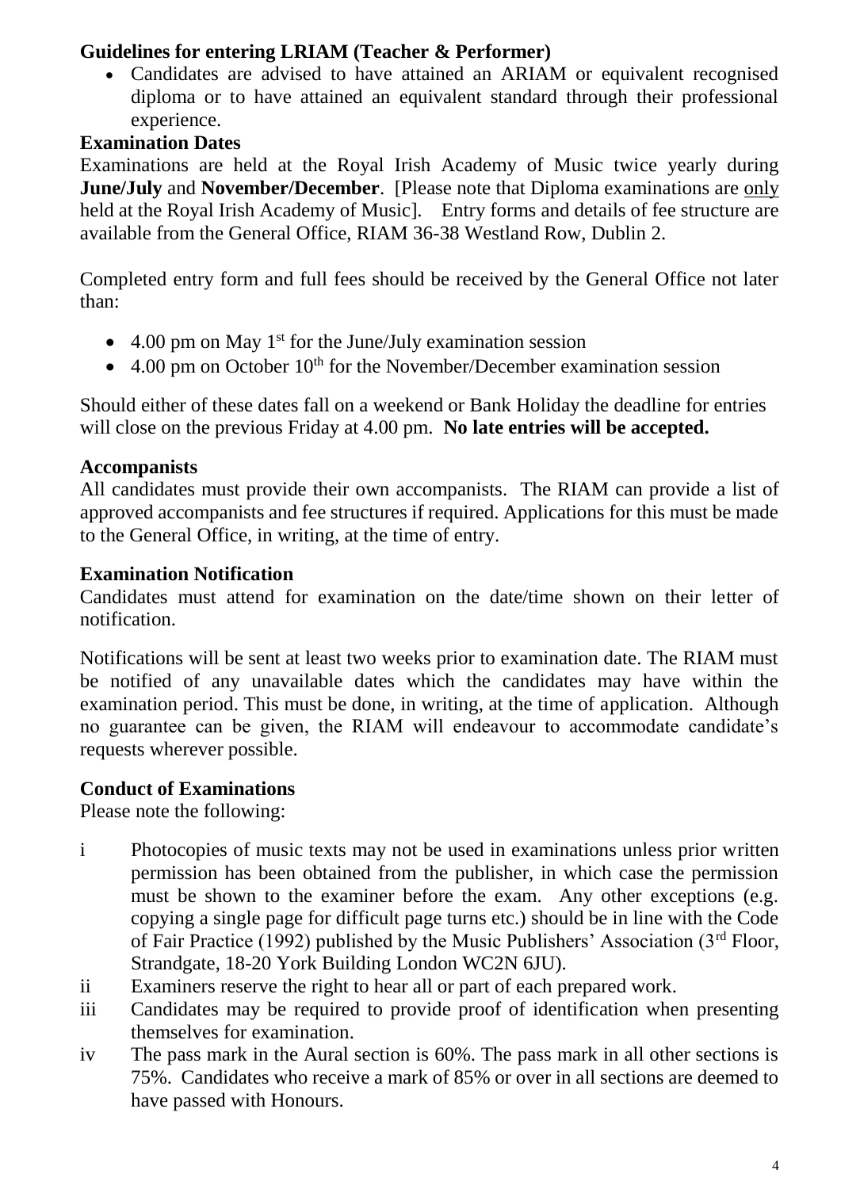**Guidelines for entering LRIAM (Teacher & Performer)**

- Candidates are advised to have attained an ARIAM or equivalent recognised diploma or to have attained an equivalent standard through their professional experience.

**Examination Dates**

Examinations are held at the Royal Irish Academy of Music twice yearly during **June/July** and **November/December**. [Please note that Diploma examinations are only held at the Royal Irish Academy of Music]. Entry forms and details of fee structure are available from the General Office, RIAM 36-38 Westland Row, Dublin 2.

Completed entry form and full fees should be received by the General Office not later than:

- 4.00 pm on May 1st for the June/July examination session
- 4.00 pm on October 10th for the November/December examination session

Should either of these dates fall on a weekend or Bank Holiday the deadline for entries will close on the previous Friday at 4.00 pm. **No late entries will be accepted.**

**Accompanists**

All candidates must provide their own accompanists. The RIAM can provide a list of approved accompanists and fee structures if required. Applications for this must be made to the General Office, in writing, at the time of entry.

**Examination Notification**

Candidates must attend for examination on the date/time shown on their letter of notification.

Notifications will be sent at least two weeks prior to examination date. The RIAM must be notified of any unavailable dates which the candidates may have within the examination period. This must be done, in writing, at the time of application. Although no guarantee can be given, the RIAM will endeavour to accommodate candidate's requests wherever possible.

**Conduct of Examinations**

Please note the following:

i Photocopies of music texts may not be used in examinations unless prior written permission has been obtained from the publisher, in which case the permission must be shown to the examiner before the exam. Any other exceptions (e.g. copying a single page for difficult page turns etc.) should be in line with the Code of Fair Practice (1992) published by the Music Publishers' Association (3rd Floor, Strandgate, 18-20 York Building London WC2N 6JU).

ii Examiners reserve the right to hear all or part of each prepared work.

iii Candidates may be required to provide proof of identification when presenting themselves for examination.

iv The pass mark in the Aural section is 60%. The pass mark in all other sections is 75%. Candidates who receive a mark of 85% or over in all sections are deemed to have passed with Honours.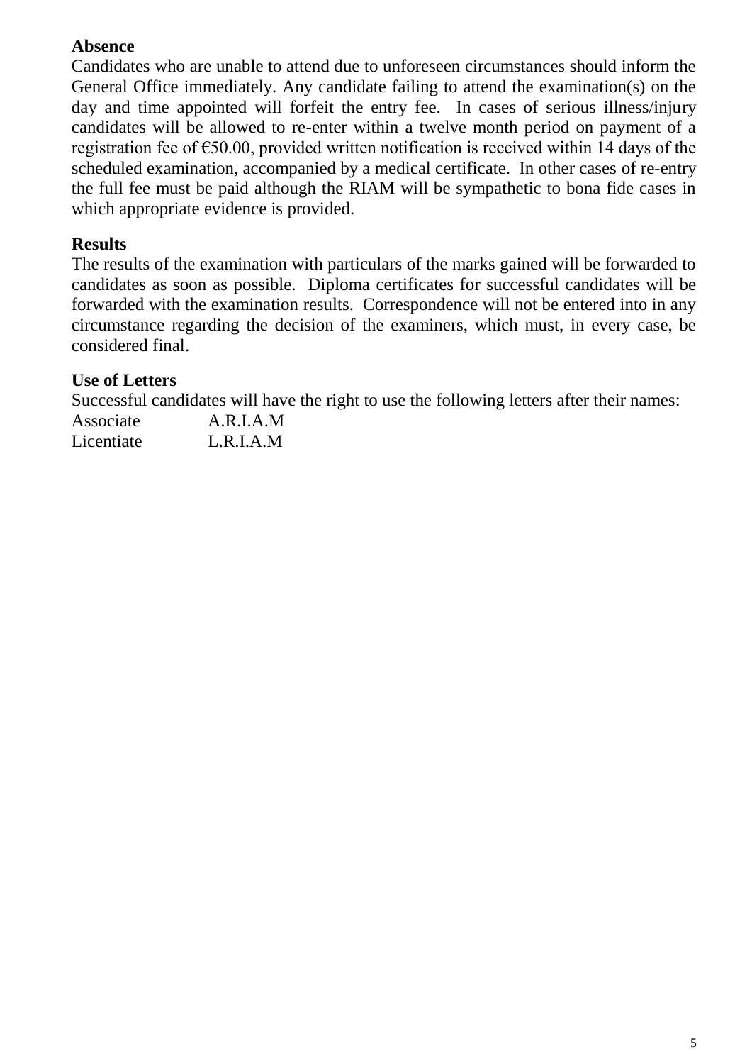**Absence**

Candidates who are unable to attend due to unforeseen circumstances should inform the General Office immediately. Any candidate failing to attend the examination(s) on the day and time appointed will forfeit the entry fee. In cases of serious illness/injury candidates will be allowed to re-enter within a twelve month period on payment of a registration fee of €50.00, provided written notification is received within 14 days of the scheduled examination, accompanied by a medical certificate. In other cases of re-entry the full fee must be paid although the RIAM will be sympathetic to bona fide cases in which appropriate evidence is provided.

**Results**

The results of the examination with particulars of the marks gained will be forwarded to candidates as soon as possible. Diploma certificates for successful candidates will be forwarded with the examination results. Correspondence will not be entered into in any circumstance regarding the decision of the examiners, which must, in every case, be considered final.

**Use of Letters**

Successful candidates will have the right to use the following letters after their names:

Associate A.R.I.A.M

Licentiate L.R.I.A.M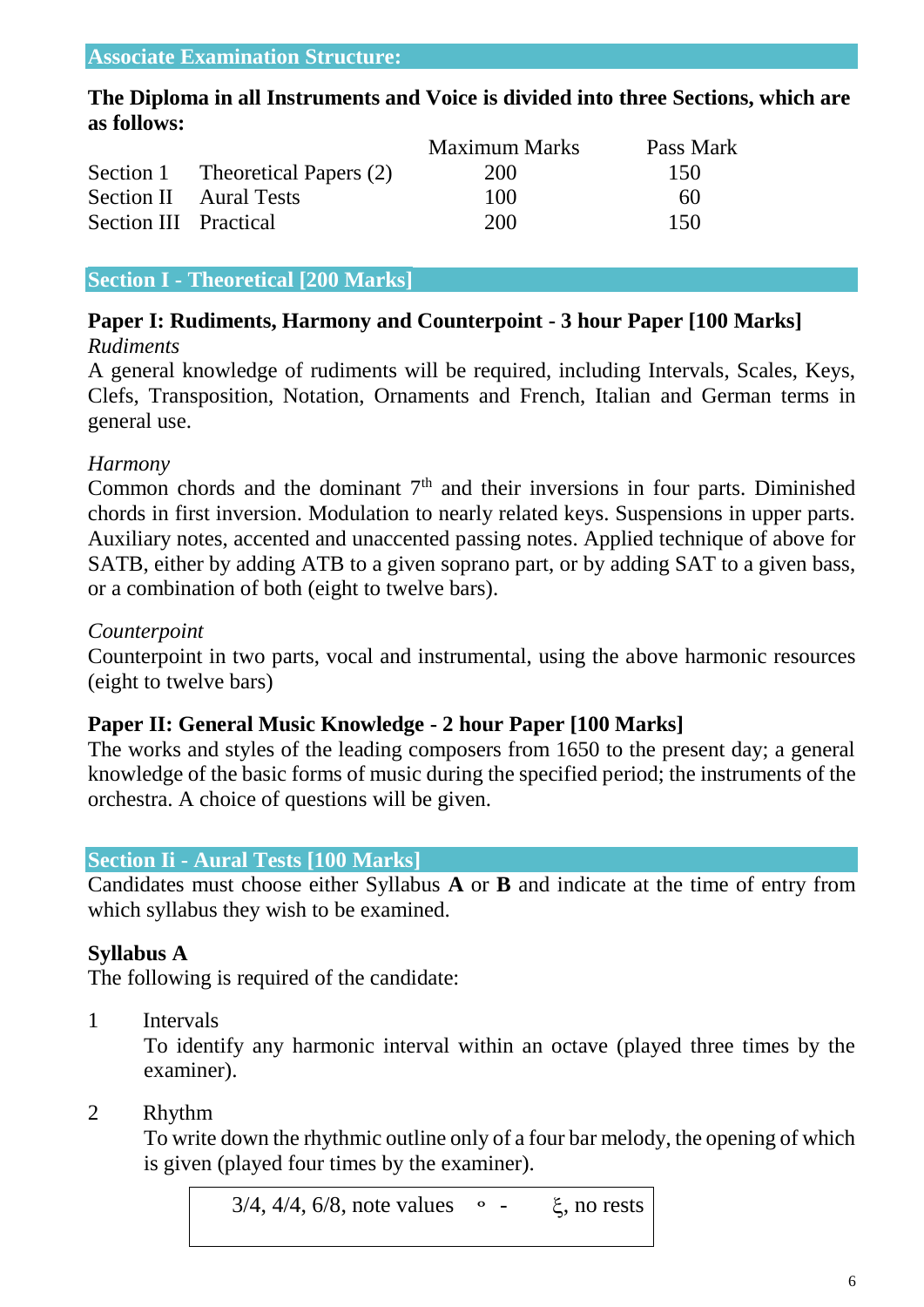## Associate Examination Structure:

**The Diploma in all Instruments and Voice is divided into three Sections, which are as follows:**

| | | Maximum Marks | Pass Mark |
|---|---|---|---|
| Section 1 | Theoretical Papers (2) | 200 | 150 |
| Section II | Aural Tests | 100 | 60 |
| Section III | Practical | 200 | 150 |

## Section I - Theoretical [200 Marks]

**Paper I: Rudiments, Harmony and Counterpoint - 3 hour Paper [100 Marks]**

*Rudiments*

A general knowledge of rudiments will be required, including Intervals, Scales, Keys, Clefs, Transposition, Notation, Ornaments and French, Italian and German terms in general use.

*Harmony*

Common chords and the dominant 7th and their inversions in four parts. Diminished chords in first inversion. Modulation to nearly related keys. Suspensions in upper parts. Auxiliary notes, accented and unaccented passing notes. Applied technique of above for SATB, either by adding ATB to a given soprano part, or by adding SAT to a given bass, or a combination of both (eight to twelve bars).

*Counterpoint*

Counterpoint in two parts, vocal and instrumental, using the above harmonic resources (eight to twelve bars)

**Paper II: General Music Knowledge - 2 hour Paper [100 Marks]**

The works and styles of the leading composers from 1650 to the present day; a general knowledge of the basic forms of music during the specified period; the instruments of the orchestra. A choice of questions will be given.

## Section Ii - Aural Tests [100 Marks]

Candidates must choose either Syllabus **A** or **B** and indicate at the time of entry from which syllabus they wish to be examined.

**Syllabus A**

The following is required of the candidate:

1. Intervals

   To identify any harmonic interval within an octave (played three times by the examiner).

2. Rhythm

   To write down the rhythmic outline only of a four bar melody, the opening of which is given (played four times by the examiner).

   | 3/4, 4/4, 6/8, note values ∘ - ξ, no rests |
   |---|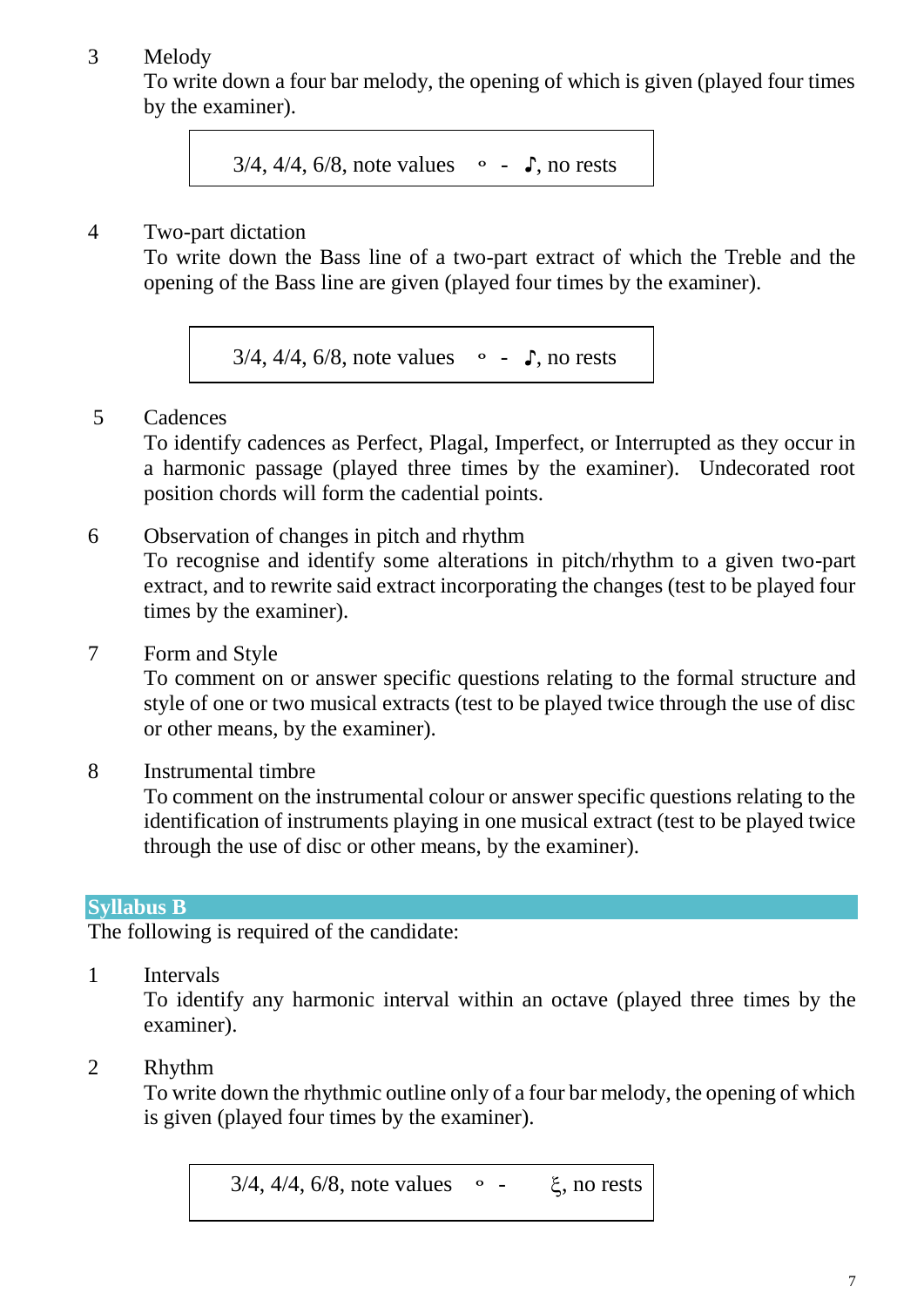3 Melody
To write down a four bar melody, the opening of which is given (played four times by the examiner).

> 3/4, 4/4, 6/8, note values 𝅝 - ♪, no rests

4 Two-part dictation
To write down the Bass line of a two-part extract of which the Treble and the opening of the Bass line are given (played four times by the examiner).

> 3/4, 4/4, 6/8, note values 𝅝 - ♪, no rests

5 Cadences
To identify cadences as Perfect, Plagal, Imperfect, or Interrupted as they occur in a harmonic passage (played three times by the examiner). Undecorated root position chords will form the cadential points.

6 Observation of changes in pitch and rhythm
To recognise and identify some alterations in pitch/rhythm to a given two-part extract, and to rewrite said extract incorporating the changes (test to be played four times by the examiner).

7 Form and Style
To comment on or answer specific questions relating to the formal structure and style of one or two musical extracts (test to be played twice through the use of disc or other means, by the examiner).

8 Instrumental timbre
To comment on the instrumental colour or answer specific questions relating to the identification of instruments playing in one musical extract (test to be played twice through the use of disc or other means, by the examiner).

## Syllabus B

The following is required of the candidate:

1 Intervals
To identify any harmonic interval within an octave (played three times by the examiner).

2 Rhythm
To write down the rhythmic outline only of a four bar melody, the opening of which is given (played four times by the examiner).

> 3/4, 4/4, 6/8, note values 𝅝 - ξ, no rests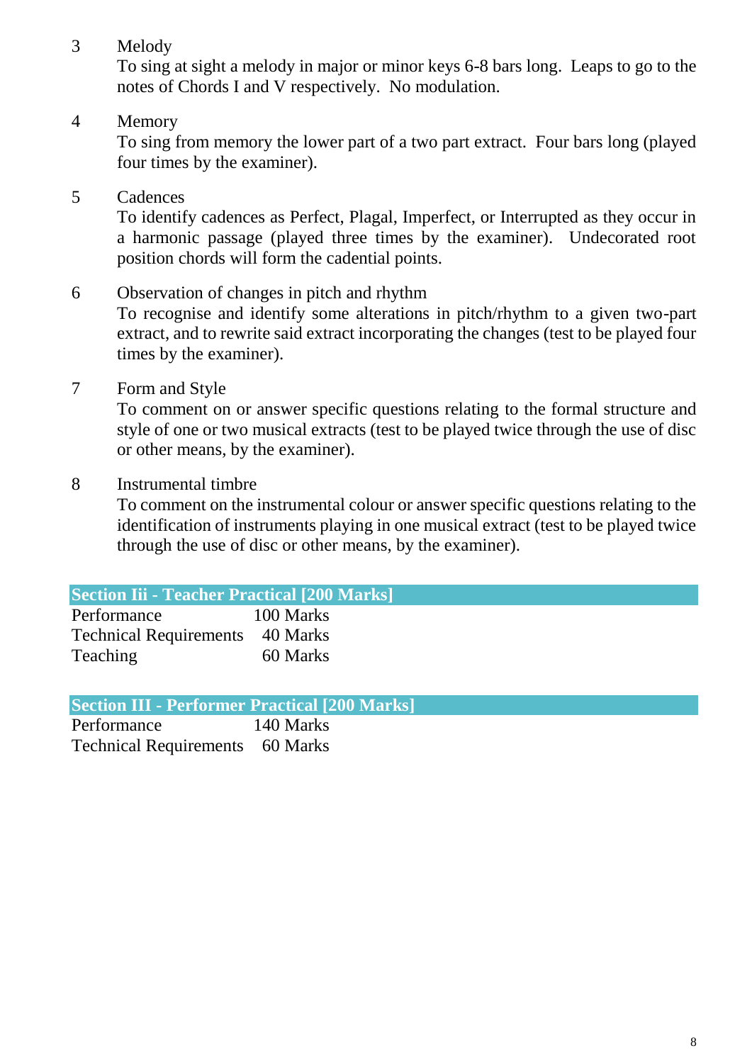3 Melody

To sing at sight a melody in major or minor keys 6-8 bars long. Leaps to go to the notes of Chords I and V respectively. No modulation.

4 Memory

To sing from memory the lower part of a two part extract. Four bars long (played four times by the examiner).

5 Cadences

To identify cadences as Perfect, Plagal, Imperfect, or Interrupted as they occur in a harmonic passage (played three times by the examiner). Undecorated root position chords will form the cadential points.

6 Observation of changes in pitch and rhythm

To recognise and identify some alterations in pitch/rhythm to a given two-part extract, and to rewrite said extract incorporating the changes (test to be played four times by the examiner).

7 Form and Style

To comment on or answer specific questions relating to the formal structure and style of one or two musical extracts (test to be played twice through the use of disc or other means, by the examiner).

8 Instrumental timbre

To comment on the instrumental colour or answer specific questions relating to the identification of instruments playing in one musical extract (test to be played twice through the use of disc or other means, by the examiner).

## Section Iii - Teacher Practical [200 Marks]

| | |
|---|---|
| Performance | 100 Marks |
| Technical Requirements | 40 Marks |
| Teaching | 60 Marks |

## Section III - Performer Practical [200 Marks]

| | |
|---|---|
| Performance | 140 Marks |
| Technical Requirements | 60 Marks |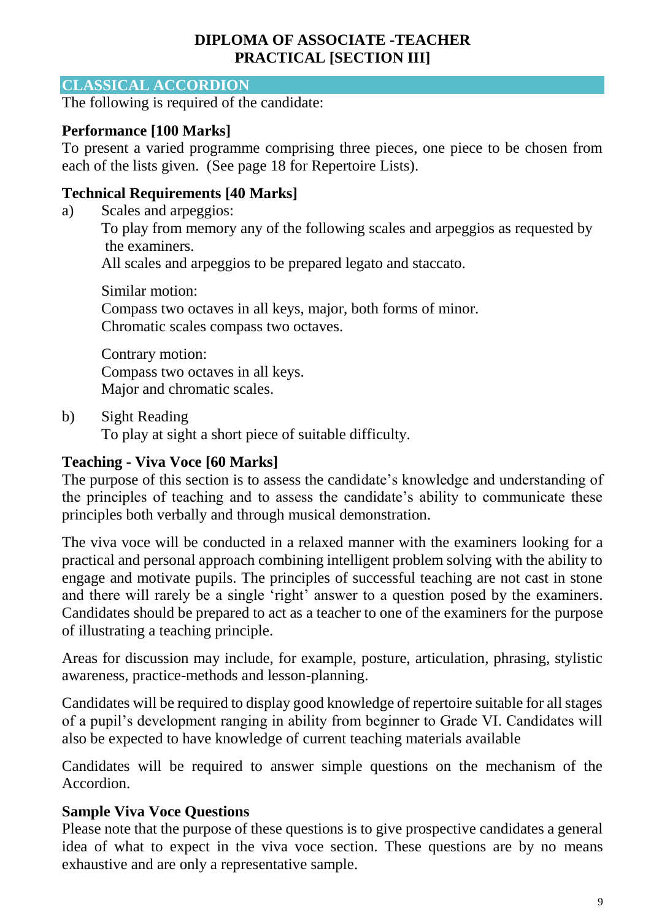# DIPLOMA OF ASSOCIATE -TEACHER
# PRACTICAL [SECTION III]

## CLASSICAL ACCORDION

The following is required of the candidate:

### Performance [100 Marks]

To present a varied programme comprising three pieces, one piece to be chosen from each of the lists given. (See page 18 for Repertoire Lists).

### Technical Requirements [40 Marks]

a) Scales and arpeggios:
   To play from memory any of the following scales and arpeggios as requested by the examiners.
   All scales and arpeggios to be prepared legato and staccato.

   Similar motion:
   Compass two octaves in all keys, major, both forms of minor.
   Chromatic scales compass two octaves.

   Contrary motion:
   Compass two octaves in all keys.
   Major and chromatic scales.

b) Sight Reading
   To play at sight a short piece of suitable difficulty.

### Teaching - Viva Voce [60 Marks]

The purpose of this section is to assess the candidate's knowledge and understanding of the principles of teaching and to assess the candidate's ability to communicate these principles both verbally and through musical demonstration.

The viva voce will be conducted in a relaxed manner with the examiners looking for a practical and personal approach combining intelligent problem solving with the ability to engage and motivate pupils. The principles of successful teaching are not cast in stone and there will rarely be a single 'right' answer to a question posed by the examiners. Candidates should be prepared to act as a teacher to one of the examiners for the purpose of illustrating a teaching principle.

Areas for discussion may include, for example, posture, articulation, phrasing, stylistic awareness, practice-methods and lesson-planning.

Candidates will be required to display good knowledge of repertoire suitable for all stages of a pupil's development ranging in ability from beginner to Grade VI. Candidates will also be expected to have knowledge of current teaching materials available

Candidates will be required to answer simple questions on the mechanism of the Accordion.

### Sample Viva Voce Questions

Please note that the purpose of these questions is to give prospective candidates a general idea of what to expect in the viva voce section. These questions are by no means exhaustive and are only a representative sample.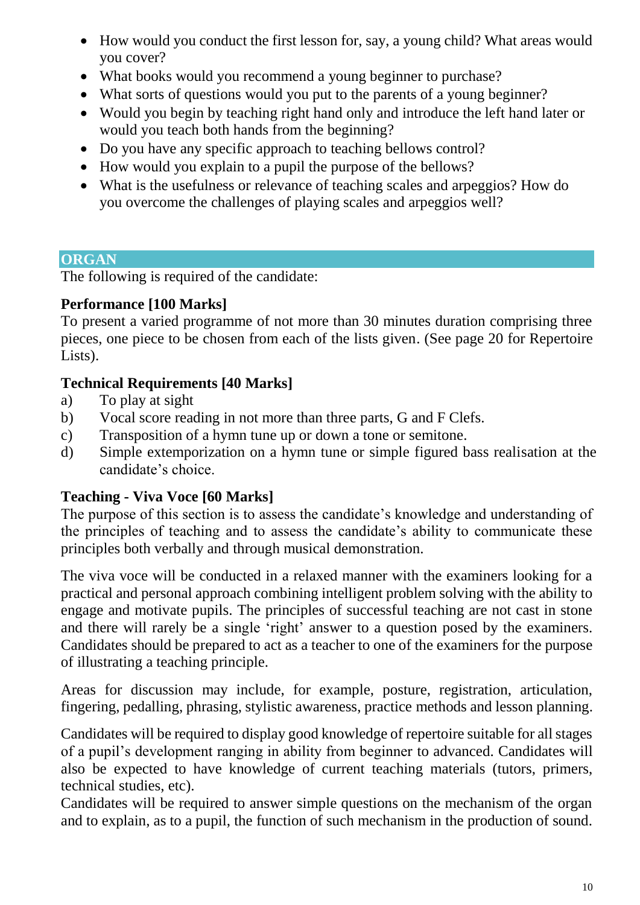- How would you conduct the first lesson for, say, a young child? What areas would you cover?
- What books would you recommend a young beginner to purchase?
- What sorts of questions would you put to the parents of a young beginner?
- Would you begin by teaching right hand only and introduce the left hand later or would you teach both hands from the beginning?
- Do you have any specific approach to teaching bellows control?
- How would you explain to a pupil the purpose of the bellows?
- What is the usefulness or relevance of teaching scales and arpeggios? How do you overcome the challenges of playing scales and arpeggios well?

## ORGAN

The following is required of the candidate:

**Performance [100 Marks]**

To present a varied programme of not more than 30 minutes duration comprising three pieces, one piece to be chosen from each of the lists given. (See page 20 for Repertoire Lists).

**Technical Requirements [40 Marks]**

a) To play at sight

b) Vocal score reading in not more than three parts, G and F Clefs.

c) Transposition of a hymn tune up or down a tone or semitone.

d) Simple extemporization on a hymn tune or simple figured bass realisation at the candidate's choice.

**Teaching - Viva Voce [60 Marks]**

The purpose of this section is to assess the candidate's knowledge and understanding of the principles of teaching and to assess the candidate's ability to communicate these principles both verbally and through musical demonstration.

The viva voce will be conducted in a relaxed manner with the examiners looking for a practical and personal approach combining intelligent problem solving with the ability to engage and motivate pupils. The principles of successful teaching are not cast in stone and there will rarely be a single 'right' answer to a question posed by the examiners. Candidates should be prepared to act as a teacher to one of the examiners for the purpose of illustrating a teaching principle.

Areas for discussion may include, for example, posture, registration, articulation, fingering, pedalling, phrasing, stylistic awareness, practice methods and lesson planning.

Candidates will be required to display good knowledge of repertoire suitable for all stages of a pupil's development ranging in ability from beginner to advanced. Candidates will also be expected to have knowledge of current teaching materials (tutors, primers, technical studies, etc).

Candidates will be required to answer simple questions on the mechanism of the organ and to explain, as to a pupil, the function of such mechanism in the production of sound.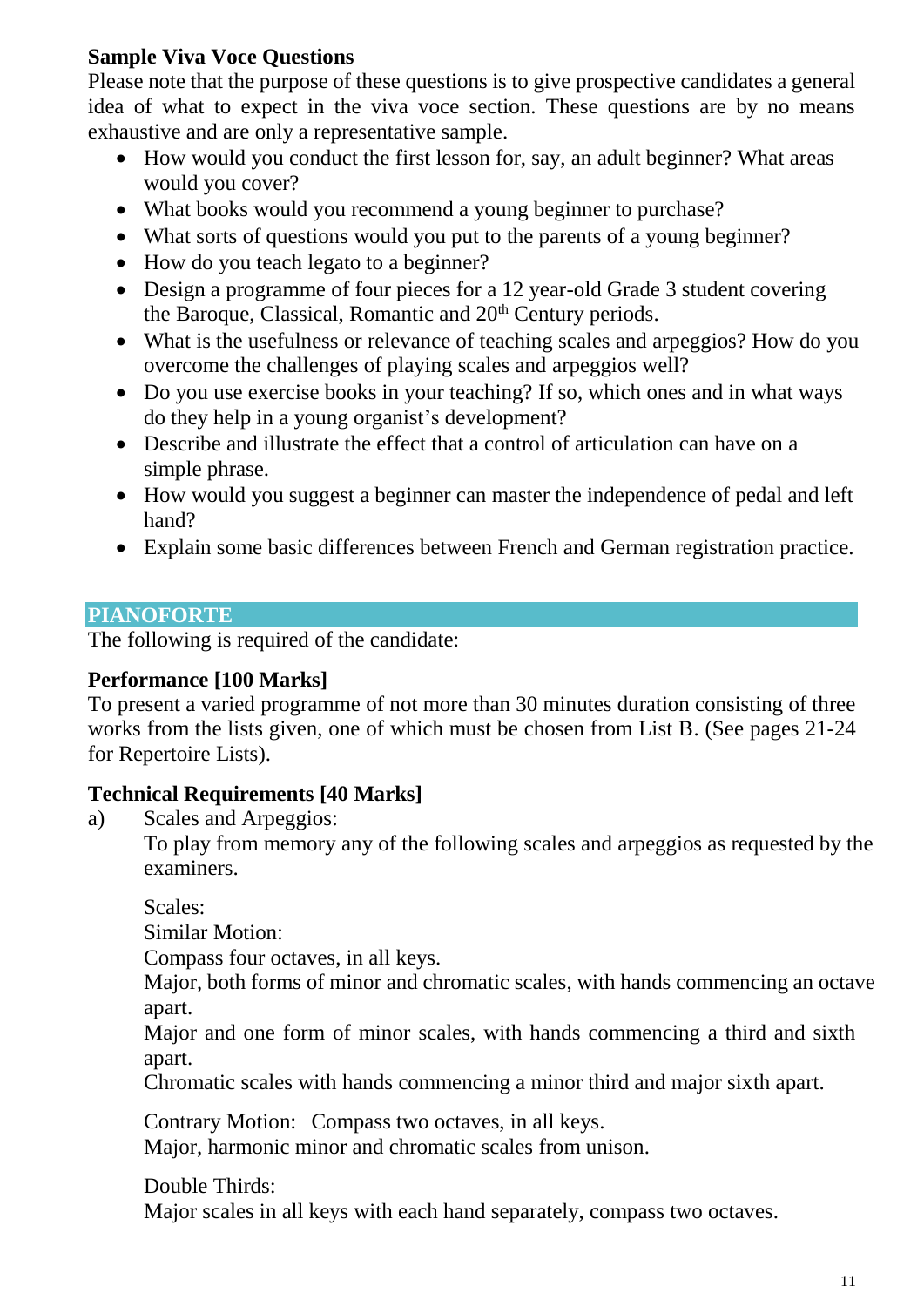**Sample Viva Voce Questions**

Please note that the purpose of these questions is to give prospective candidates a general idea of what to expect in the viva voce section. These questions are by no means exhaustive and are only a representative sample.

- How would you conduct the first lesson for, say, an adult beginner? What areas would you cover?
- What books would you recommend a young beginner to purchase?
- What sorts of questions would you put to the parents of a young beginner?
- How do you teach legato to a beginner?
- Design a programme of four pieces for a 12 year-old Grade 3 student covering the Baroque, Classical, Romantic and 20th Century periods.
- What is the usefulness or relevance of teaching scales and arpeggios? How do you overcome the challenges of playing scales and arpeggios well?
- Do you use exercise books in your teaching? If so, which ones and in what ways do they help in a young organist's development?
- Describe and illustrate the effect that a control of articulation can have on a simple phrase.
- How would you suggest a beginner can master the independence of pedal and left hand?
- Explain some basic differences between French and German registration practice.

## PIANOFORTE

The following is required of the candidate:

**Performance [100 Marks]**

To present a varied programme of not more than 30 minutes duration consisting of three works from the lists given, one of which must be chosen from List B. (See pages 21-24 for Repertoire Lists).

**Technical Requirements [40 Marks]**

a) Scales and Arpeggios:

To play from memory any of the following scales and arpeggios as requested by the examiners.

Scales:
Similar Motion:
Compass four octaves, in all keys.
Major, both forms of minor and chromatic scales, with hands commencing an octave apart.
Major and one form of minor scales, with hands commencing a third and sixth apart.
Chromatic scales with hands commencing a minor third and major sixth apart.

Contrary Motion: Compass two octaves, in all keys.
Major, harmonic minor and chromatic scales from unison.

Double Thirds:
Major scales in all keys with each hand separately, compass two octaves.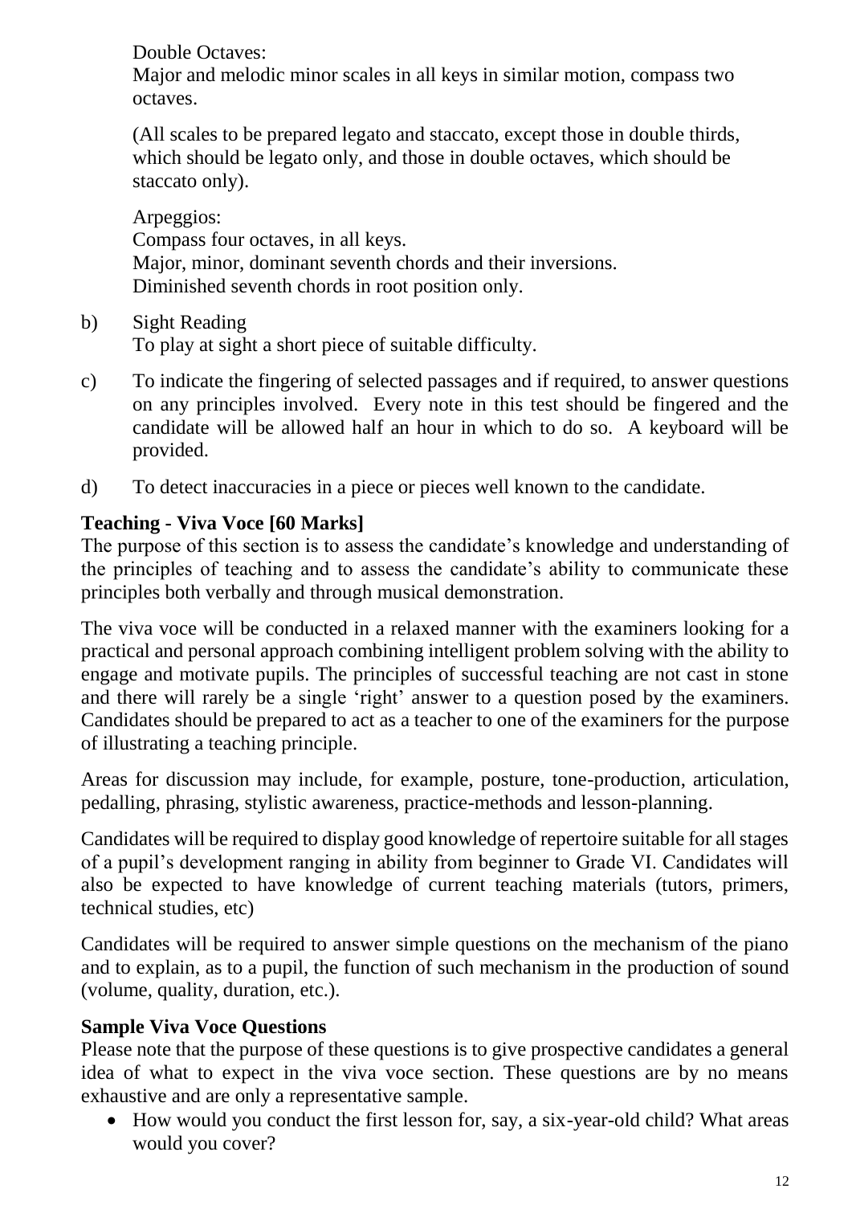Double Octaves:
Major and melodic minor scales in all keys in similar motion, compass two octaves.

(All scales to be prepared legato and staccato, except those in double thirds, which should be legato only, and those in double octaves, which should be staccato only).

Arpeggios:
Compass four octaves, in all keys.
Major, minor, dominant seventh chords and their inversions.
Diminished seventh chords in root position only.

b) Sight Reading
To play at sight a short piece of suitable difficulty.

c) To indicate the fingering of selected passages and if required, to answer questions on any principles involved. Every note in this test should be fingered and the candidate will be allowed half an hour in which to do so. A keyboard will be provided.

d) To detect inaccuracies in a piece or pieces well known to the candidate.

**Teaching - Viva Voce [60 Marks]**

The purpose of this section is to assess the candidate's knowledge and understanding of the principles of teaching and to assess the candidate's ability to communicate these principles both verbally and through musical demonstration.

The viva voce will be conducted in a relaxed manner with the examiners looking for a practical and personal approach combining intelligent problem solving with the ability to engage and motivate pupils. The principles of successful teaching are not cast in stone and there will rarely be a single 'right' answer to a question posed by the examiners. Candidates should be prepared to act as a teacher to one of the examiners for the purpose of illustrating a teaching principle.

Areas for discussion may include, for example, posture, tone-production, articulation, pedalling, phrasing, stylistic awareness, practice-methods and lesson-planning.

Candidates will be required to display good knowledge of repertoire suitable for all stages of a pupil's development ranging in ability from beginner to Grade VI. Candidates will also be expected to have knowledge of current teaching materials (tutors, primers, technical studies, etc)

Candidates will be required to answer simple questions on the mechanism of the piano and to explain, as to a pupil, the function of such mechanism in the production of sound (volume, quality, duration, etc.).

**Sample Viva Voce Questions**

Please note that the purpose of these questions is to give prospective candidates a general idea of what to expect in the viva voce section. These questions are by no means exhaustive and are only a representative sample.

- How would you conduct the first lesson for, say, a six-year-old child? What areas would you cover?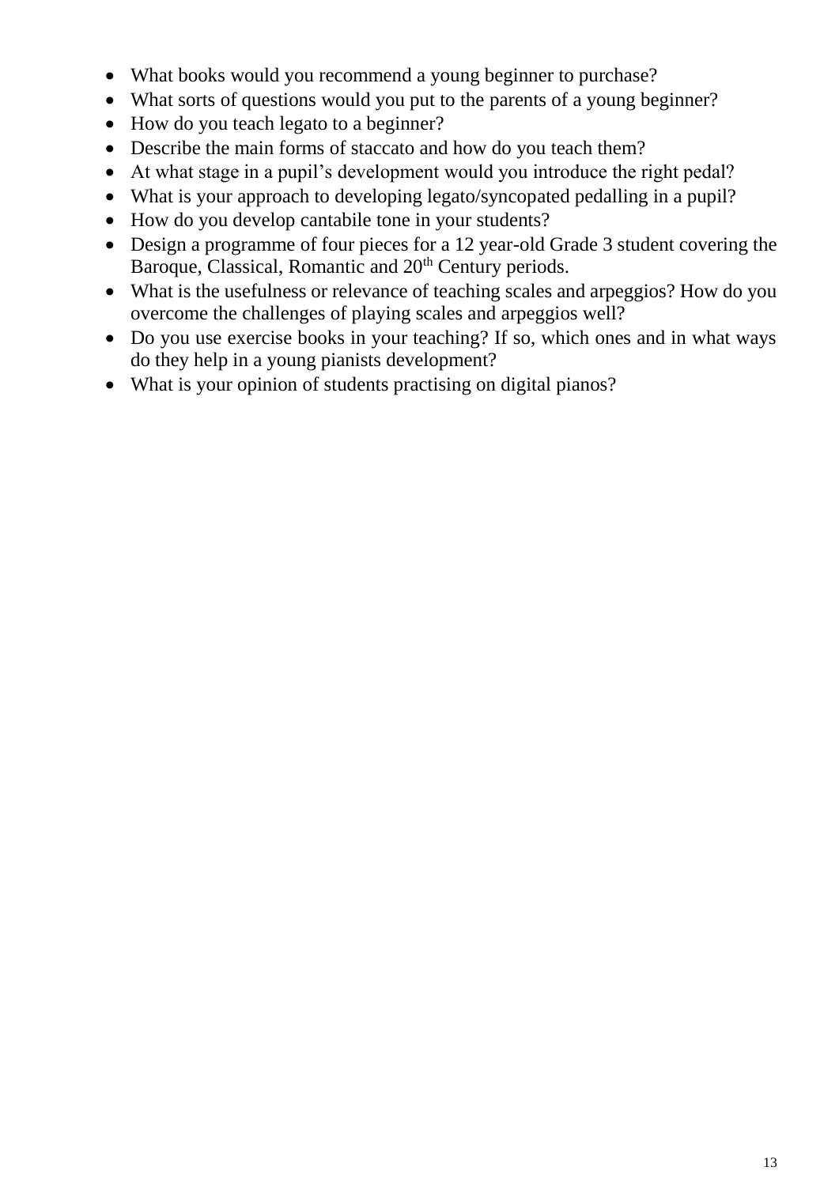- What books would you recommend a young beginner to purchase?
- What sorts of questions would you put to the parents of a young beginner?
- How do you teach legato to a beginner?
- Describe the main forms of staccato and how do you teach them?
- At what stage in a pupil's development would you introduce the right pedal?
- What is your approach to developing legato/syncopated pedalling in a pupil?
- How do you develop cantabile tone in your students?
- Design a programme of four pieces for a 12 year-old Grade 3 student covering the Baroque, Classical, Romantic and 20th Century periods.
- What is the usefulness or relevance of teaching scales and arpeggios? How do you overcome the challenges of playing scales and arpeggios well?
- Do you use exercise books in your teaching? If so, which ones and in what ways do they help in a young pianists development?
- What is your opinion of students practising on digital pianos?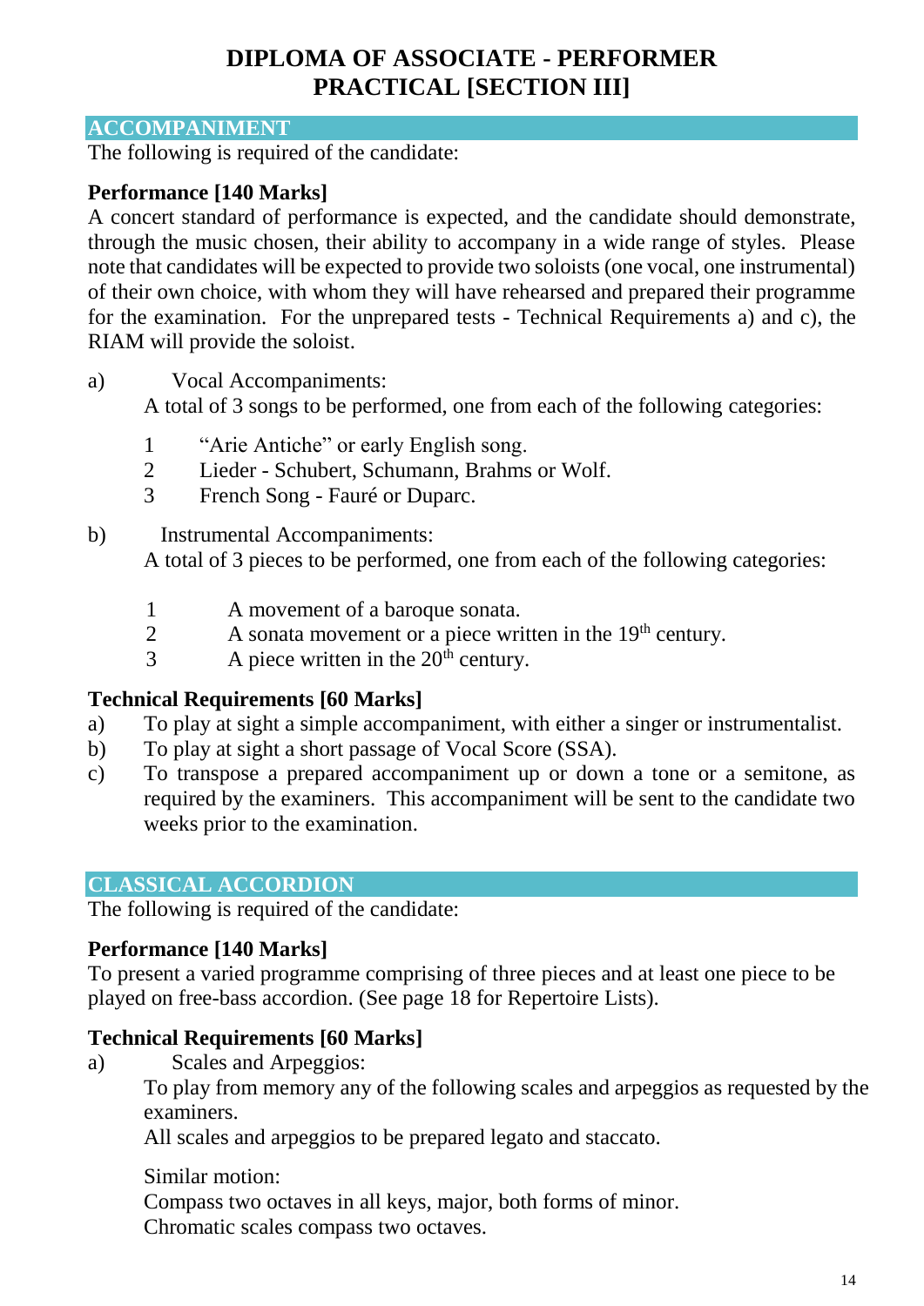# DIPLOMA OF ASSOCIATE - PERFORMER PRACTICAL [SECTION III]

## ACCOMPANIMENT

The following is required of the candidate:

**Performance [140 Marks]**

A concert standard of performance is expected, and the candidate should demonstrate, through the music chosen, their ability to accompany in a wide range of styles. Please note that candidates will be expected to provide two soloists (one vocal, one instrumental) of their own choice, with whom they will have rehearsed and prepared their programme for the examination. For the unprepared tests - Technical Requirements a) and c), the RIAM will provide the soloist.

a) Vocal Accompaniments:
A total of 3 songs to be performed, one from each of the following categories:

1. "Arie Antiche" or early English song.
2. Lieder - Schubert, Schumann, Brahms or Wolf.
3. French Song - Fauré or Duparc.

b) Instrumental Accompaniments:
A total of 3 pieces to be performed, one from each of the following categories:

1. A movement of a baroque sonata.
2. A sonata movement or a piece written in the 19th century.
3. A piece written in the 20th century.

**Technical Requirements [60 Marks]**

a) To play at sight a simple accompaniment, with either a singer or instrumentalist.
b) To play at sight a short passage of Vocal Score (SSA).
c) To transpose a prepared accompaniment up or down a tone or a semitone, as required by the examiners. This accompaniment will be sent to the candidate two weeks prior to the examination.

## CLASSICAL ACCORDION

The following is required of the candidate:

**Performance [140 Marks]**

To present a varied programme comprising of three pieces and at least one piece to be played on free-bass accordion. (See page 18 for Repertoire Lists).

**Technical Requirements [60 Marks]**

a) Scales and Arpeggios:
To play from memory any of the following scales and arpeggios as requested by the examiners.
All scales and arpeggios to be prepared legato and staccato.

Similar motion:
Compass two octaves in all keys, major, both forms of minor.
Chromatic scales compass two octaves.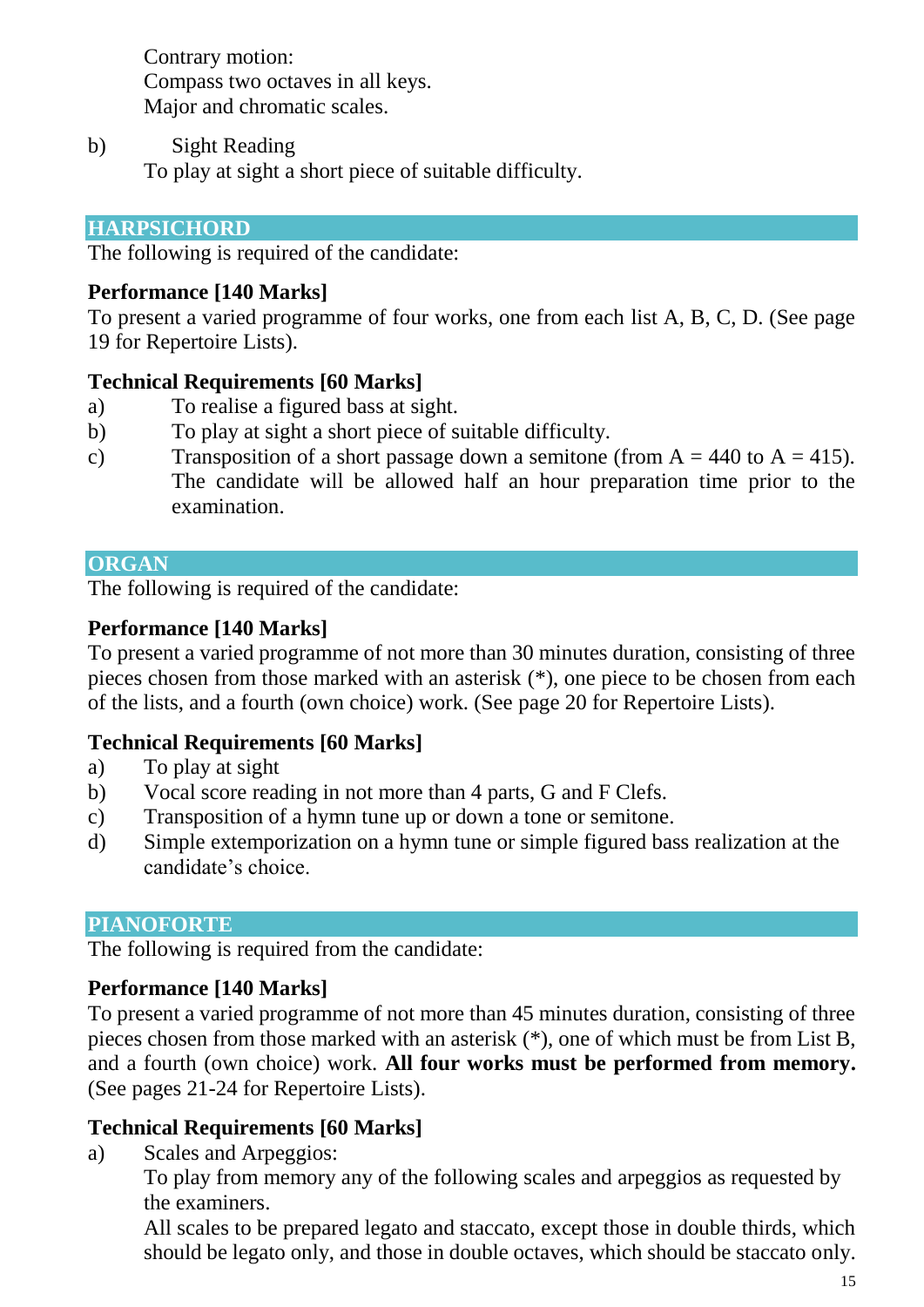Contrary motion:
Compass two octaves in all keys.
Major and chromatic scales.

b) Sight Reading
To play at sight a short piece of suitable difficulty.

## HARPSICHORD

The following is required of the candidate:

**Performance [140 Marks]**
To present a varied programme of four works, one from each list A, B, C, D. (See page 19 for Repertoire Lists).

**Technical Requirements [60 Marks]**

a) To realise a figured bass at sight.
b) To play at sight a short piece of suitable difficulty.
c) Transposition of a short passage down a semitone (from A = 440 to A = 415). The candidate will be allowed half an hour preparation time prior to the examination.

## ORGAN

The following is required of the candidate:

**Performance [140 Marks]**
To present a varied programme of not more than 30 minutes duration, consisting of three pieces chosen from those marked with an asterisk (*), one piece to be chosen from each of the lists, and a fourth (own choice) work. (See page 20 for Repertoire Lists).

**Technical Requirements [60 Marks]**

a) To play at sight
b) Vocal score reading in not more than 4 parts, G and F Clefs.
c) Transposition of a hymn tune up or down a tone or semitone.
d) Simple extemporization on a hymn tune or simple figured bass realization at the candidate's choice.

## PIANOFORTE

The following is required from the candidate:

**Performance [140 Marks]**
To present a varied programme of not more than 45 minutes duration, consisting of three pieces chosen from those marked with an asterisk (*), one of which must be from List B, and a fourth (own choice) work. **All four works must be performed from memory.** (See pages 21-24 for Repertoire Lists).

**Technical Requirements [60 Marks]**

a) Scales and Arpeggios:
To play from memory any of the following scales and arpeggios as requested by the examiners.
All scales to be prepared legato and staccato, except those in double thirds, which should be legato only, and those in double octaves, which should be staccato only.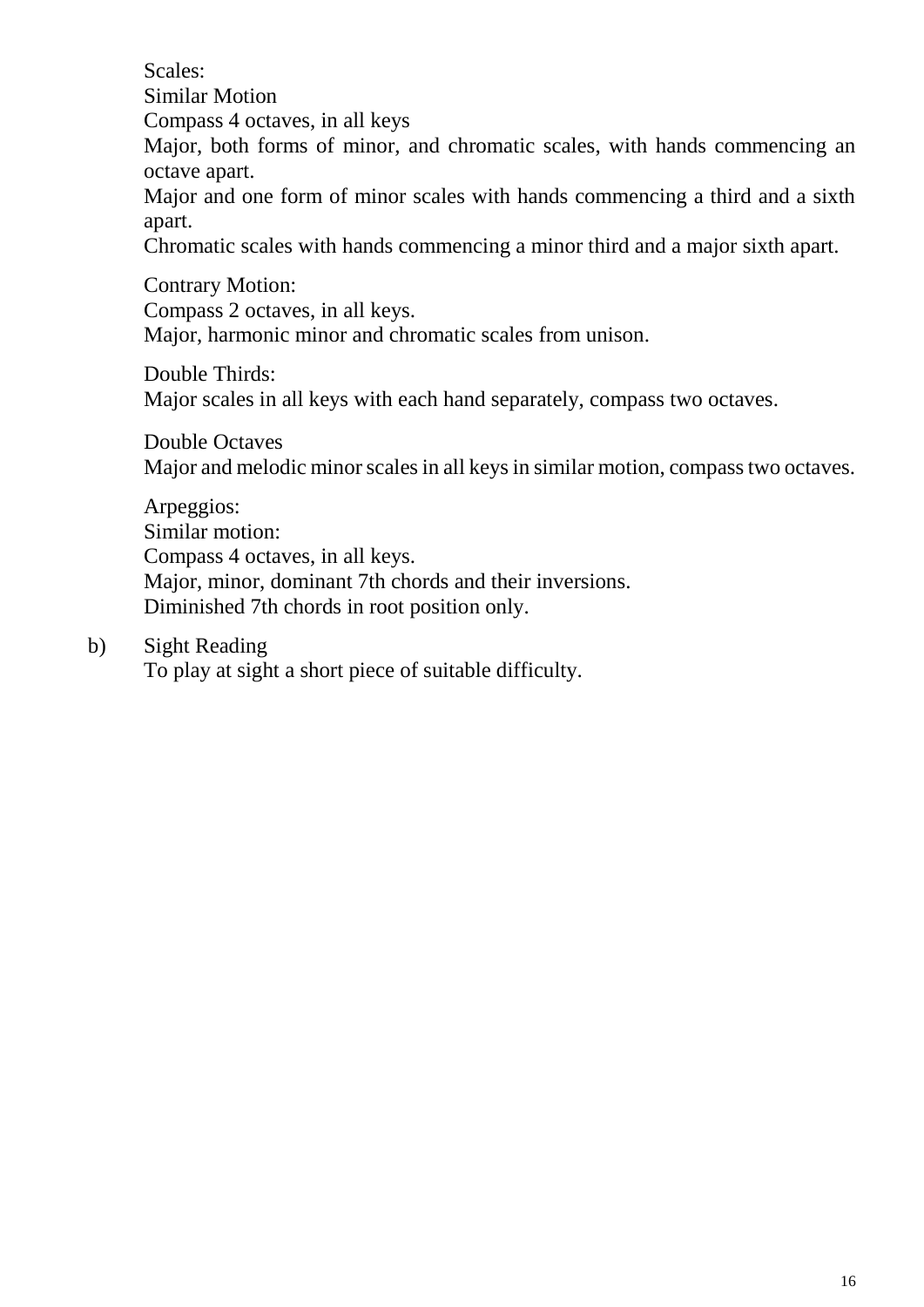Scales:

Similar Motion

Compass 4 octaves, in all keys

Major, both forms of minor, and chromatic scales, with hands commencing an octave apart.

Major and one form of minor scales with hands commencing a third and a sixth apart.

Chromatic scales with hands commencing a minor third and a major sixth apart.

Contrary Motion:

Compass 2 octaves, in all keys.

Major, harmonic minor and chromatic scales from unison.

Double Thirds:

Major scales in all keys with each hand separately, compass two octaves.

Double Octaves

Major and melodic minor scales in all keys in similar motion, compass two octaves.

Arpeggios:

Similar motion:

Compass 4 octaves, in all keys.

Major, minor, dominant 7th chords and their inversions.

Diminished 7th chords in root position only.

b) Sight Reading

To play at sight a short piece of suitable difficulty.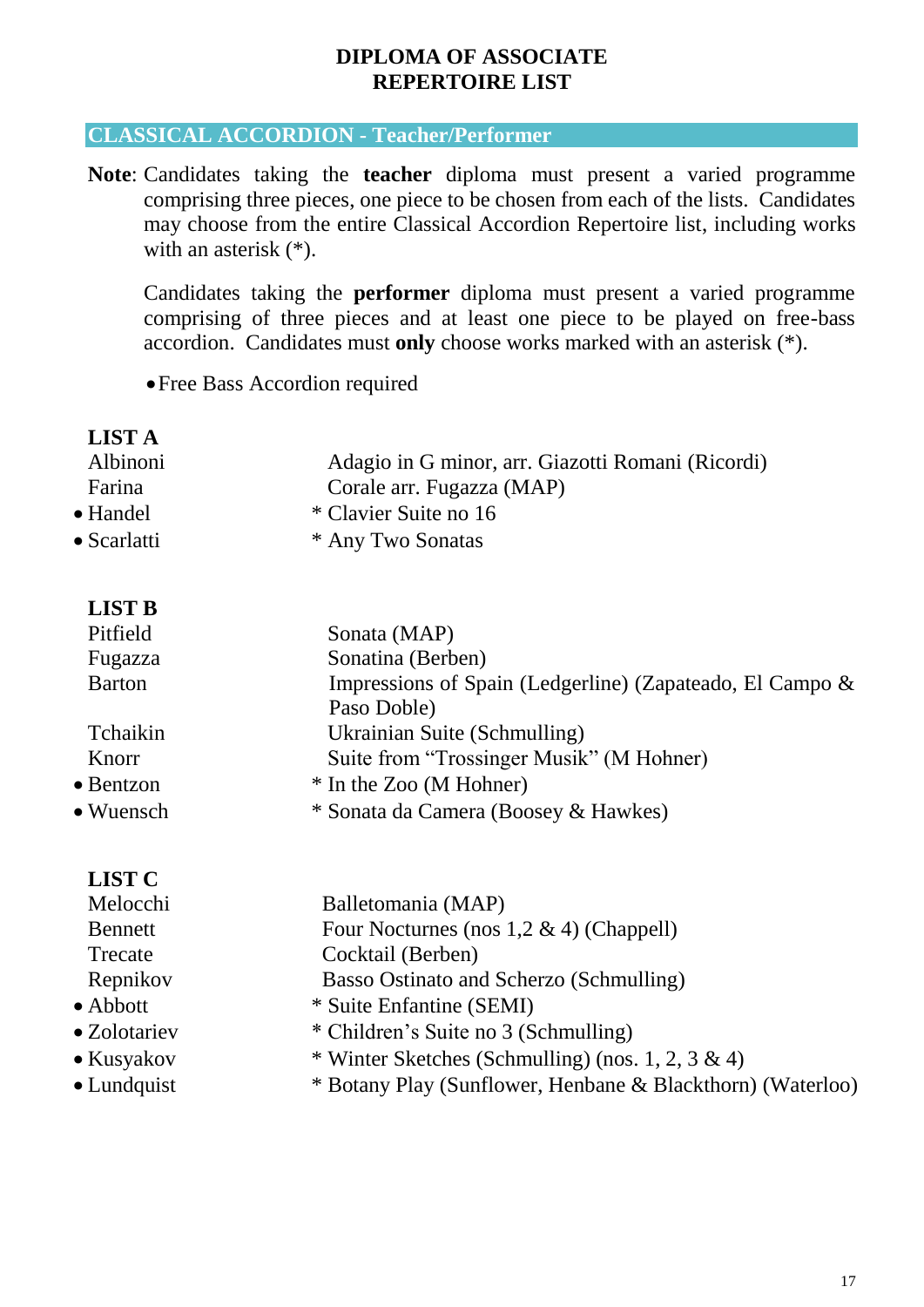# DIPLOMA OF ASSOCIATE
# REPERTOIRE LIST

## CLASSICAL ACCORDION - Teacher/Performer

**Note**: Candidates taking the **teacher** diploma must present a varied programme comprising three pieces, one piece to be chosen from each of the lists. Candidates may choose from the entire Classical Accordion Repertoire list, including works with an asterisk (*).

Candidates taking the **performer** diploma must present a varied programme comprising of three pieces and at least one piece to be played on free-bass accordion. Candidates must **only** choose works marked with an asterisk (*).

• Free Bass Accordion required

### LIST A

| Composer | Work |
|---|---|
| Albinoni | Adagio in G minor, arr. Giazotti Romani (Ricordi) |
| Farina | Corale arr. Fugazza (MAP) |
| • Handel | * Clavier Suite no 16 |
| • Scarlatti | * Any Two Sonatas |

### LIST B

| Composer | Work |
|---|---|
| Pitfield | Sonata (MAP) |
| Fugazza | Sonatina (Berben) |
| Barton | Impressions of Spain (Ledgerline) (Zapateado, El Campo & Paso Doble) |
| Tchaikin | Ukrainian Suite (Schmulling) |
| Knorr | Suite from "Trossinger Musik" (M Hohner) |
| • Bentzon | * In the Zoo (M Hohner) |
| • Wuensch | * Sonata da Camera (Boosey & Hawkes) |

### LIST C

| Composer | Work |
|---|---|
| Melocchi | Balletomania (MAP) |
| Bennett | Four Nocturnes (nos 1,2 & 4) (Chappell) |
| Trecate | Cocktail (Berben) |
| Repnikov | Basso Ostinato and Scherzo (Schmulling) |
| • Abbott | * Suite Enfantine (SEMI) |
| • Zolotariev | * Children's Suite no 3 (Schmulling) |
| • Kusyakov | * Winter Sketches (Schmulling) (nos. 1, 2, 3 & 4) |
| • Lundquist | * Botany Play (Sunflower, Henbane & Blackthorn) (Waterloo) |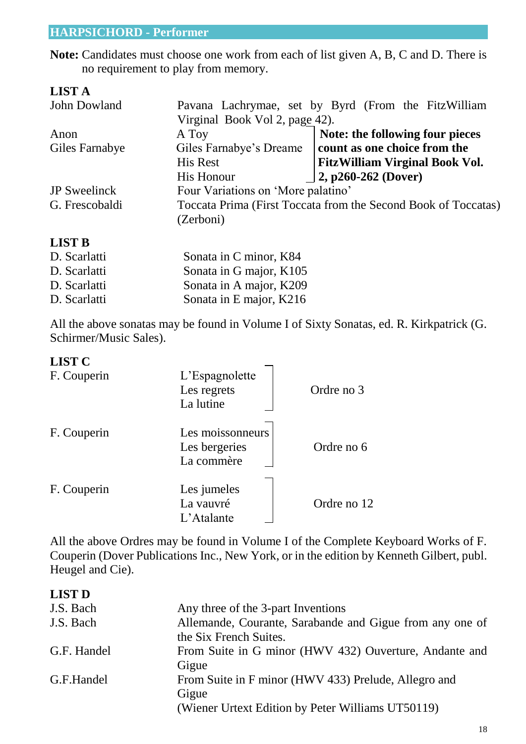## HARPSICHORD - Performer

**Note:** Candidates must choose one work from each of list given A, B, C and D. There is no requirement to play from memory.

### LIST A

| | |
|---|---|
| John Dowland | Pavana Lachrymae, set by Byrd (From the FitzWilliam Virginal Book Vol 2, page 42). |
| Anon | A Toy |
| Giles Farnabye | Giles Farnabye's Dreame |
| | His Rest |
| | His Honour |
| JP Sweelinck | Four Variations on 'More palatino' |
| G. Frescobaldi | Toccata Prima (First Toccata from the Second Book of Toccatas) (Zerboni) |

**Note: the following four pieces count as one choice from the FitzWilliam Virginal Book Vol. 2, p260-262 (Dover)** (A Toy; Giles Farnabye's Dreame; His Rest; His Honour)

### LIST B

| | |
|---|---|
| D. Scarlatti | Sonata in C minor, K84 |
| D. Scarlatti | Sonata in G major, K105 |
| D. Scarlatti | Sonata in A major, K209 |
| D. Scarlatti | Sonata in E major, K216 |

All the above sonatas may be found in Volume I of Sixty Sonatas, ed. R. Kirkpatrick (G. Schirmer/Music Sales).

### LIST C

| | | |
|---|---|---|
| F. Couperin | L'Espagnolette<br>Les regrets<br>La lutine | Ordre no 3 |
| F. Couperin | Les moissonneurs<br>Les bergeries<br>La commère | Ordre no 6 |
| F. Couperin | Les jumeles<br>La vauvré<br>L'Atalante | Ordre no 12 |

All the above Ordres may be found in Volume I of the Complete Keyboard Works of F. Couperin (Dover Publications Inc., New York, or in the edition by Kenneth Gilbert, publ. Heugel and Cie).

### LIST D

| | |
|---|---|
| J.S. Bach | Any three of the 3-part Inventions |
| J.S. Bach | Allemande, Courante, Sarabande and Gigue from any one of the Six French Suites. |
| G.F. Handel | From Suite in G minor (HWV 432) Ouverture, Andante and Gigue |
| G.F.Handel | From Suite in F minor (HWV 433) Prelude, Allegro and Gigue<br>(Wiener Urtext Edition by Peter Williams UT50119) |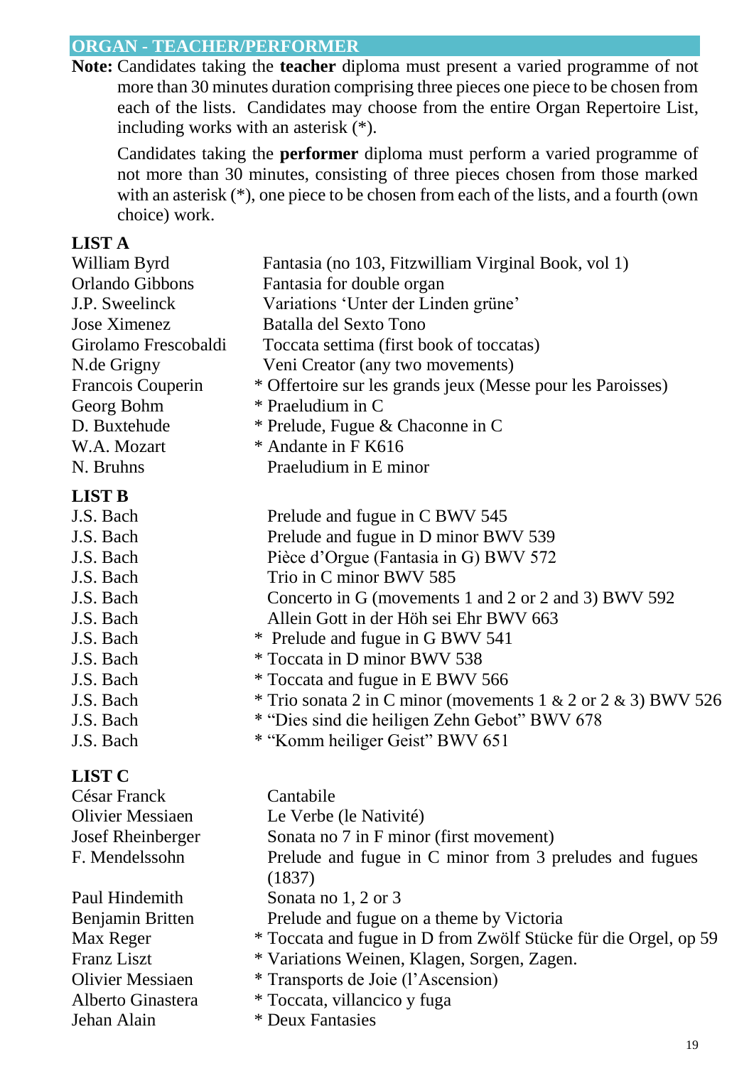## ORGAN - TEACHER/PERFORMER

**Note:** Candidates taking the **teacher** diploma must present a varied programme of not more than 30 minutes duration comprising three pieces one piece to be chosen from each of the lists. Candidates may choose from the entire Organ Repertoire List, including works with an asterisk (*).

Candidates taking the **performer** diploma must perform a varied programme of not more than 30 minutes, consisting of three pieces chosen from those marked with an asterisk (*), one piece to be chosen from each of the lists, and a fourth (own choice) work.

### LIST A

| | |
|---|---|
| William Byrd | Fantasia (no 103, Fitzwilliam Virginal Book, vol 1) |
| Orlando Gibbons | Fantasia for double organ |
| J.P. Sweelinck | Variations 'Unter der Linden grüne' |
| Jose Ximenez | Batalla del Sexto Tono |
| Girolamo Frescobaldi | Toccata settima (first book of toccatas) |
| N.de Grigny | Veni Creator (any two movements) |
| Francois Couperin | * Offertoire sur les grands jeux (Messe pour les Paroisses) |
| Georg Bohm | * Praeludium in C |
| D. Buxtehude | * Prelude, Fugue & Chaconne in C |
| W.A. Mozart | * Andante in F K616 |
| N. Bruhns | Praeludium in E minor |

### LIST B

| | |
|---|---|
| J.S. Bach | Prelude and fugue in C BWV 545 |
| J.S. Bach | Prelude and fugue in D minor BWV 539 |
| J.S. Bach | Pièce d'Orgue (Fantasia in G) BWV 572 |
| J.S. Bach | Trio in C minor BWV 585 |
| J.S. Bach | Concerto in G (movements 1 and 2 or 2 and 3) BWV 592 |
| J.S. Bach | Allein Gott in der Höh sei Ehr BWV 663 |
| J.S. Bach | * Prelude and fugue in G BWV 541 |
| J.S. Bach | * Toccata in D minor BWV 538 |
| J.S. Bach | * Toccata and fugue in E BWV 566 |
| J.S. Bach | * Trio sonata 2 in C minor (movements 1 & 2 or 2 & 3) BWV 526 |
| J.S. Bach | * "Dies sind die heiligen Zehn Gebot" BWV 678 |
| J.S. Bach | * "Komm heiliger Geist" BWV 651 |

### LIST C

| | |
|---|---|
| César Franck | Cantabile |
| Olivier Messiaen | Le Verbe (le Nativité) |
| Josef Rheinberger | Sonata no 7 in F minor (first movement) |
| F. Mendelssohn | Prelude and fugue in C minor from 3 preludes and fugues (1837) |
| Paul Hindemith | Sonata no 1, 2 or 3 |
| Benjamin Britten | Prelude and fugue on a theme by Victoria |
| Max Reger | * Toccata and fugue in D from Zwölf Stücke für die Orgel, op 59 |
| Franz Liszt | * Variations Weinen, Klagen, Sorgen, Zagen. |
| Olivier Messiaen | * Transports de Joie (l'Ascension) |
| Alberto Ginastera | * Toccata, villancico y fuga |
| Jehan Alain | * Deux Fantasies |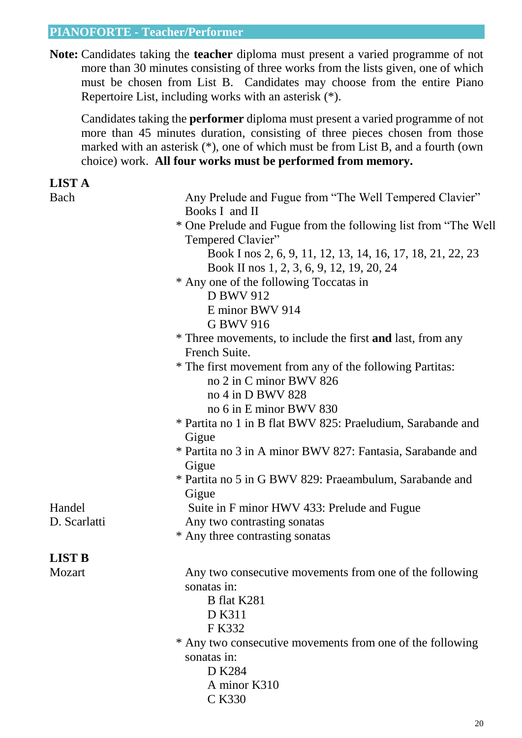## PIANOFORTE - Teacher/Performer

**Note:** Candidates taking the **teacher** diploma must present a varied programme of not more than 30 minutes consisting of three works from the lists given, one of which must be chosen from List B. Candidates may choose from the entire Piano Repertoire List, including works with an asterisk (*).

Candidates taking the **performer** diploma must present a varied programme of not more than 45 minutes duration, consisting of three pieces chosen from those marked with an asterisk (*), one of which must be from List B, and a fourth (own choice) work. **All four works must be performed from memory.**

### LIST A

**Bach**

- Any Prelude and Fugue from "The Well Tempered Clavier" Books I and II
- \* One Prelude and Fugue from the following list from "The Well Tempered Clavier"
  - Book I nos 2, 6, 9, 11, 12, 13, 14, 16, 17, 18, 21, 22, 23
  - Book II nos 1, 2, 3, 6, 9, 12, 19, 20, 24
- \* Any one of the following Toccatas in
  - D BWV 912
  - E minor BWV 914
  - G BWV 916
- \* Three movements, to include the first **and** last, from any French Suite.
- \* The first movement from any of the following Partitas:
  - no 2 in C minor BWV 826
  - no 4 in D BWV 828
  - no 6 in E minor BWV 830
- \* Partita no 1 in B flat BWV 825: Praeludium, Sarabande and Gigue
- \* Partita no 3 in A minor BWV 827: Fantasia, Sarabande and Gigue
- \* Partita no 5 in G BWV 829: Praeambulum, Sarabande and Gigue

**Handel**

- Suite in F minor HWV 433: Prelude and Fugue

**D. Scarlatti**

- Any two contrasting sonatas
- \* Any three contrasting sonatas

### LIST B

**Mozart**

- Any two consecutive movements from one of the following sonatas in:
  - B flat K281
  - D K311
  - F K332
- \* Any two consecutive movements from one of the following sonatas in:
  - D K284
  - A minor K310
  - C K330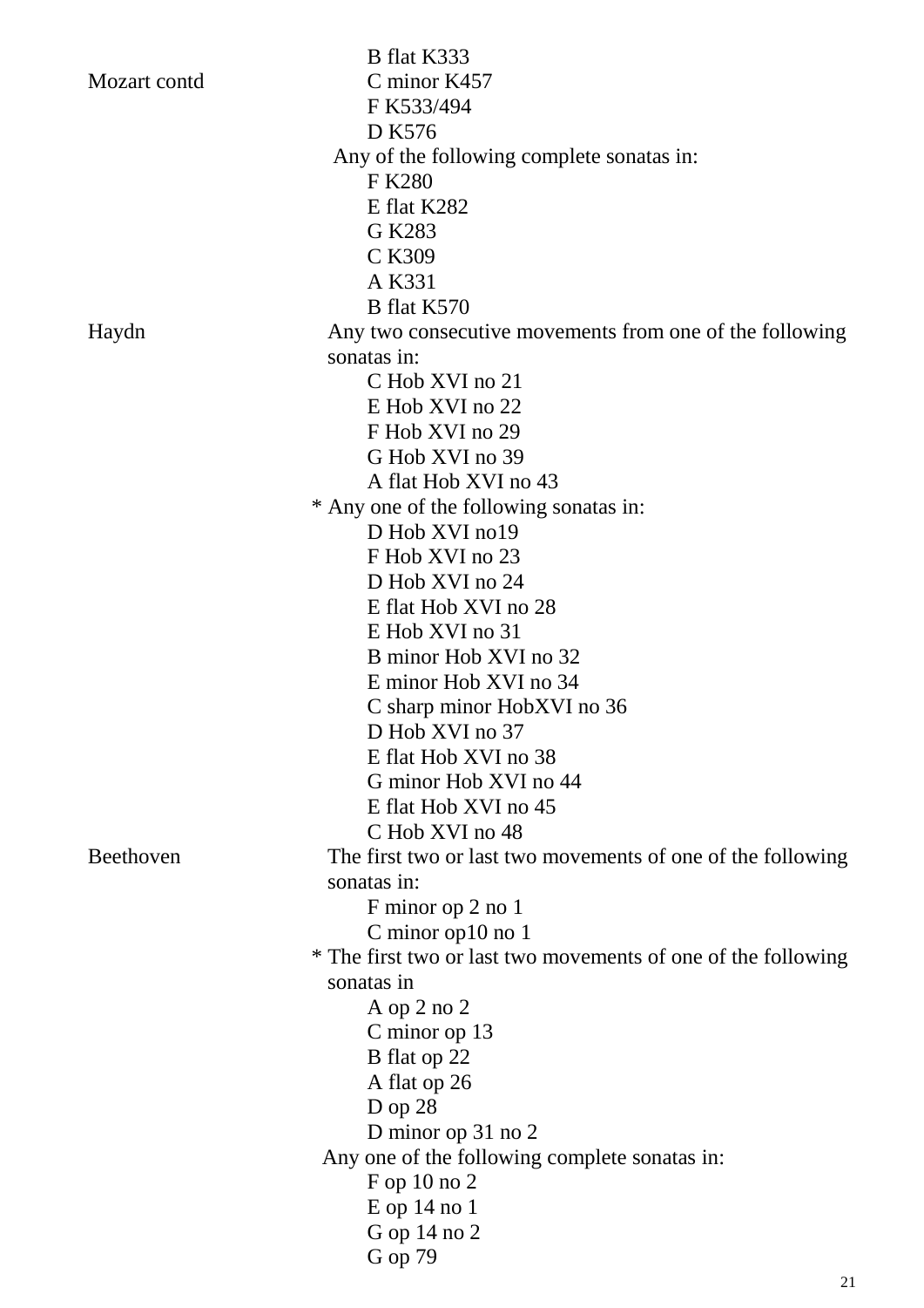| | |
|---|---|
| Mozart contd | B flat K333 |
| | C minor K457 |
| | F K533/494 |
| | D K576 |
| | Any of the following complete sonatas in: |
| | F K280 |
| | E flat K282 |
| | G K283 |
| | C K309 |
| | A K331 |
| | B flat K570 |
| Haydn | Any two consecutive movements from one of the following sonatas in: |
| | C Hob XVI no 21 |
| | E Hob XVI no 22 |
| | F Hob XVI no 29 |
| | G Hob XVI no 39 |
| | A flat Hob XVI no 43 |
| | * Any one of the following sonatas in: |
| | D Hob XVI no19 |
| | F Hob XVI no 23 |
| | D Hob XVI no 24 |
| | E flat Hob XVI no 28 |
| | E Hob XVI no 31 |
| | B minor Hob XVI no 32 |
| | E minor Hob XVI no 34 |
| | C sharp minor HobXVI no 36 |
| | D Hob XVI no 37 |
| | E flat Hob XVI no 38 |
| | G minor Hob XVI no 44 |
| | E flat Hob XVI no 45 |
| | C Hob XVI no 48 |
| Beethoven | The first two or last two movements of one of the following sonatas in: |
| | F minor op 2 no 1 |
| | C minor op10 no 1 |
| | * The first two or last two movements of one of the following sonatas in |
| | A op 2 no 2 |
| | C minor op 13 |
| | B flat op 22 |
| | A flat op 26 |
| | D op 28 |
| | D minor op 31 no 2 |
| | Any one of the following complete sonatas in: |
| | F op 10 no 2 |
| | E op 14 no 1 |
| | G op 14 no 2 |
| | G op 79 |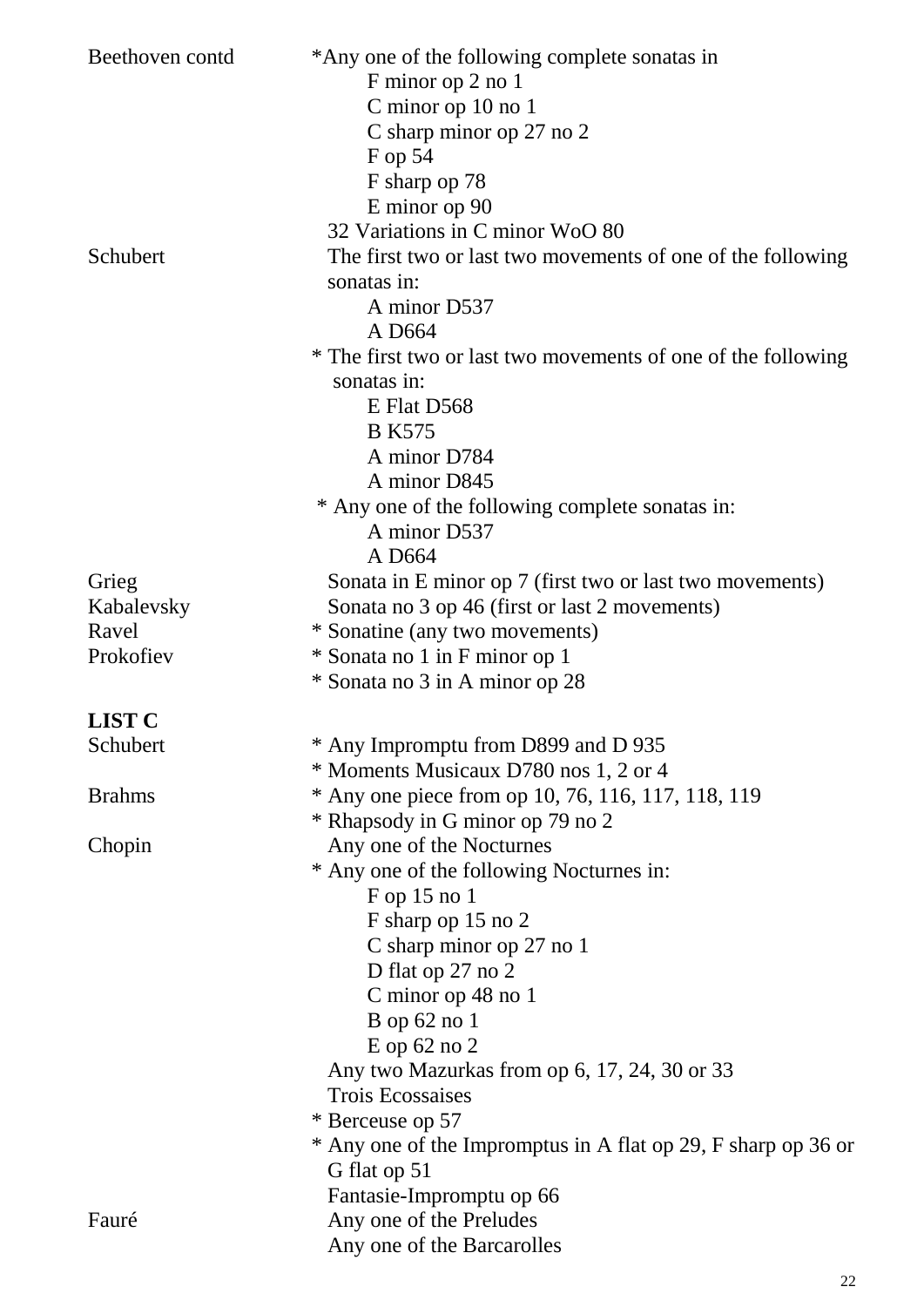| | |
|---|---|
| Beethoven contd | *Any one of the following complete sonatas in |
| | F minor op 2 no 1 |
| | C minor op 10 no 1 |
| | C sharp minor op 27 no 2 |
| | F op 54 |
| | F sharp op 78 |
| | E minor op 90 |
| | 32 Variations in C minor WoO 80 |
| Schubert | The first two or last two movements of one of the following sonatas in: |
| | A minor D537 |
| | A D664 |
| | * The first two or last two movements of one of the following sonatas in: |
| | E Flat D568 |
| | B K575 |
| | A minor D784 |
| | A minor D845 |
| | * Any one of the following complete sonatas in: |
| | A minor D537 |
| | A D664 |
| Grieg | Sonata in E minor op 7 (first two or last two movements) |
| Kabalevsky | Sonata no 3 op 46 (first or last 2 movements) |
| Ravel | * Sonatine (any two movements) |
| Prokofiev | * Sonata no 1 in F minor op 1 |
| | * Sonata no 3 in A minor op 28 |

**LIST C**

| | |
|---|---|
| Schubert | * Any Impromptu from D899 and D 935 |
| | * Moments Musicaux D780 nos 1, 2 or 4 |
| Brahms | * Any one piece from op 10, 76, 116, 117, 118, 119 |
| | * Rhapsody in G minor op 79 no 2 |
| Chopin | Any one of the Nocturnes |
| | * Any one of the following Nocturnes in: |
| | F op 15 no 1 |
| | F sharp op 15 no 2 |
| | C sharp minor op 27 no 1 |
| | D flat op 27 no 2 |
| | C minor op 48 no 1 |
| | B op 62 no 1 |
| | E op 62 no 2 |
| | Any two Mazurkas from op 6, 17, 24, 30 or 33 |
| | Trois Ecossaises |
| | * Berceuse op 57 |
| | * Any one of the Impromptus in A flat op 29, F sharp op 36 or G flat op 51 |
| | Fantasie-Impromptu op 66 |
| Fauré | Any one of the Preludes |
| | Any one of the Barcarolles |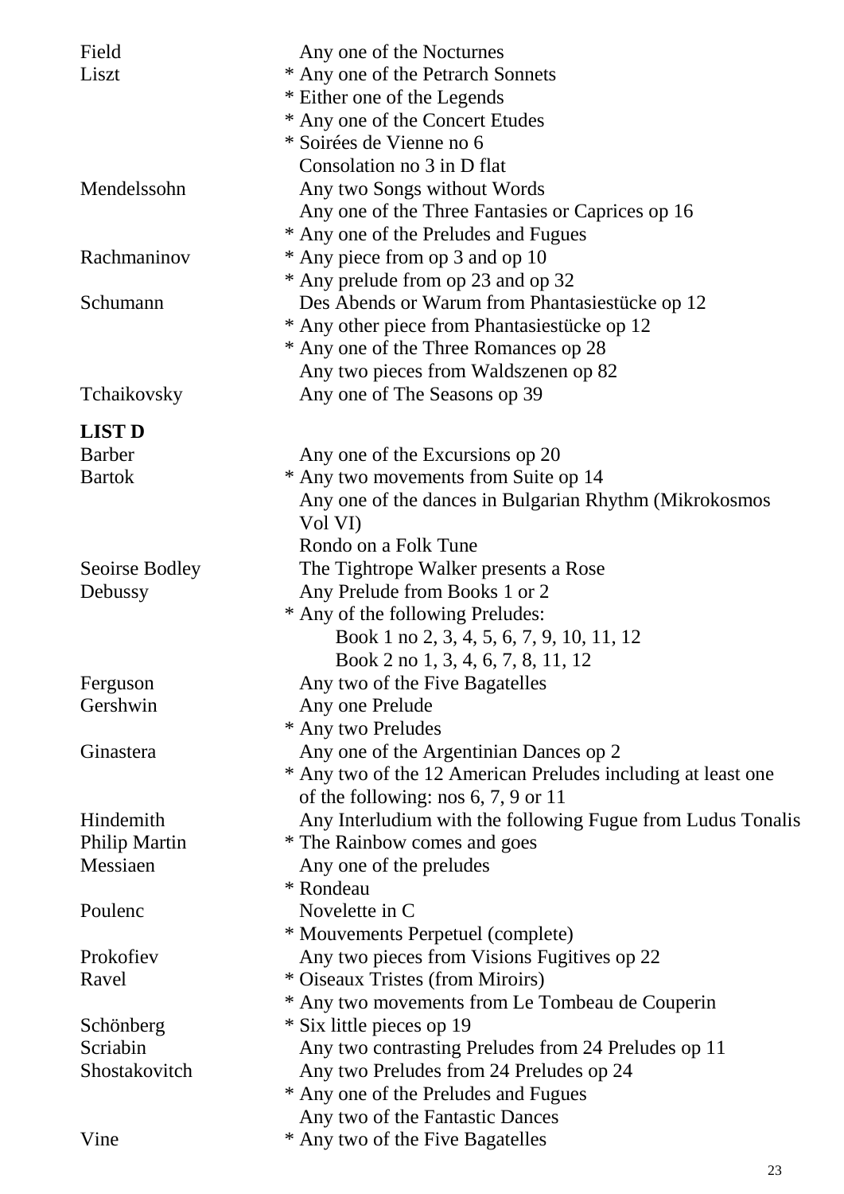| | |
|---|---|
| Field | Any one of the Nocturnes |
| Liszt | * Any one of the Petrarch Sonnets |
| | * Either one of the Legends |
| | * Any one of the Concert Etudes |
| | * Soirées de Vienne no 6 |
| | Consolation no 3 in D flat |
| Mendelssohn | Any two Songs without Words |
| | Any one of the Three Fantasies or Caprices op 16 |
| | * Any one of the Preludes and Fugues |
| Rachmaninov | * Any piece from op 3 and op 10 |
| | * Any prelude from op 23 and op 32 |
| Schumann | Des Abends or Warum from Phantasiestücke op 12 |
| | * Any other piece from Phantasiestücke op 12 |
| | * Any one of the Three Romances op 28 |
| | Any two pieces from Waldszenen op 82 |
| Tchaikovsky | Any one of The Seasons op 39 |

**LIST D**

| | |
|---|---|
| Barber | Any one of the Excursions op 20 |
| Bartok | * Any two movements from Suite op 14 |
| | Any one of the dances in Bulgarian Rhythm (Mikrokosmos Vol VI) |
| | Rondo on a Folk Tune |
| Seoirse Bodley | The Tightrope Walker presents a Rose |
| Debussy | Any Prelude from Books 1 or 2 |
| | * Any of the following Preludes: |
| | Book 1 no 2, 3, 4, 5, 6, 7, 9, 10, 11, 12 |
| | Book 2 no 1, 3, 4, 6, 7, 8, 11, 12 |
| Ferguson | Any two of the Five Bagatelles |
| Gershwin | Any one Prelude |
| | * Any two Preludes |
| Ginastera | Any one of the Argentinian Dances op 2 |
| | * Any two of the 12 American Preludes including at least one of the following: nos 6, 7, 9 or 11 |
| Hindemith | Any Interludium with the following Fugue from Ludus Tonalis |
| Philip Martin | * The Rainbow comes and goes |
| Messiaen | Any one of the preludes |
| | * Rondeau |
| Poulenc | Novelette in C |
| | * Mouvements Perpetuel (complete) |
| Prokofiev | Any two pieces from Visions Fugitives op 22 |
| Ravel | * Oiseaux Tristes (from Miroirs) |
| | * Any two movements from Le Tombeau de Couperin |
| Schönberg | * Six little pieces op 19 |
| Scriabin | Any two contrasting Preludes from 24 Preludes op 11 |
| Shostakovitch | Any two Preludes from 24 Preludes op 24 |
| | * Any one of the Preludes and Fugues |
| | Any two of the Fantastic Dances |
| Vine | * Any two of the Five Bagatelles |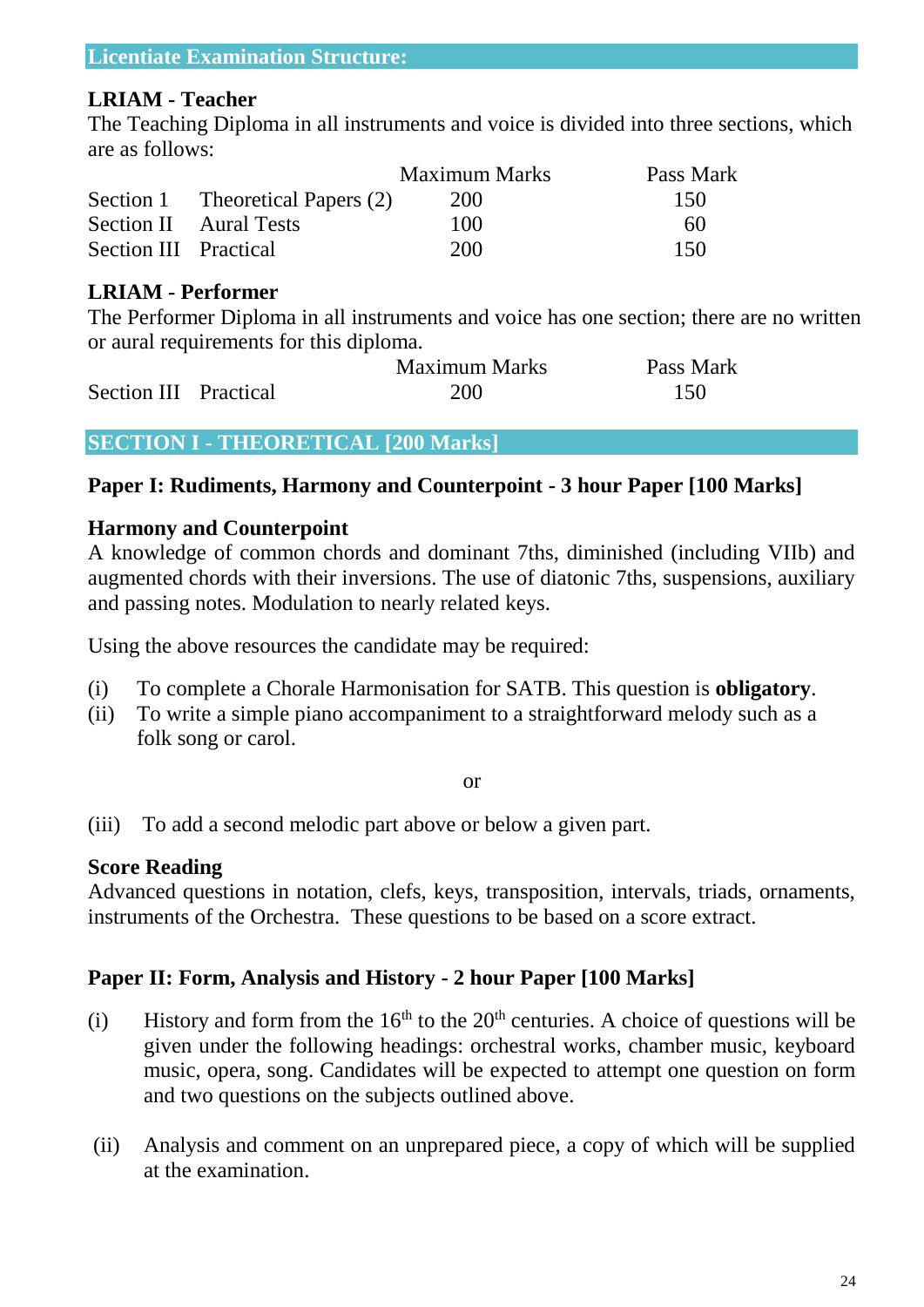## Licentiate Examination Structure:

### LRIAM - Teacher

The Teaching Diploma in all instruments and voice is divided into three sections, which are as follows:

| | | Maximum Marks | Pass Mark |
|---|---|---|---|
| Section 1 | Theoretical Papers (2) | 200 | 150 |
| Section II | Aural Tests | 100 | 60 |
| Section III | Practical | 200 | 150 |

### LRIAM - Performer

The Performer Diploma in all instruments and voice has one section; there are no written or aural requirements for this diploma.

| | | Maximum Marks | Pass Mark |
|---|---|---|---|
| Section III | Practical | 200 | 150 |

## SECTION I - THEORETICAL [200 Marks]

### Paper I: Rudiments, Harmony and Counterpoint - 3 hour Paper [100 Marks]

**Harmony and Counterpoint**

A knowledge of common chords and dominant 7ths, diminished (including VIIb) and augmented chords with their inversions. The use of diatonic 7ths, suspensions, auxiliary and passing notes. Modulation to nearly related keys.

Using the above resources the candidate may be required:

(i) To complete a Chorale Harmonisation for SATB. This question is **obligatory**.

(ii) To write a simple piano accompaniment to a straightforward melody such as a folk song or carol.

or

(iii) To add a second melodic part above or below a given part.

**Score Reading**

Advanced questions in notation, clefs, keys, transposition, intervals, triads, ornaments, instruments of the Orchestra. These questions to be based on a score extract.

### Paper II: Form, Analysis and History - 2 hour Paper [100 Marks]

(i) History and form from the 16th to the 20th centuries. A choice of questions will be given under the following headings: orchestral works, chamber music, keyboard music, opera, song. Candidates will be expected to attempt one question on form and two questions on the subjects outlined above.

(ii) Analysis and comment on an unprepared piece, a copy of which will be supplied at the examination.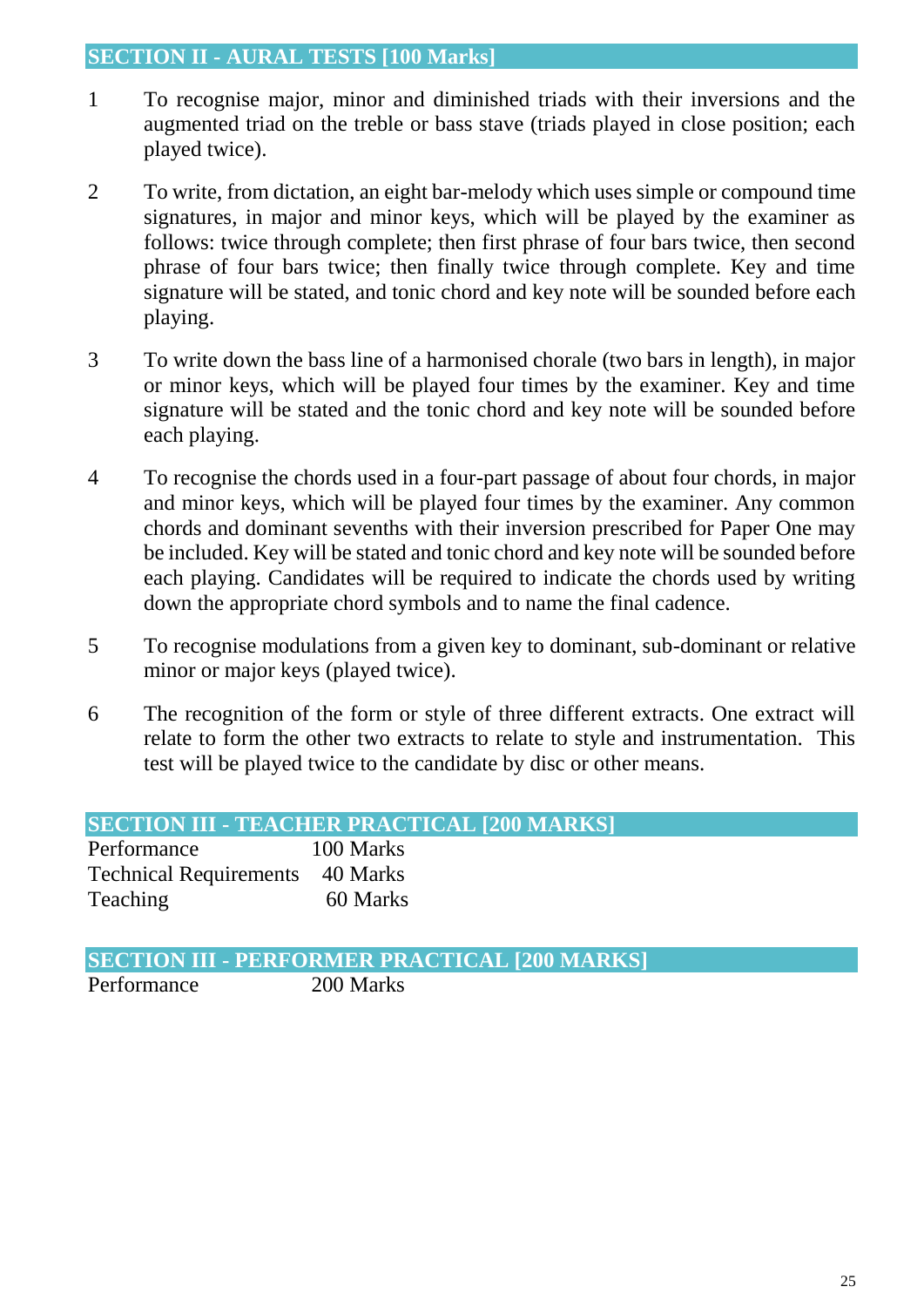## SECTION II - AURAL TESTS [100 Marks]

1. To recognise major, minor and diminished triads with their inversions and the augmented triad on the treble or bass stave (triads played in close position; each played twice).

2. To write, from dictation, an eight bar-melody which uses simple or compound time signatures, in major and minor keys, which will be played by the examiner as follows: twice through complete; then first phrase of four bars twice, then second phrase of four bars twice; then finally twice through complete. Key and time signature will be stated, and tonic chord and key note will be sounded before each playing.

3. To write down the bass line of a harmonised chorale (two bars in length), in major or minor keys, which will be played four times by the examiner. Key and time signature will be stated and the tonic chord and key note will be sounded before each playing.

4. To recognise the chords used in a four-part passage of about four chords, in major and minor keys, which will be played four times by the examiner. Any common chords and dominant sevenths with their inversion prescribed for Paper One may be included. Key will be stated and tonic chord and key note will be sounded before each playing. Candidates will be required to indicate the chords used by writing down the appropriate chord symbols and to name the final cadence.

5. To recognise modulations from a given key to dominant, sub-dominant or relative minor or major keys (played twice).

6. The recognition of the form or style of three different extracts. One extract will relate to form the other two extracts to relate to style and instrumentation. This test will be played twice to the candidate by disc or other means.

## SECTION III - TEACHER PRACTICAL [200 MARKS]

| | |
|---|---|
| Performance | 100 Marks |
| Technical Requirements | 40 Marks |
| Teaching | 60 Marks |

## SECTION III - PERFORMER PRACTICAL [200 MARKS]

| | |
|---|---|
| Performance | 200 Marks |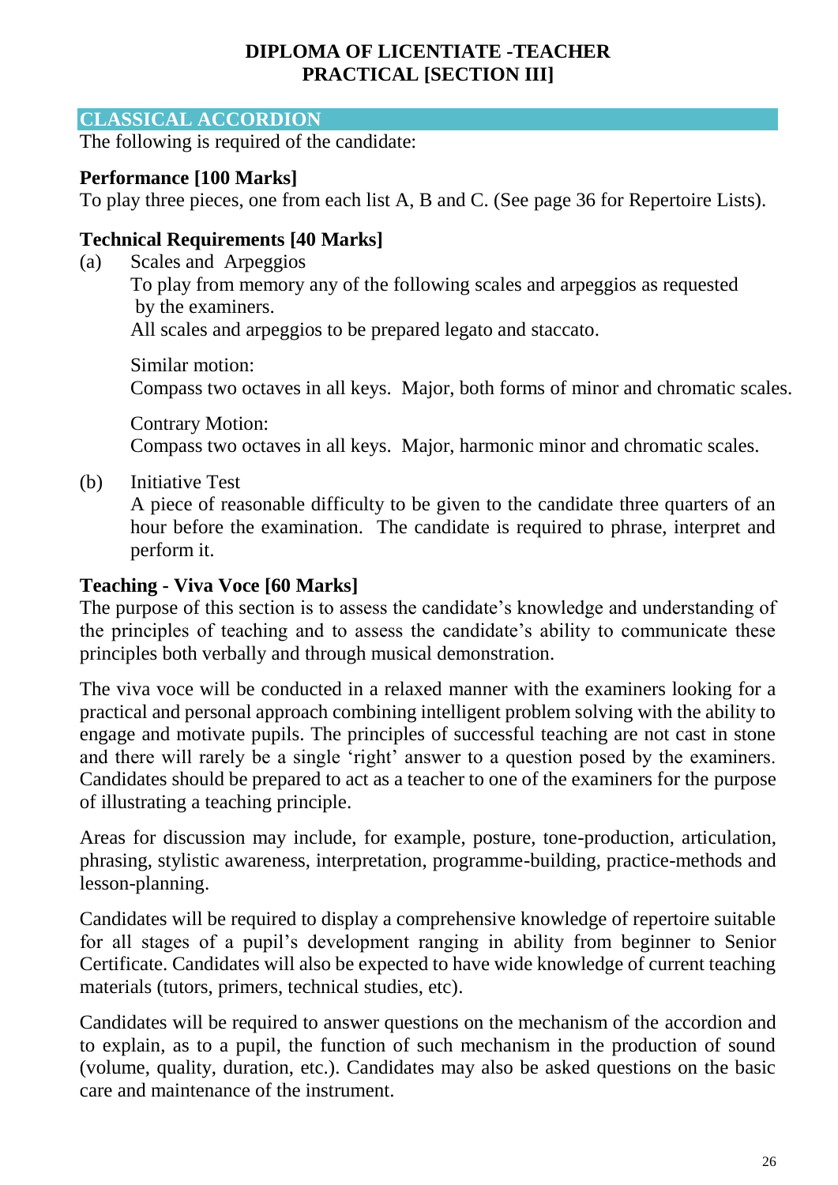# DIPLOMA OF LICENTIATE -TEACHER
# PRACTICAL [SECTION III]

## CLASSICAL ACCORDION

The following is required of the candidate:

### Performance [100 Marks]

To play three pieces, one from each list A, B and C. (See page 36 for Repertoire Lists).

### Technical Requirements [40 Marks]

(a) Scales and Arpeggios

To play from memory any of the following scales and arpeggios as requested by the examiners.

All scales and arpeggios to be prepared legato and staccato.

Similar motion:

Compass two octaves in all keys. Major, both forms of minor and chromatic scales.

Contrary Motion:

Compass two octaves in all keys. Major, harmonic minor and chromatic scales.

(b) Initiative Test

A piece of reasonable difficulty to be given to the candidate three quarters of an hour before the examination. The candidate is required to phrase, interpret and perform it.

### Teaching - Viva Voce [60 Marks]

The purpose of this section is to assess the candidate's knowledge and understanding of the principles of teaching and to assess the candidate's ability to communicate these principles both verbally and through musical demonstration.

The viva voce will be conducted in a relaxed manner with the examiners looking for a practical and personal approach combining intelligent problem solving with the ability to engage and motivate pupils. The principles of successful teaching are not cast in stone and there will rarely be a single 'right' answer to a question posed by the examiners. Candidates should be prepared to act as a teacher to one of the examiners for the purpose of illustrating a teaching principle.

Areas for discussion may include, for example, posture, tone-production, articulation, phrasing, stylistic awareness, interpretation, programme-building, practice-methods and lesson-planning.

Candidates will be required to display a comprehensive knowledge of repertoire suitable for all stages of a pupil's development ranging in ability from beginner to Senior Certificate. Candidates will also be expected to have wide knowledge of current teaching materials (tutors, primers, technical studies, etc).

Candidates will be required to answer questions on the mechanism of the accordion and to explain, as to a pupil, the function of such mechanism in the production of sound (volume, quality, duration, etc.). Candidates may also be asked questions on the basic care and maintenance of the instrument.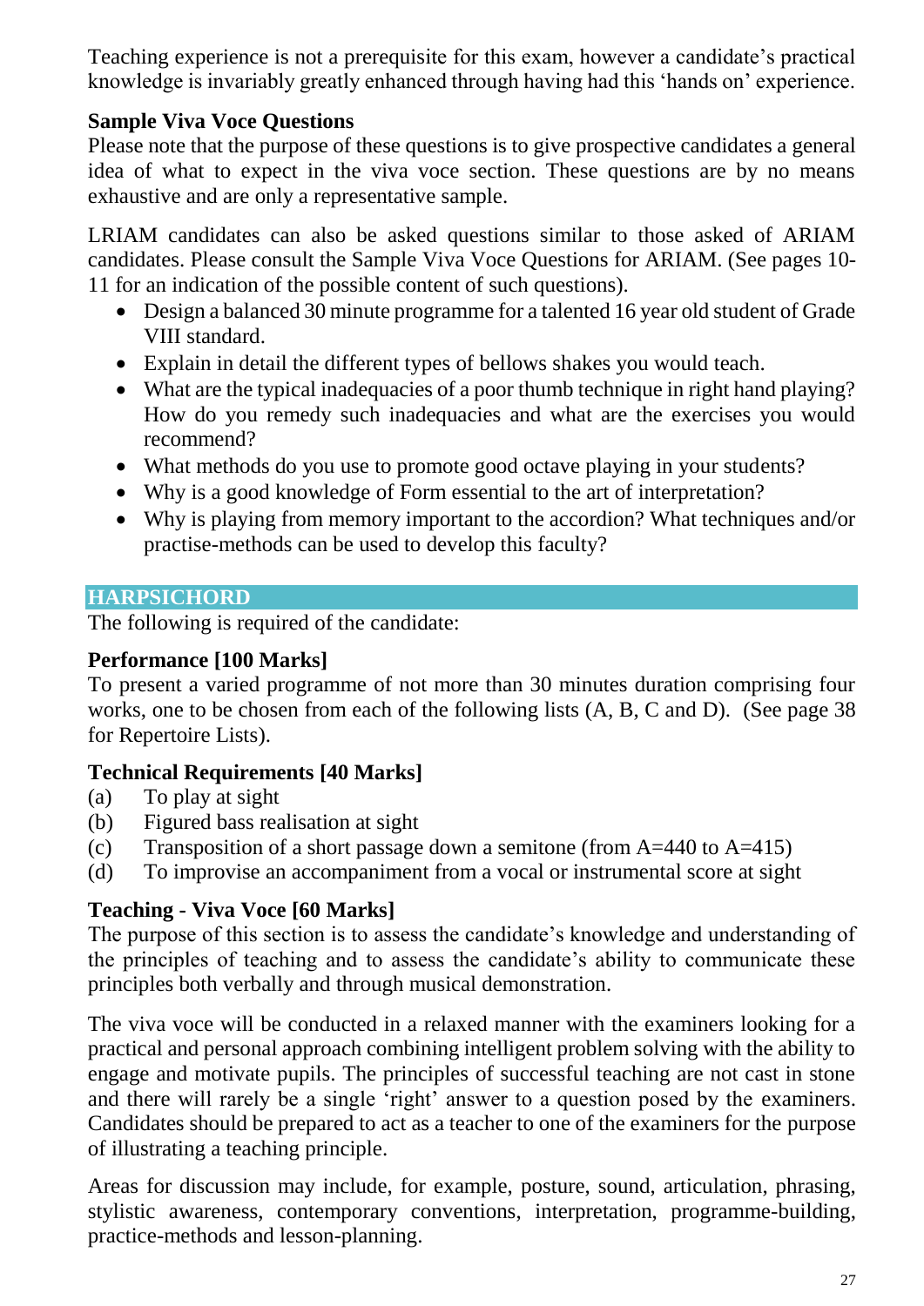Teaching experience is not a prerequisite for this exam, however a candidate's practical knowledge is invariably greatly enhanced through having had this 'hands on' experience.

**Sample Viva Voce Questions**

Please note that the purpose of these questions is to give prospective candidates a general idea of what to expect in the viva voce section. These questions are by no means exhaustive and are only a representative sample.

LRIAM candidates can also be asked questions similar to those asked of ARIAM candidates. Please consult the Sample Viva Voce Questions for ARIAM. (See pages 10-11 for an indication of the possible content of such questions).

- Design a balanced 30 minute programme for a talented 16 year old student of Grade VIII standard.
- Explain in detail the different types of bellows shakes you would teach.
- What are the typical inadequacies of a poor thumb technique in right hand playing? How do you remedy such inadequacies and what are the exercises you would recommend?
- What methods do you use to promote good octave playing in your students?
- Why is a good knowledge of Form essential to the art of interpretation?
- Why is playing from memory important to the accordion? What techniques and/or practise-methods can be used to develop this faculty?

## HARPSICHORD

The following is required of the candidate:

**Performance [100 Marks]**

To present a varied programme of not more than 30 minutes duration comprising four works, one to be chosen from each of the following lists (A, B, C and D). (See page 38 for Repertoire Lists).

**Technical Requirements [40 Marks]**

(a) To play at sight
(b) Figured bass realisation at sight
(c) Transposition of a short passage down a semitone (from A=440 to A=415)
(d) To improvise an accompaniment from a vocal or instrumental score at sight

**Teaching - Viva Voce [60 Marks]**

The purpose of this section is to assess the candidate's knowledge and understanding of the principles of teaching and to assess the candidate's ability to communicate these principles both verbally and through musical demonstration.

The viva voce will be conducted in a relaxed manner with the examiners looking for a practical and personal approach combining intelligent problem solving with the ability to engage and motivate pupils. The principles of successful teaching are not cast in stone and there will rarely be a single 'right' answer to a question posed by the examiners. Candidates should be prepared to act as a teacher to one of the examiners for the purpose of illustrating a teaching principle.

Areas for discussion may include, for example, posture, sound, articulation, phrasing, stylistic awareness, contemporary conventions, interpretation, programme-building, practice-methods and lesson-planning.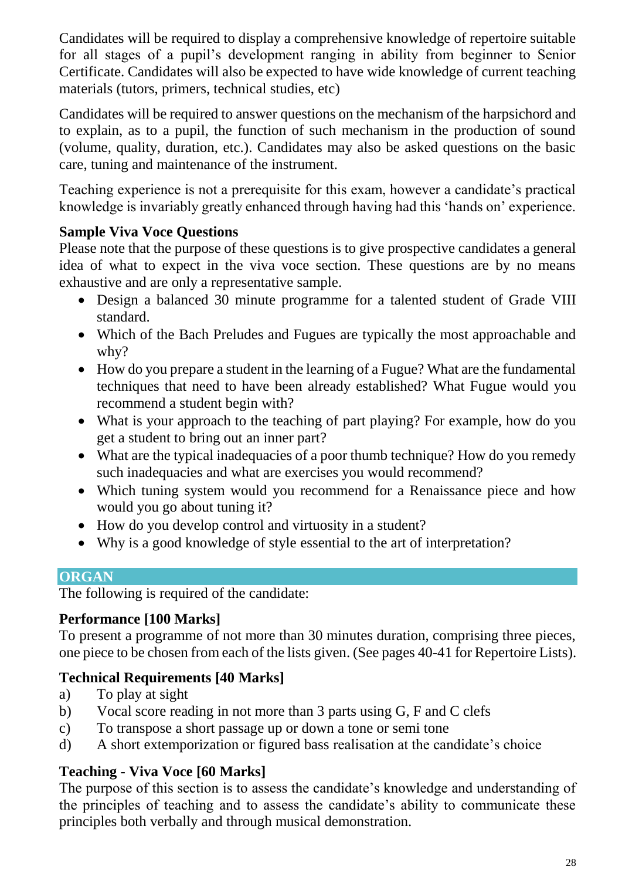Candidates will be required to display a comprehensive knowledge of repertoire suitable for all stages of a pupil's development ranging in ability from beginner to Senior Certificate. Candidates will also be expected to have wide knowledge of current teaching materials (tutors, primers, technical studies, etc)

Candidates will be required to answer questions on the mechanism of the harpsichord and to explain, as to a pupil, the function of such mechanism in the production of sound (volume, quality, duration, etc.). Candidates may also be asked questions on the basic care, tuning and maintenance of the instrument.

Teaching experience is not a prerequisite for this exam, however a candidate's practical knowledge is invariably greatly enhanced through having had this 'hands on' experience.

**Sample Viva Voce Questions**

Please note that the purpose of these questions is to give prospective candidates a general idea of what to expect in the viva voce section. These questions are by no means exhaustive and are only a representative sample.

- Design a balanced 30 minute programme for a talented student of Grade VIII standard.
- Which of the Bach Preludes and Fugues are typically the most approachable and why?
- How do you prepare a student in the learning of a Fugue? What are the fundamental techniques that need to have been already established? What Fugue would you recommend a student begin with?
- What is your approach to the teaching of part playing? For example, how do you get a student to bring out an inner part?
- What are the typical inadequacies of a poor thumb technique? How do you remedy such inadequacies and what are exercises you would recommend?
- Which tuning system would you recommend for a Renaissance piece and how would you go about tuning it?
- How do you develop control and virtuosity in a student?
- Why is a good knowledge of style essential to the art of interpretation?

## ORGAN

The following is required of the candidate:

**Performance [100 Marks]**

To present a programme of not more than 30 minutes duration, comprising three pieces, one piece to be chosen from each of the lists given. (See pages 40-41 for Repertoire Lists).

**Technical Requirements [40 Marks]**

a) To play at sight
b) Vocal score reading in not more than 3 parts using G, F and C clefs
c) To transpose a short passage up or down a tone or semi tone
d) A short extemporization or figured bass realisation at the candidate's choice

**Teaching - Viva Voce [60 Marks]**

The purpose of this section is to assess the candidate's knowledge and understanding of the principles of teaching and to assess the candidate's ability to communicate these principles both verbally and through musical demonstration.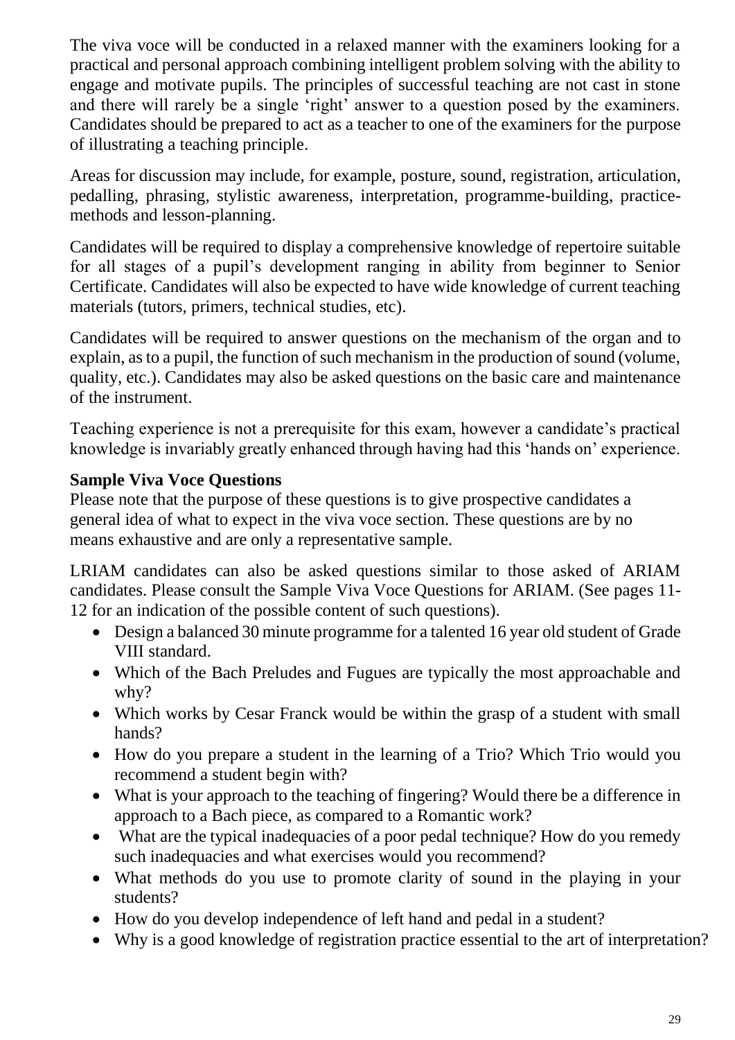The viva voce will be conducted in a relaxed manner with the examiners looking for a practical and personal approach combining intelligent problem solving with the ability to engage and motivate pupils. The principles of successful teaching are not cast in stone and there will rarely be a single 'right' answer to a question posed by the examiners. Candidates should be prepared to act as a teacher to one of the examiners for the purpose of illustrating a teaching principle.

Areas for discussion may include, for example, posture, sound, registration, articulation, pedalling, phrasing, stylistic awareness, interpretation, programme-building, practice-methods and lesson-planning.

Candidates will be required to display a comprehensive knowledge of repertoire suitable for all stages of a pupil's development ranging in ability from beginner to Senior Certificate. Candidates will also be expected to have wide knowledge of current teaching materials (tutors, primers, technical studies, etc).

Candidates will be required to answer questions on the mechanism of the organ and to explain, as to a pupil, the function of such mechanism in the production of sound (volume, quality, etc.). Candidates may also be asked questions on the basic care and maintenance of the instrument.

Teaching experience is not a prerequisite for this exam, however a candidate's practical knowledge is invariably greatly enhanced through having had this 'hands on' experience.

**Sample Viva Voce Questions**
Please note that the purpose of these questions is to give prospective candidates a general idea of what to expect in the viva voce section. These questions are by no means exhaustive and are only a representative sample.

LRIAM candidates can also be asked questions similar to those asked of ARIAM candidates. Please consult the Sample Viva Voce Questions for ARIAM. (See pages 11-12 for an indication of the possible content of such questions).

- Design a balanced 30 minute programme for a talented 16 year old student of Grade VIII standard.
- Which of the Bach Preludes and Fugues are typically the most approachable and why?
- Which works by Cesar Franck would be within the grasp of a student with small hands?
- How do you prepare a student in the learning of a Trio? Which Trio would you recommend a student begin with?
- What is your approach to the teaching of fingering? Would there be a difference in approach to a Bach piece, as compared to a Romantic work?
- What are the typical inadequacies of a poor pedal technique? How do you remedy such inadequacies and what exercises would you recommend?
- What methods do you use to promote clarity of sound in the playing in your students?
- How do you develop independence of left hand and pedal in a student?
- Why is a good knowledge of registration practice essential to the art of interpretation?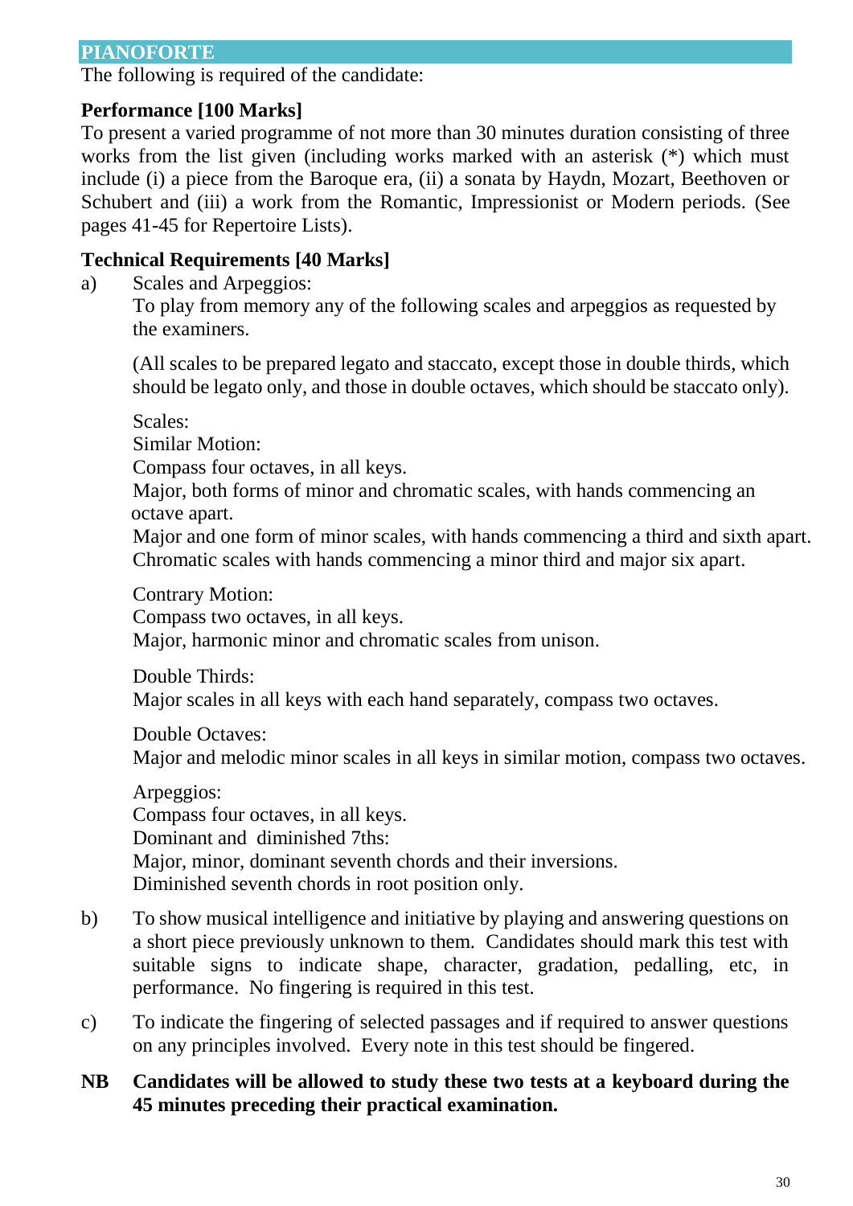## PIANOFORTE

The following is required of the candidate:

**Performance [100 Marks]**

To present a varied programme of not more than 30 minutes duration consisting of three works from the list given (including works marked with an asterisk (*) which must include (i) a piece from the Baroque era, (ii) a sonata by Haydn, Mozart, Beethoven or Schubert and (iii) a work from the Romantic, Impressionist or Modern periods. (See pages 41-45 for Repertoire Lists).

**Technical Requirements [40 Marks]**

a) Scales and Arpeggios:
To play from memory any of the following scales and arpeggios as requested by the examiners.

(All scales to be prepared legato and staccato, except those in double thirds, which should be legato only, and those in double octaves, which should be staccato only).

Scales:
Similar Motion:
Compass four octaves, in all keys.
Major, both forms of minor and chromatic scales, with hands commencing an octave apart.
Major and one form of minor scales, with hands commencing a third and sixth apart.
Chromatic scales with hands commencing a minor third and major six apart.

Contrary Motion:
Compass two octaves, in all keys.
Major, harmonic minor and chromatic scales from unison.

Double Thirds:
Major scales in all keys with each hand separately, compass two octaves.

Double Octaves:
Major and melodic minor scales in all keys in similar motion, compass two octaves.

Arpeggios:
Compass four octaves, in all keys.
Dominant and diminished 7ths:
Major, minor, dominant seventh chords and their inversions.
Diminished seventh chords in root position only.

b) To show musical intelligence and initiative by playing and answering questions on a short piece previously unknown to them. Candidates should mark this test with suitable signs to indicate shape, character, gradation, pedalling, etc, in performance. No fingering is required in this test.

c) To indicate the fingering of selected passages and if required to answer questions on any principles involved. Every note in this test should be fingered.

**NB Candidates will be allowed to study these two tests at a keyboard during the 45 minutes preceding their practical examination.**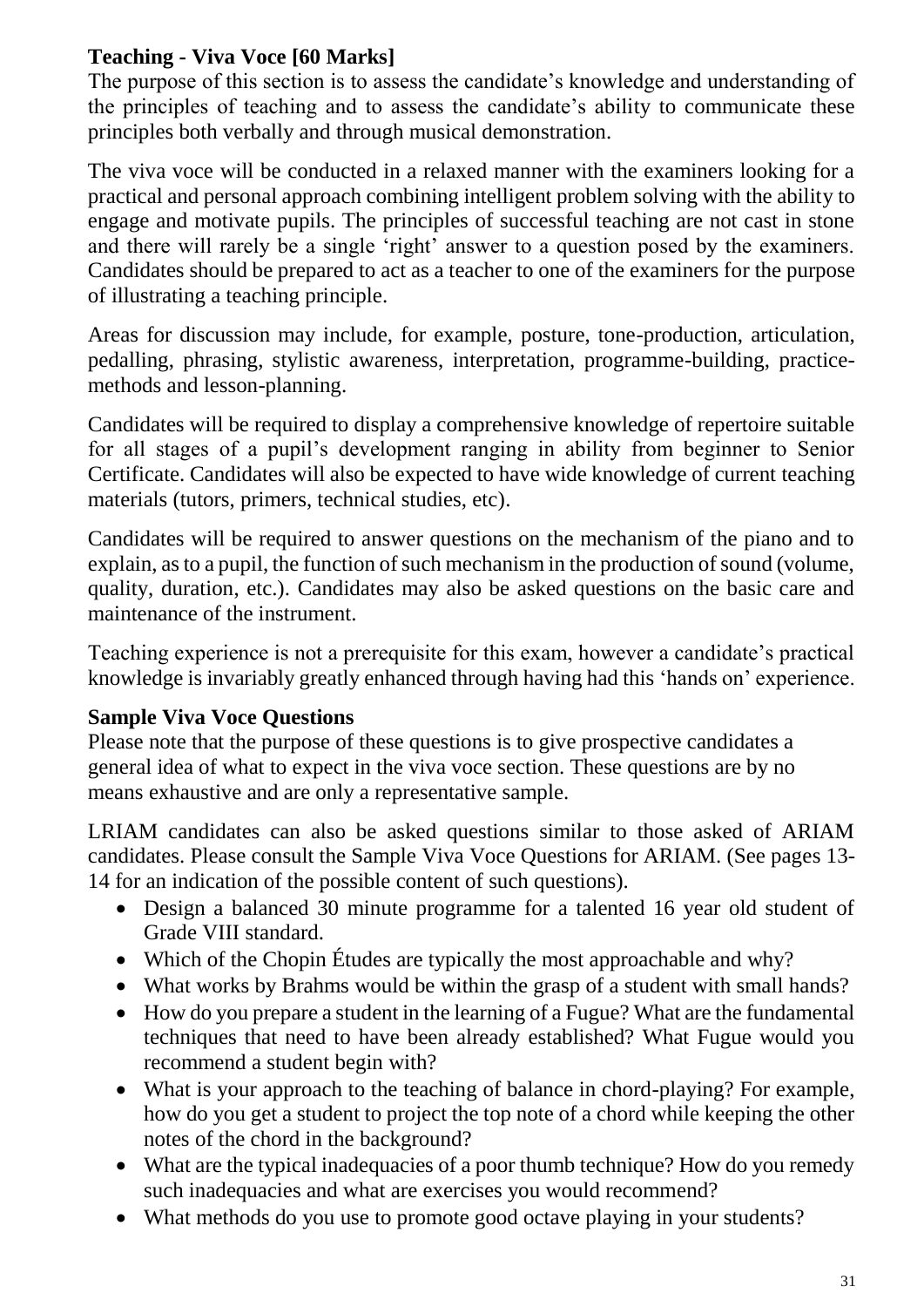**Teaching - Viva Voce [60 Marks]**

The purpose of this section is to assess the candidate's knowledge and understanding of the principles of teaching and to assess the candidate's ability to communicate these principles both verbally and through musical demonstration.

The viva voce will be conducted in a relaxed manner with the examiners looking for a practical and personal approach combining intelligent problem solving with the ability to engage and motivate pupils. The principles of successful teaching are not cast in stone and there will rarely be a single 'right' answer to a question posed by the examiners. Candidates should be prepared to act as a teacher to one of the examiners for the purpose of illustrating a teaching principle.

Areas for discussion may include, for example, posture, tone-production, articulation, pedalling, phrasing, stylistic awareness, interpretation, programme-building, practice-methods and lesson-planning.

Candidates will be required to display a comprehensive knowledge of repertoire suitable for all stages of a pupil's development ranging in ability from beginner to Senior Certificate. Candidates will also be expected to have wide knowledge of current teaching materials (tutors, primers, technical studies, etc).

Candidates will be required to answer questions on the mechanism of the piano and to explain, as to a pupil, the function of such mechanism in the production of sound (volume, quality, duration, etc.). Candidates may also be asked questions on the basic care and maintenance of the instrument.

Teaching experience is not a prerequisite for this exam, however a candidate's practical knowledge is invariably greatly enhanced through having had this 'hands on' experience.

**Sample Viva Voce Questions**

Please note that the purpose of these questions is to give prospective candidates a general idea of what to expect in the viva voce section. These questions are by no means exhaustive and are only a representative sample.

LRIAM candidates can also be asked questions similar to those asked of ARIAM candidates. Please consult the Sample Viva Voce Questions for ARIAM. (See pages 13-14 for an indication of the possible content of such questions).

- Design a balanced 30 minute programme for a talented 16 year old student of Grade VIII standard.
- Which of the Chopin Études are typically the most approachable and why?
- What works by Brahms would be within the grasp of a student with small hands?
- How do you prepare a student in the learning of a Fugue? What are the fundamental techniques that need to have been already established? What Fugue would you recommend a student begin with?
- What is your approach to the teaching of balance in chord-playing? For example, how do you get a student to project the top note of a chord while keeping the other notes of the chord in the background?
- What are the typical inadequacies of a poor thumb technique? How do you remedy such inadequacies and what are exercises you would recommend?
- What methods do you use to promote good octave playing in your students?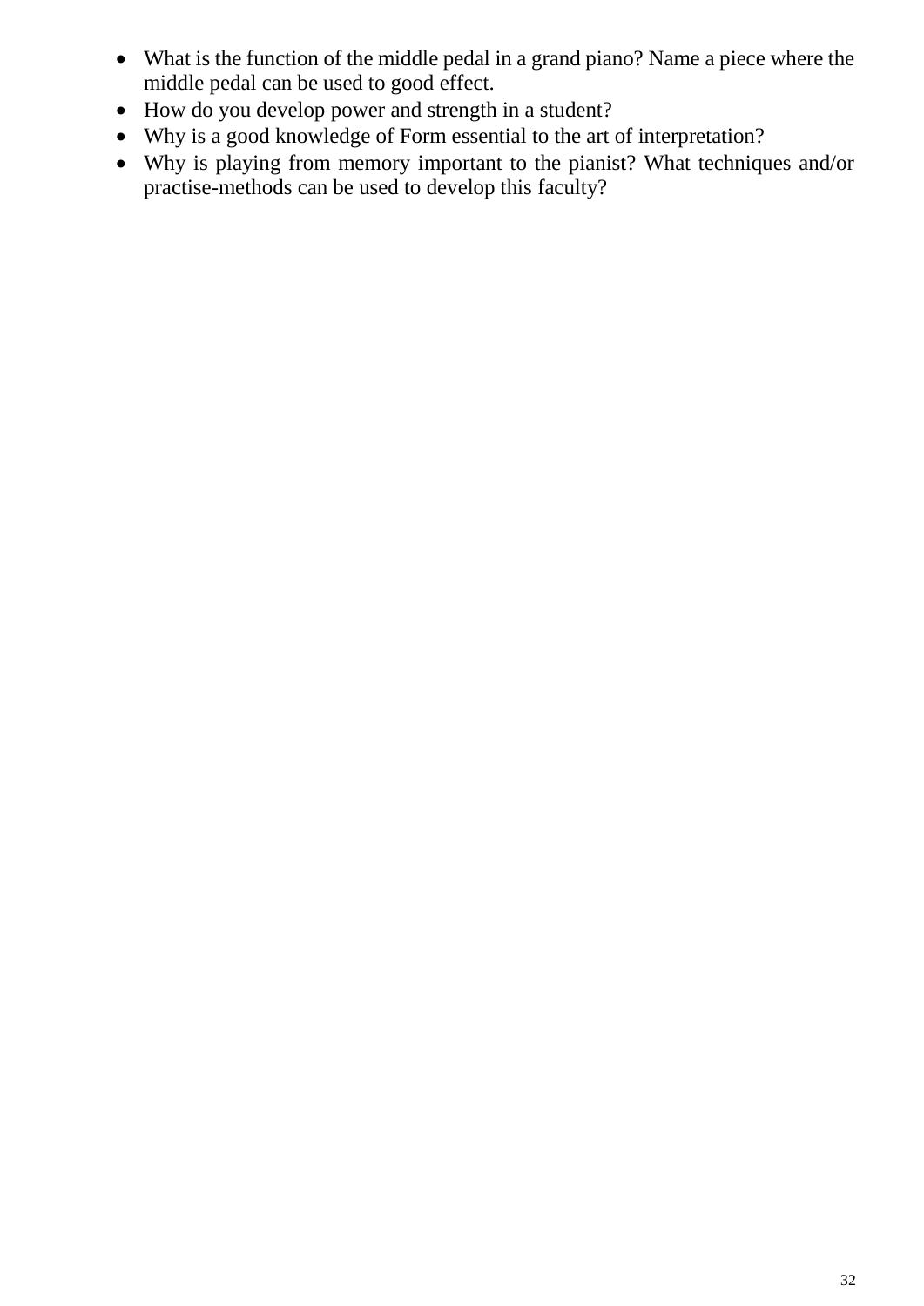- What is the function of the middle pedal in a grand piano? Name a piece where the middle pedal can be used to good effect.
- How do you develop power and strength in a student?
- Why is a good knowledge of Form essential to the art of interpretation?
- Why is playing from memory important to the pianist? What techniques and/or practise-methods can be used to develop this faculty?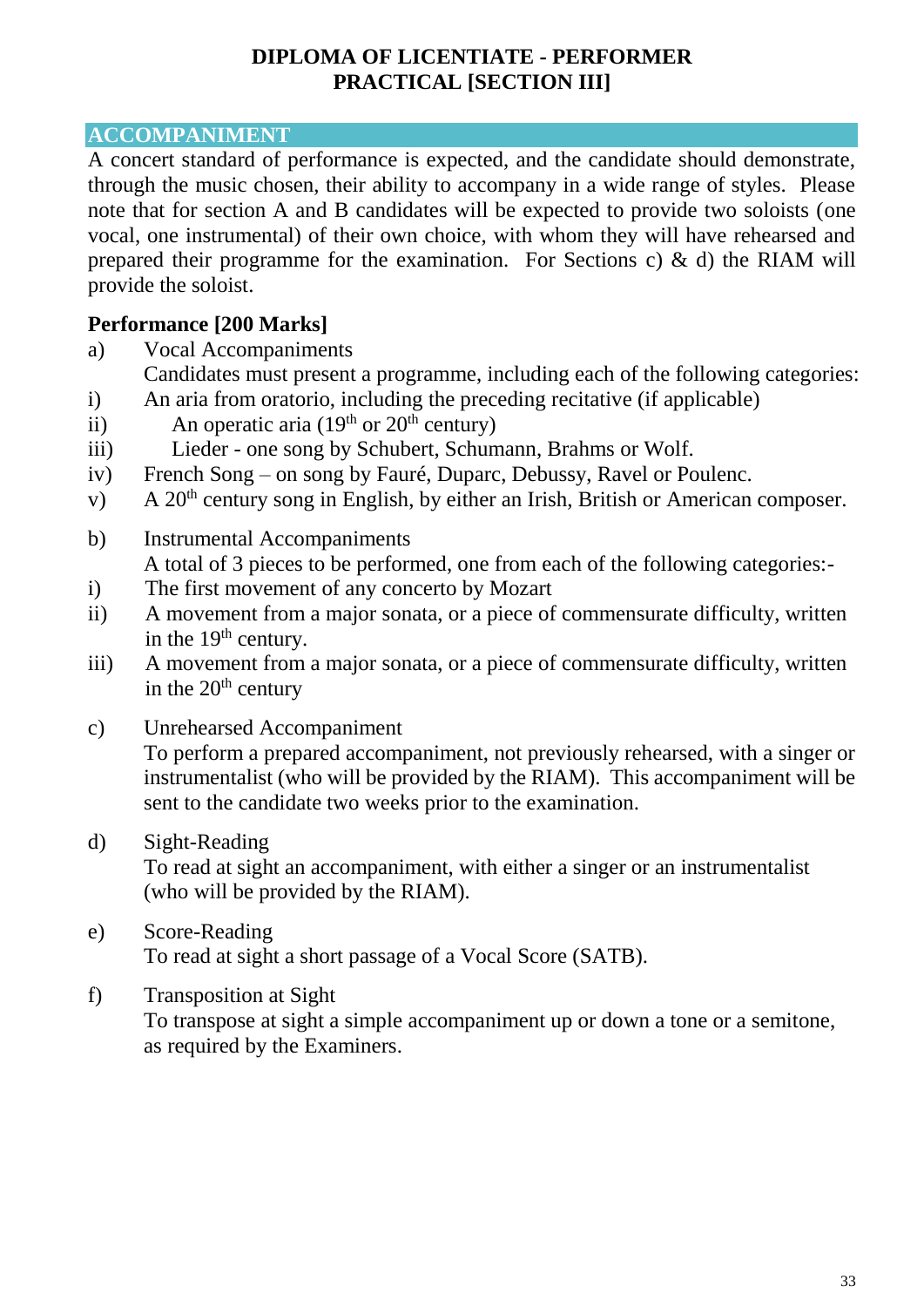**DIPLOMA OF LICENTIATE - PERFORMER**
**PRACTICAL [SECTION III]**

## ACCOMPANIMENT

A concert standard of performance is expected, and the candidate should demonstrate, through the music chosen, their ability to accompany in a wide range of styles. Please note that for section A and B candidates will be expected to provide two soloists (one vocal, one instrumental) of their own choice, with whom they will have rehearsed and prepared their programme for the examination. For Sections c) & d) the RIAM will provide the soloist.

**Performance [200 Marks]**

a) Vocal Accompaniments

Candidates must present a programme, including each of the following categories:

i) An aria from oratorio, including the preceding recitative (if applicable)
ii) An operatic aria ($19^{th}$ or $20^{th}$ century)
iii) Lieder - one song by Schubert, Schumann, Brahms or Wolf.
iv) French Song – on song by Fauré, Duparc, Debussy, Ravel or Poulenc.
v) A $20^{th}$ century song in English, by either an Irish, British or American composer.

b) Instrumental Accompaniments

A total of 3 pieces to be performed, one from each of the following categories:-

i) The first movement of any concerto by Mozart
ii) A movement from a major sonata, or a piece of commensurate difficulty, written in the $19^{th}$ century.
iii) A movement from a major sonata, or a piece of commensurate difficulty, written in the $20^{th}$ century

c) Unrehearsed Accompaniment

To perform a prepared accompaniment, not previously rehearsed, with a singer or instrumentalist (who will be provided by the RIAM). This accompaniment will be sent to the candidate two weeks prior to the examination.

d) Sight-Reading

To read at sight an accompaniment, with either a singer or an instrumentalist (who will be provided by the RIAM).

e) Score-Reading

To read at sight a short passage of a Vocal Score (SATB).

f) Transposition at Sight

To transpose at sight a simple accompaniment up or down a tone or a semitone, as required by the Examiners.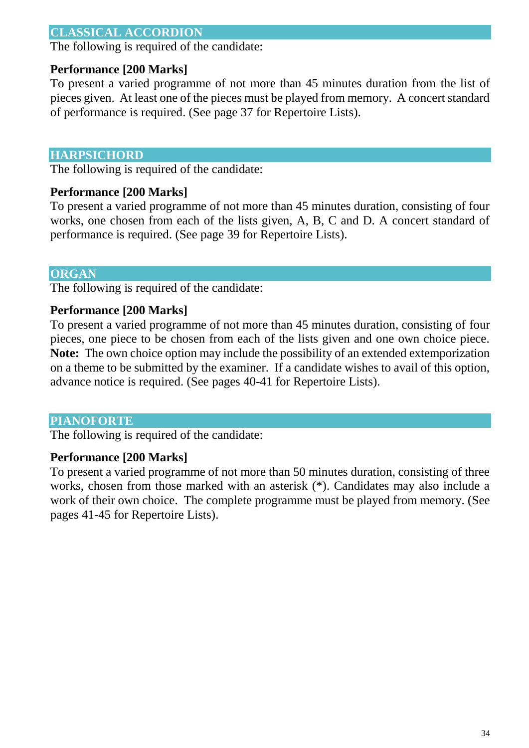## CLASSICAL ACCORDION

The following is required of the candidate:

**Performance [200 Marks]**

To present a varied programme of not more than 45 minutes duration from the list of pieces given. At least one of the pieces must be played from memory. A concert standard of performance is required. (See page 37 for Repertoire Lists).

## HARPSICHORD

The following is required of the candidate:

**Performance [200 Marks]**

To present a varied programme of not more than 45 minutes duration, consisting of four works, one chosen from each of the lists given, A, B, C and D. A concert standard of performance is required. (See page 39 for Repertoire Lists).

## ORGAN

The following is required of the candidate:

**Performance [200 Marks]**

To present a varied programme of not more than 45 minutes duration, consisting of four pieces, one piece to be chosen from each of the lists given and one own choice piece. **Note:** The own choice option may include the possibility of an extended extemporization on a theme to be submitted by the examiner. If a candidate wishes to avail of this option, advance notice is required. (See pages 40-41 for Repertoire Lists).

## PIANOFORTE

The following is required of the candidate:

**Performance [200 Marks]**

To present a varied programme of not more than 50 minutes duration, consisting of three works, chosen from those marked with an asterisk (*). Candidates may also include a work of their own choice. The complete programme must be played from memory. (See pages 41-45 for Repertoire Lists).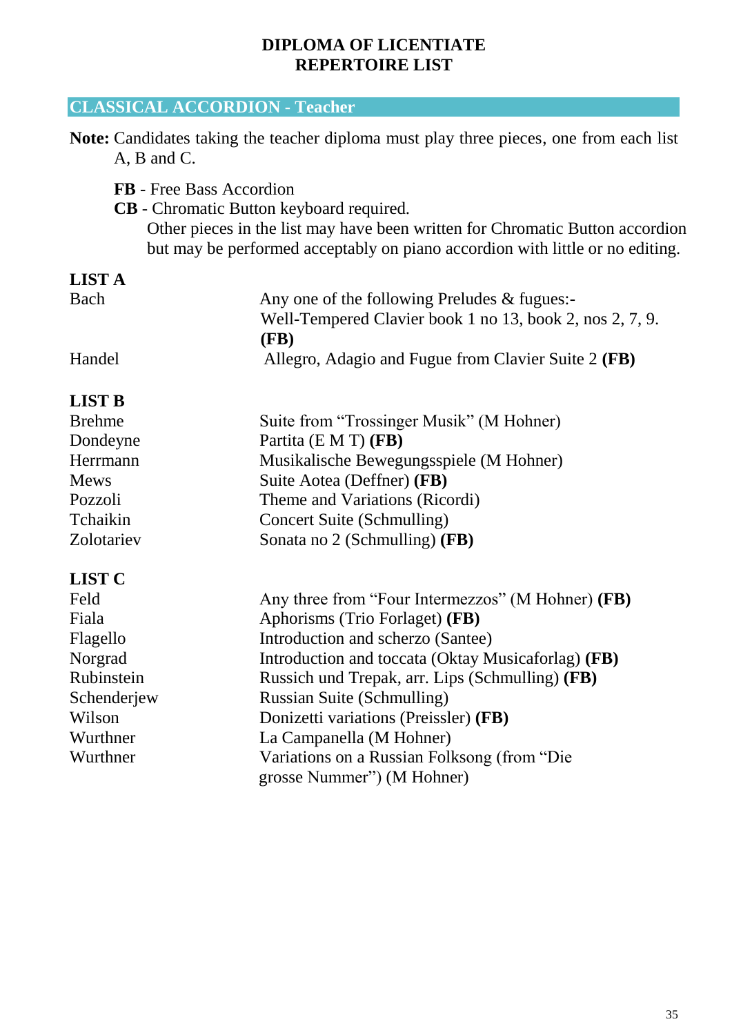# DIPLOMA OF LICENTIATE
# REPERTOIRE LIST

## CLASSICAL ACCORDION - Teacher

**Note:** Candidates taking the teacher diploma must play three pieces, one from each list A, B and C.

**FB** - Free Bass Accordion
**CB** - Chromatic Button keyboard required.
Other pieces in the list may have been written for Chromatic Button accordion but may be performed acceptably on piano accordion with little or no editing.

### LIST A

| | |
|---|---|
| Bach | Any one of the following Preludes & fugues:- Well-Tempered Clavier book 1 no 13, book 2, nos 2, 7, 9. **(FB)** |
| Handel | Allegro, Adagio and Fugue from Clavier Suite 2 **(FB)** |

### LIST B

| | |
|---|---|
| Brehme | Suite from "Trossinger Musik" (M Hohner) |
| Dondeyne | Partita (E M T) **(FB)** |
| Herrmann | Musikalische Bewegungsspiele (M Hohner) |
| Mews | Suite Aotea (Deffner) **(FB)** |
| Pozzoli | Theme and Variations (Ricordi) |
| Tchaikin | Concert Suite (Schmulling) |
| Zolotariev | Sonata no 2 (Schmulling) **(FB)** |

### LIST C

| | |
|---|---|
| Feld | Any three from "Four Intermezzos" (M Hohner) **(FB)** |
| Fiala | Aphorisms (Trio Forlaget) **(FB)** |
| Flagello | Introduction and scherzo (Santee) |
| Norgrad | Introduction and toccata (Oktay Musicaforlag) **(FB)** |
| Rubinstein | Russich und Trepak, arr. Lips (Schmulling) **(FB)** |
| Schenderjew | Russian Suite (Schmulling) |
| Wilson | Donizetti variations (Preissler) **(FB)** |
| Wurthner | La Campanella (M Hohner) |
| Wurthner | Variations on a Russian Folksong (from "Die grosse Nummer") (M Hohner) |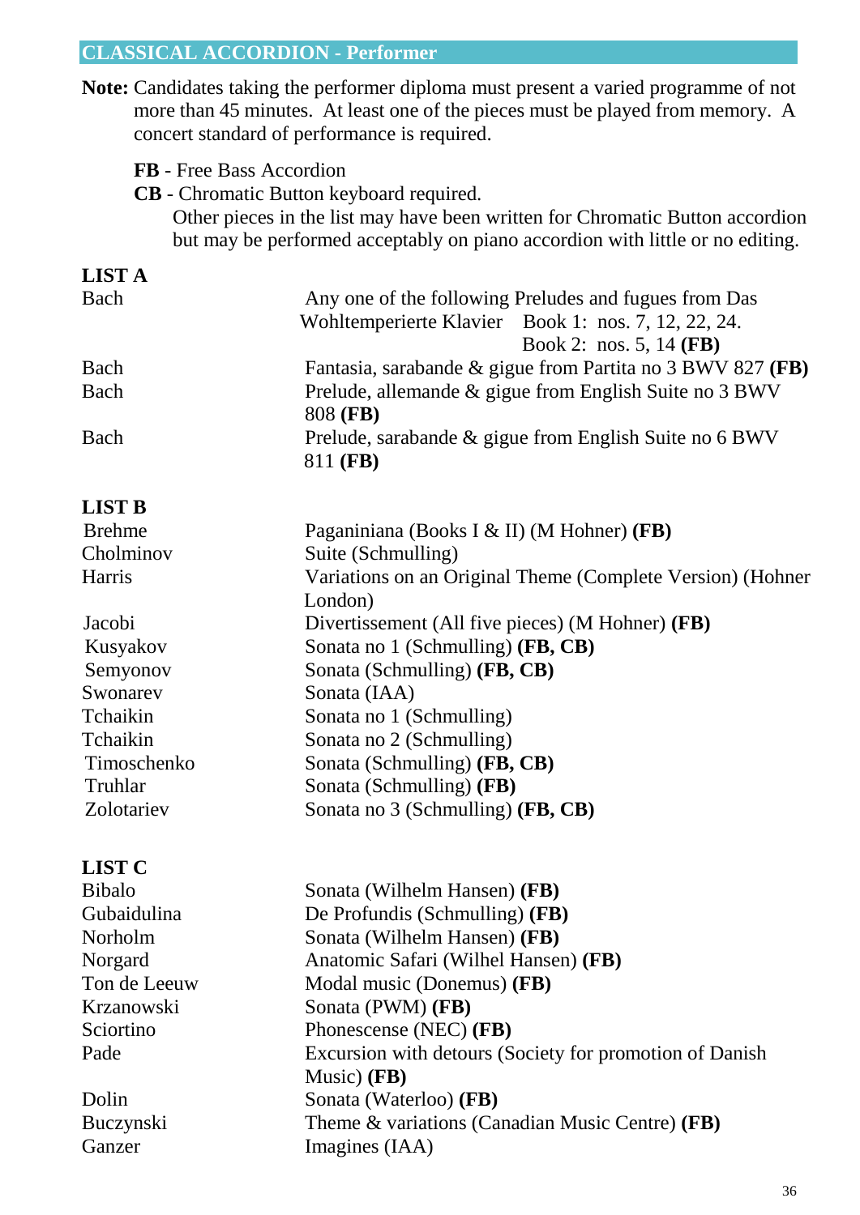## CLASSICAL ACCORDION - Performer

**Note:** Candidates taking the performer diploma must present a varied programme of not more than 45 minutes. At least one of the pieces must be played from memory. A concert standard of performance is required.

**FB** - Free Bass Accordion
**CB** - Chromatic Button keyboard required.
Other pieces in the list may have been written for Chromatic Button accordion but may be performed acceptably on piano accordion with little or no editing.

### LIST A

| | |
|---|---|
| Bach | Any one of the following Preludes and fugues from Das Wohltemperierte Klavier Book 1: nos. 7, 12, 22, 24. Book 2: nos. 5, 14 **(FB)** |
| Bach | Fantasia, sarabande & gigue from Partita no 3 BWV 827 **(FB)** |
| Bach | Prelude, allemande & gigue from English Suite no 3 BWV 808 **(FB)** |
| Bach | Prelude, sarabande & gigue from English Suite no 6 BWV 811 **(FB)** |

### LIST B

| | |
|---|---|
| Brehme | Paganiniana (Books I & II) (M Hohner) **(FB)** |
| Cholminov | Suite (Schmulling) |
| Harris | Variations on an Original Theme (Complete Version) (Hohner London) |
| Jacobi | Divertissement (All five pieces) (M Hohner) **(FB)** |
| Kusyakov | Sonata no 1 (Schmulling) **(FB, CB)** |
| Semyonov | Sonata (Schmulling) **(FB, CB)** |
| Swonarev | Sonata (IAA) |
| Tchaikin | Sonata no 1 (Schmulling) |
| Tchaikin | Sonata no 2 (Schmulling) |
| Timoschenko | Sonata (Schmulling) **(FB, CB)** |
| Truhlar | Sonata (Schmulling) **(FB)** |
| Zolotariev | Sonata no 3 (Schmulling) **(FB, CB)** |

### LIST C

| | |
|---|---|
| Bibalo | Sonata (Wilhelm Hansen) **(FB)** |
| Gubaidulina | De Profundis (Schmulling) **(FB)** |
| Norholm | Sonata (Wilhelm Hansen) **(FB)** |
| Norgard | Anatomic Safari (Wilhel Hansen) **(FB)** |
| Ton de Leeuw | Modal music (Donemus) **(FB)** |
| Krzanowski | Sonata (PWM) **(FB)** |
| Sciortino | Phonescence (NEC) **(FB)** |
| Pade | Excursion with detours (Society for promotion of Danish Music) **(FB)** |
| Dolin | Sonata (Waterloo) **(FB)** |
| Buczynski | Theme & variations (Canadian Music Centre) **(FB)** |
| Ganzer | Imagines (IAA) |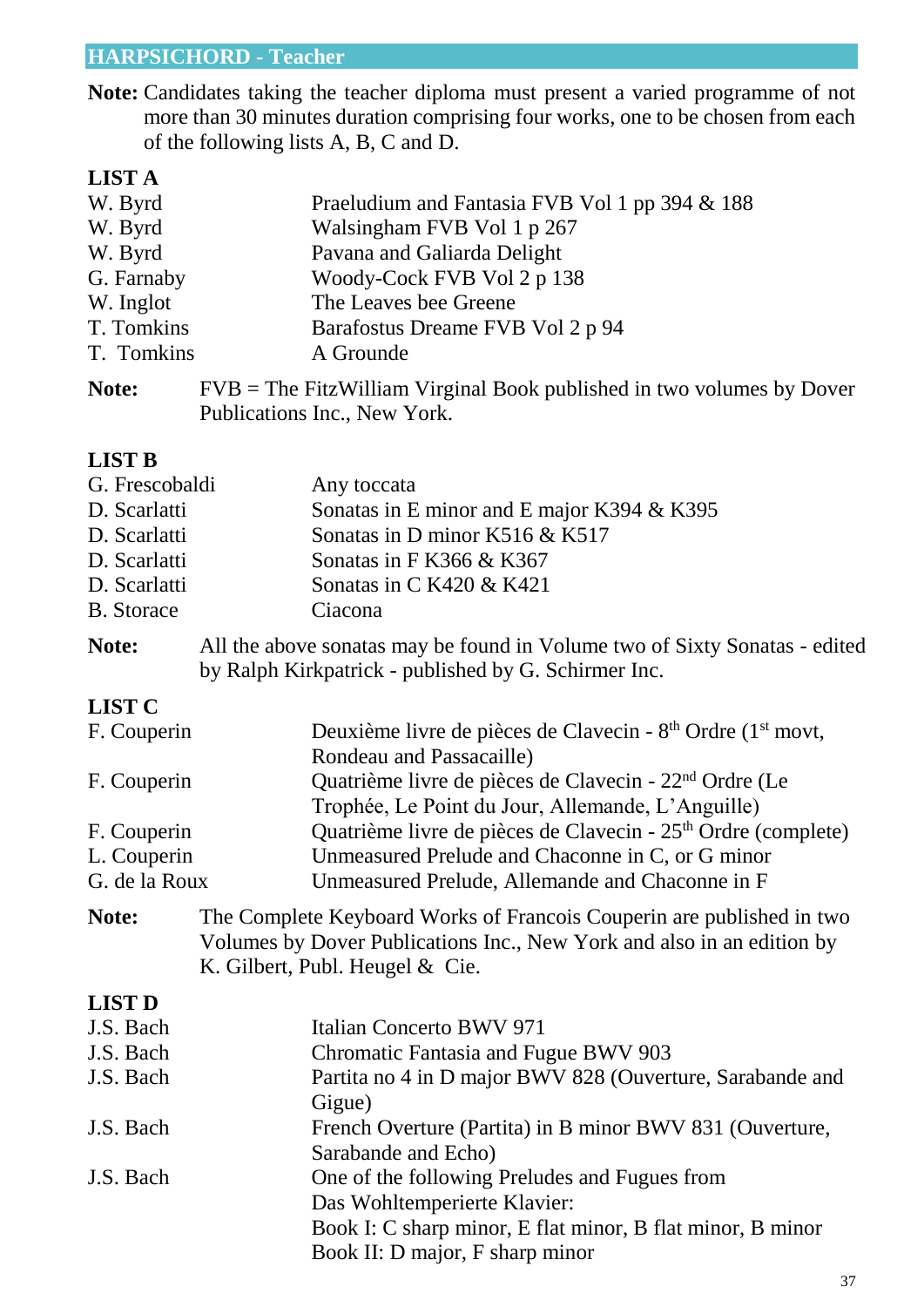## HARPSICHORD - Teacher

**Note:** Candidates taking the teacher diploma must present a varied programme of not more than 30 minutes duration comprising four works, one to be chosen from each of the following lists A, B, C and D.

**LIST A**

| | |
|---|---|
| W. Byrd | Praeludium and Fantasia FVB Vol 1 pp 394 & 188 |
| W. Byrd | Walsingham FVB Vol 1 p 267 |
| W. Byrd | Pavana and Galiarda Delight |
| G. Farnaby | Woody-Cock FVB Vol 2 p 138 |
| W. Inglot | The Leaves bee Greene |
| T. Tomkins | Barafostus Dreame FVB Vol 2 p 94 |
| T. Tomkins | A Grounde |

**Note:** FVB = The FitzWilliam Virginal Book published in two volumes by Dover Publications Inc., New York.

**LIST B**

| | |
|---|---|
| G. Frescobaldi | Any toccata |
| D. Scarlatti | Sonatas in E minor and E major K394 & K395 |
| D. Scarlatti | Sonatas in D minor K516 & K517 |
| D. Scarlatti | Sonatas in F K366 & K367 |
| D. Scarlatti | Sonatas in C K420 & K421 |
| B. Storace | Ciacona |

**Note:** All the above sonatas may be found in Volume two of Sixty Sonatas - edited by Ralph Kirkpatrick - published by G. Schirmer Inc.

**LIST C**

| | |
|---|---|
| F. Couperin | Deuxième livre de pièces de Clavecin - 8th Ordre (1st movt, Rondeau and Passacaille) |
| F. Couperin | Quatrième livre de pièces de Clavecin - 22nd Ordre (Le Trophée, Le Point du Jour, Allemande, L'Anguille) |
| F. Couperin | Quatrième livre de pièces de Clavecin - 25th Ordre (complete) |
| L. Couperin | Unmeasured Prelude and Chaconne in C, or G minor |
| G. de la Roux | Unmeasured Prelude, Allemande and Chaconne in F |

**Note:** The Complete Keyboard Works of Francois Couperin are published in two Volumes by Dover Publications Inc., New York and also in an edition by K. Gilbert, Publ. Heugel & Cie.

**LIST D**

| | |
|---|---|
| J.S. Bach | Italian Concerto BWV 971 |
| J.S. Bach | Chromatic Fantasia and Fugue BWV 903 |
| J.S. Bach | Partita no 4 in D major BWV 828 (Ouverture, Sarabande and Gigue) |
| J.S. Bach | French Overture (Partita) in B minor BWV 831 (Ouverture, Sarabande and Echo) |
| J.S. Bach | One of the following Preludes and Fugues from Das Wohltemperierte Klavier: Book I: C sharp minor, E flat minor, B flat minor, B minor; Book II: D major, F sharp minor |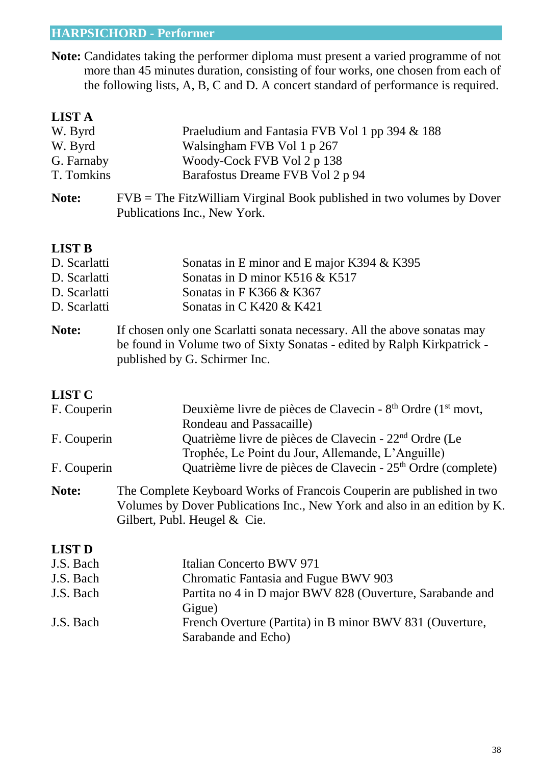## HARPSICHORD - Performer

**Note:** Candidates taking the performer diploma must present a varied programme of not more than 45 minutes duration, consisting of four works, one chosen from each of the following lists, A, B, C and D. A concert standard of performance is required.

### LIST A

| | |
|---|---|
| W. Byrd | Praeludium and Fantasia FVB Vol 1 pp 394 & 188 |
| W. Byrd | Walsingham FVB Vol 1 p 267 |
| G. Farnaby | Woody-Cock FVB Vol 2 p 138 |
| T. Tomkins | Barafostus Dreame FVB Vol 2 p 94 |

**Note:** FVB = The FitzWilliam Virginal Book published in two volumes by Dover Publications Inc., New York.

### LIST B

| | |
|---|---|
| D. Scarlatti | Sonatas in E minor and E major K394 & K395 |
| D. Scarlatti | Sonatas in D minor K516 & K517 |
| D. Scarlatti | Sonatas in F K366 & K367 |
| D. Scarlatti | Sonatas in C K420 & K421 |

**Note:** If chosen only one Scarlatti sonata necessary. All the above sonatas may be found in Volume two of Sixty Sonatas - edited by Ralph Kirkpatrick - published by G. Schirmer Inc.

### LIST C

| | |
|---|---|
| F. Couperin | Deuxième livre de pièces de Clavecin - 8th Ordre (1st movt, Rondeau and Passacaille) |
| F. Couperin | Quatrième livre de pièces de Clavecin - 22nd Ordre (Le Trophée, Le Point du Jour, Allemande, L'Anguille) |
| F. Couperin | Quatrième livre de pièces de Clavecin - 25th Ordre (complete) |

**Note:** The Complete Keyboard Works of Francois Couperin are published in two Volumes by Dover Publications Inc., New York and also in an edition by K. Gilbert, Publ. Heugel & Cie.

### LIST D

| | |
|---|---|
| J.S. Bach | Italian Concerto BWV 971 |
| J.S. Bach | Chromatic Fantasia and Fugue BWV 903 |
| J.S. Bach | Partita no 4 in D major BWV 828 (Ouverture, Sarabande and Gigue) |
| J.S. Bach | French Overture (Partita) in B minor BWV 831 (Ouverture, Sarabande and Echo) |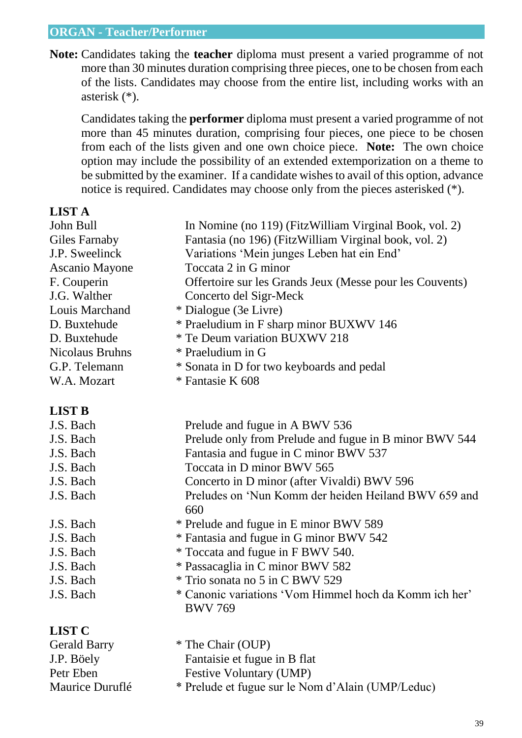## ORGAN - Teacher/Performer

**Note:** Candidates taking the **teacher** diploma must present a varied programme of not more than 30 minutes duration comprising three pieces, one to be chosen from each of the lists. Candidates may choose from the entire list, including works with an asterisk (*).

Candidates taking the **performer** diploma must present a varied programme of not more than 45 minutes duration, comprising four pieces, one piece to be chosen from each of the lists given and one own choice piece. **Note:** The own choice option may include the possibility of an extended extemporization on a theme to be submitted by the examiner. If a candidate wishes to avail of this option, advance notice is required. Candidates may choose only from the pieces asterisked (*).

### LIST A

| | |
|---|---|
| John Bull | In Nomine (no 119) (FitzWilliam Virginal Book, vol. 2) |
| Giles Farnaby | Fantasia (no 196) (FitzWilliam Virginal book, vol. 2) |
| J.P. Sweelinck | Variations 'Mein junges Leben hat ein End' |
| Ascanio Mayone | Toccata 2 in G minor |
| F. Couperin | Offertoire sur les Grands Jeux (Messe pour les Couvents) |
| J.G. Walther | Concerto del Sigr-Meck |
| Louis Marchand | * Dialogue (3e Livre) |
| D. Buxtehude | * Praeludium in F sharp minor BUXWV 146 |
| D. Buxtehude | * Te Deum variation BUXWV 218 |
| Nicolaus Bruhns | * Praeludium in G |
| G.P. Telemann | * Sonata in D for two keyboards and pedal |
| W.A. Mozart | * Fantasie K 608 |

### LIST B

| | |
|---|---|
| J.S. Bach | Prelude and fugue in A BWV 536 |
| J.S. Bach | Prelude only from Prelude and fugue in B minor BWV 544 |
| J.S. Bach | Fantasia and fugue in C minor BWV 537 |
| J.S. Bach | Toccata in D minor BWV 565 |
| J.S. Bach | Concerto in D minor (after Vivaldi) BWV 596 |
| J.S. Bach | Preludes on 'Nun Komm der heiden Heiland BWV 659 and 660 |
| J.S. Bach | * Prelude and fugue in E minor BWV 589 |
| J.S. Bach | * Fantasia and fugue in G minor BWV 542 |
| J.S. Bach | * Toccata and fugue in F BWV 540. |
| J.S. Bach | * Passacaglia in C minor BWV 582 |
| J.S. Bach | * Trio sonata no 5 in C BWV 529 |
| J.S. Bach | * Canonic variations 'Vom Himmel hoch da Komm ich her' BWV 769 |

### LIST C

| | |
|---|---|
| Gerald Barry | * The Chair (OUP) |
| J.P. Böely | Fantaisie et fugue in B flat |
| Petr Eben | Festive Voluntary (UMP) |
| Maurice Duruflé | * Prelude et fugue sur le Nom d'Alain (UMP/Leduc) |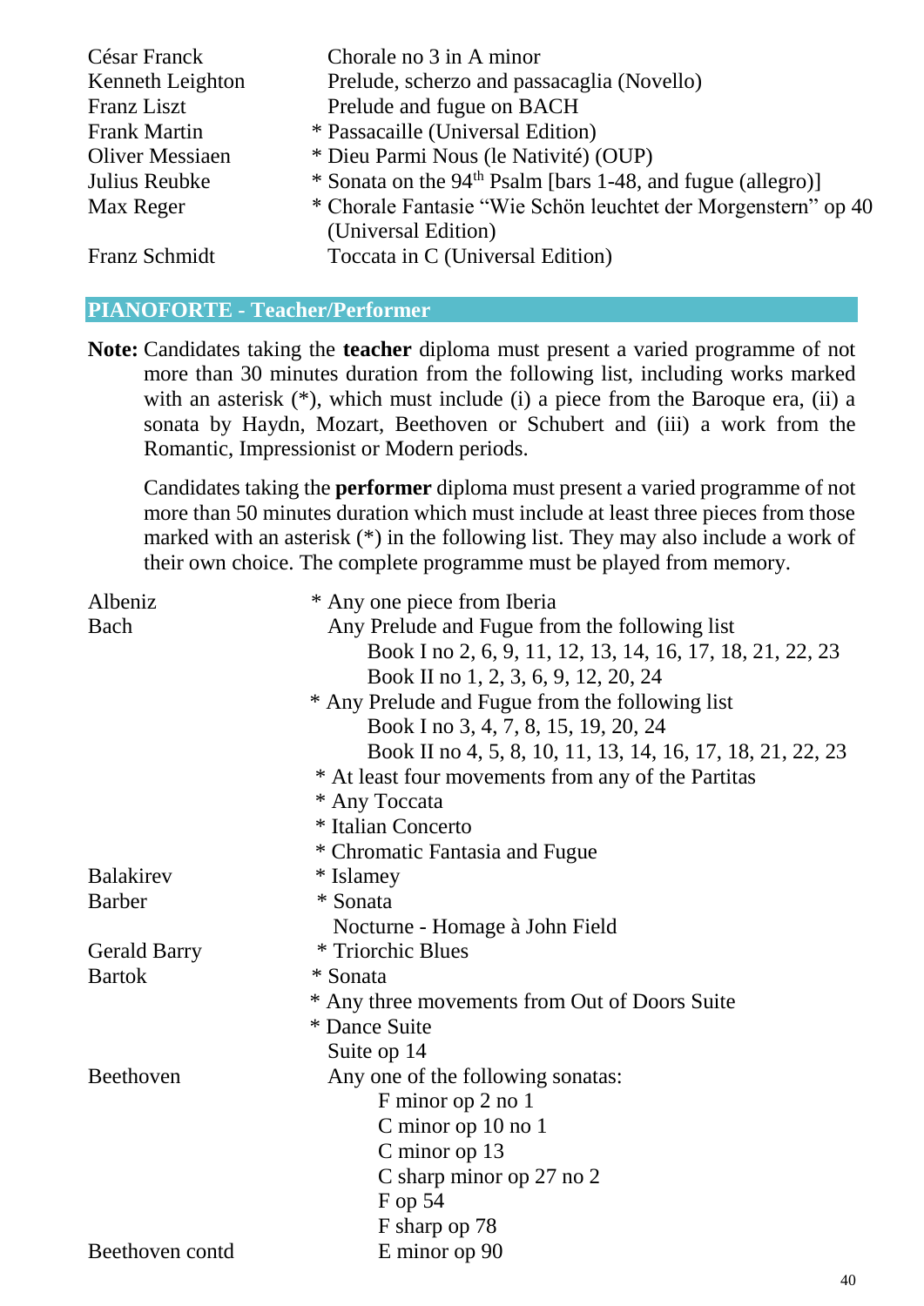| | |
|---|---|
| César Franck | Chorale no 3 in A minor |
| Kenneth Leighton | Prelude, scherzo and passacaglia (Novello) |
| Franz Liszt | Prelude and fugue on BACH |
| Frank Martin | * Passacaille (Universal Edition) |
| Oliver Messiaen | * Dieu Parmi Nous (le Nativité) (OUP) |
| Julius Reubke | * Sonata on the 94th Psalm [bars 1-48, and fugue (allegro)] |
| Max Reger | * Chorale Fantasie "Wie Schön leuchtet der Morgenstern" op 40 (Universal Edition) |
| Franz Schmidt | Toccata in C (Universal Edition) |

## PIANOFORTE - Teacher/Performer

**Note:** Candidates taking the **teacher** diploma must present a varied programme of not more than 30 minutes duration from the following list, including works marked with an asterisk (*), which must include (i) a piece from the Baroque era, (ii) a sonata by Haydn, Mozart, Beethoven or Schubert and (iii) a work from the Romantic, Impressionist or Modern periods.

Candidates taking the **performer** diploma must present a varied programme of not more than 50 minutes duration which must include at least three pieces from those marked with an asterisk (*) in the following list. They may also include a work of their own choice. The complete programme must be played from memory.

| | |
|---|---|
| Albeniz | * Any one piece from Iberia |
| Bach | Any Prelude and Fugue from the following list |
| | Book I no 2, 6, 9, 11, 12, 13, 14, 16, 17, 18, 21, 22, 23 |
| | Book II no 1, 2, 3, 6, 9, 12, 20, 24 |
| | * Any Prelude and Fugue from the following list |
| | Book I no 3, 4, 7, 8, 15, 19, 20, 24 |
| | Book II no 4, 5, 8, 10, 11, 13, 14, 16, 17, 18, 21, 22, 23 |
| | * At least four movements from any of the Partitas |
| | * Any Toccata |
| | * Italian Concerto |
| | * Chromatic Fantasia and Fugue |
| Balakirev | * Islamey |
| Barber | * Sonata |
| | Nocturne - Homage à John Field |
| Gerald Barry | * Triorchic Blues |
| Bartok | * Sonata |
| | * Any three movements from Out of Doors Suite |
| | * Dance Suite |
| | Suite op 14 |
| Beethoven | Any one of the following sonatas: |
| | F minor op 2 no 1 |
| | C minor op 10 no 1 |
| | C minor op 13 |
| | C sharp minor op 27 no 2 |
| | F op 54 |
| | F sharp op 78 |
| Beethoven contd | E minor op 90 |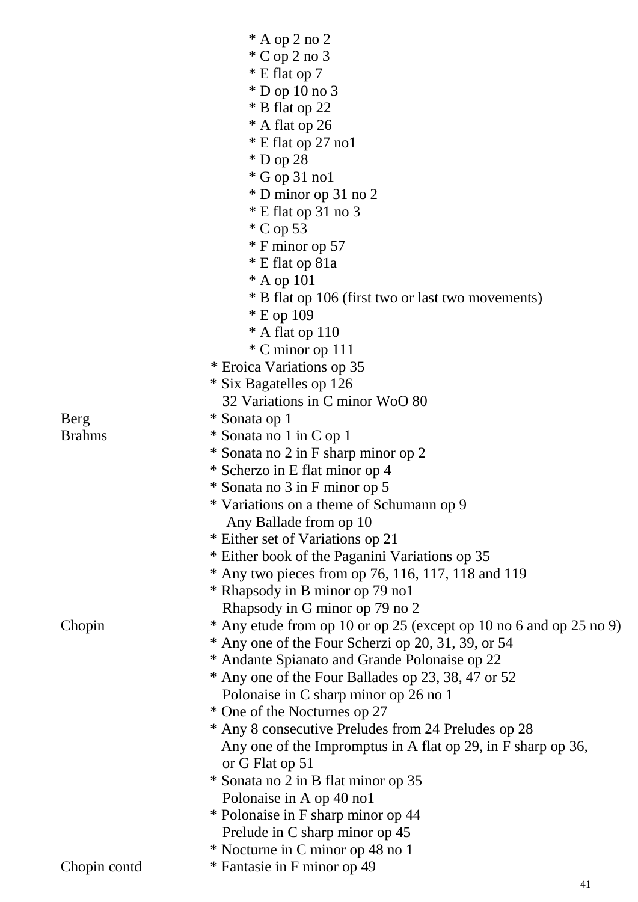* A op 2 no 2
* C op 2 no 3
* E flat op 7
* D op 10 no 3
* B flat op 22
* A flat op 26
* E flat op 27 no1
* D op 28
* G op 31 no1
* D minor op 31 no 2
* E flat op 31 no 3
* C op 53
* F minor op 57
* E flat op 81a
* A op 101
* B flat op 106 (first two or last two movements)
* E op 109
* A flat op 110
* C minor op 111

* Eroica Variations op 35
* Six Bagatelles op 126
32 Variations in C minor WoO 80

| | |
|---|---|
| Berg | * Sonata op 1 |
| Brahms | * Sonata no 1 in C op 1 |
| | * Sonata no 2 in F sharp minor op 2 |
| | * Scherzo in E flat minor op 4 |
| | * Sonata no 3 in F minor op 5 |
| | * Variations on a theme of Schumann op 9 |
| | Any Ballade from op 10 |
| | * Either set of Variations op 21 |
| | * Either book of the Paganini Variations op 35 |
| | * Any two pieces from op 76, 116, 117, 118 and 119 |
| | * Rhapsody in B minor op 79 no1 |
| | Rhapsody in G minor op 79 no 2 |
| Chopin | * Any etude from op 10 or op 25 (except op 10 no 6 and op 25 no 9) |
| | * Any one of the Four Scherzi op 20, 31, 39, or 54 |
| | * Andante Spianato and Grande Polonaise op 22 |
| | * Any one of the Four Ballades op 23, 38, 47 or 52 |
| | Polonaise in C sharp minor op 26 no 1 |
| | * One of the Nocturnes op 27 |
| | * Any 8 consecutive Preludes from 24 Preludes op 28 |
| | Any one of the Impromptus in A flat op 29, in F sharp op 36, or G Flat op 51 |
| | * Sonata no 2 in B flat minor op 35 |
| | Polonaise in A op 40 no1 |
| | * Polonaise in F sharp minor op 44 |
| | Prelude in C sharp minor op 45 |
| | * Nocturne in C minor op 48 no 1 |
| Chopin contd | * Fantasie in F minor op 49 |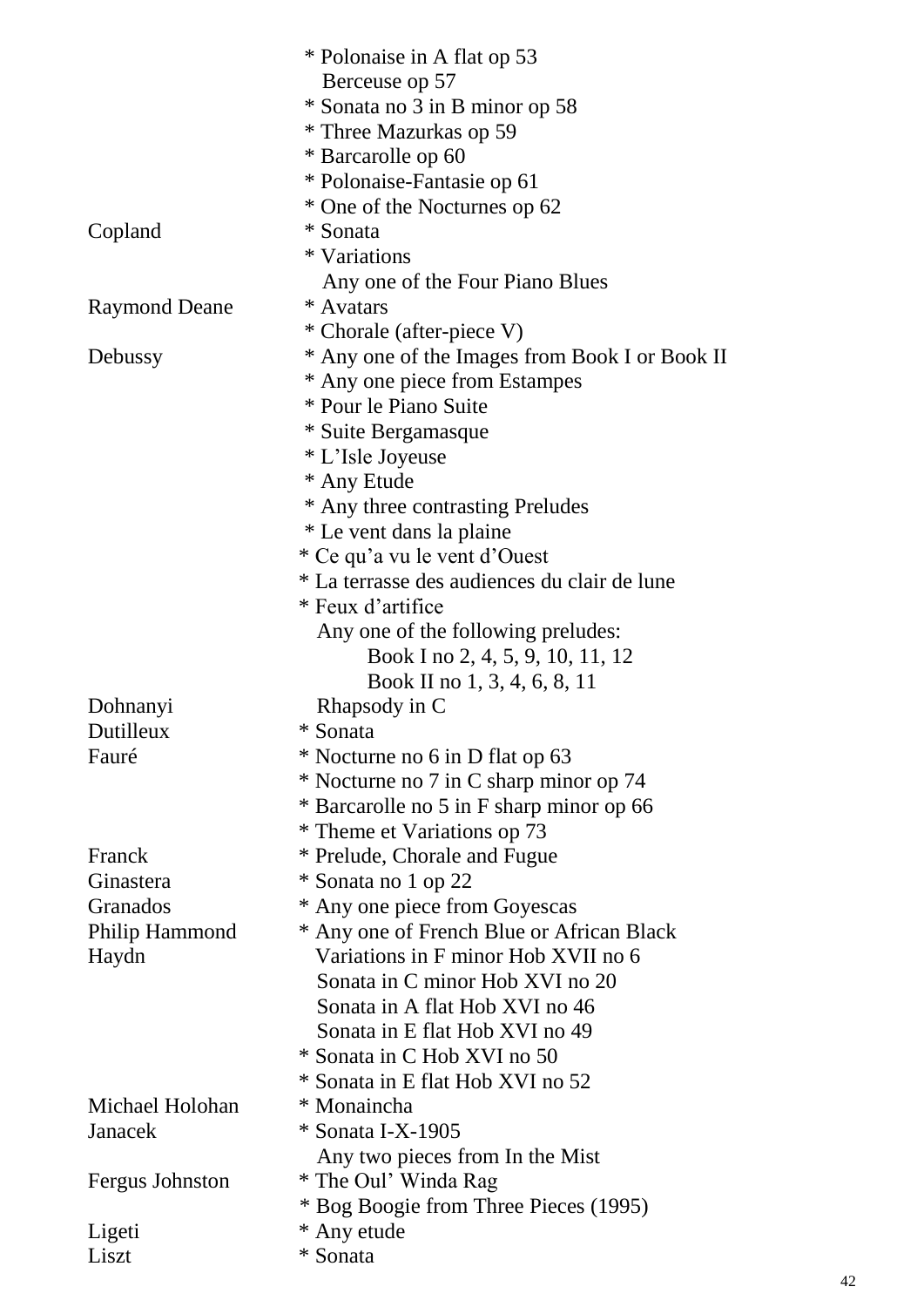| | |
|---|---|
| | * Polonaise in A flat op 53 |
| | Berceuse op 57 |
| | * Sonata no 3 in B minor op 58 |
| | * Three Mazurkas op 59 |
| | * Barcarolle op 60 |
| | * Polonaise-Fantasie op 61 |
| | * One of the Nocturnes op 62 |
| Copland | * Sonata |
| | * Variations |
| | Any one of the Four Piano Blues |
| Raymond Deane | * Avatars |
| | * Chorale (after-piece V) |
| Debussy | * Any one of the Images from Book I or Book II |
| | * Any one piece from Estampes |
| | * Pour le Piano Suite |
| | * Suite Bergamasque |
| | * L'Isle Joyeuse |
| | * Any Etude |
| | * Any three contrasting Preludes |
| | * Le vent dans la plaine |
| | * Ce qu'a vu le vent d'Ouest |
| | * La terrasse des audiences du clair de lune |
| | * Feux d'artifice |
| | Any one of the following preludes: |
| | Book I no 2, 4, 5, 9, 10, 11, 12 |
| | Book II no 1, 3, 4, 6, 8, 11 |
| Dohnanyi | Rhapsody in C |
| Dutilleux | * Sonata |
| Fauré | * Nocturne no 6 in D flat op 63 |
| | * Nocturne no 7 in C sharp minor op 74 |
| | * Barcarolle no 5 in F sharp minor op 66 |
| | * Theme et Variations op 73 |
| Franck | * Prelude, Chorale and Fugue |
| Ginastera | * Sonata no 1 op 22 |
| Granados | * Any one piece from Goyescas |
| Philip Hammond | * Any one of French Blue or African Black |
| Haydn | Variations in F minor Hob XVII no 6 |
| | Sonata in C minor Hob XVI no 20 |
| | Sonata in A flat Hob XVI no 46 |
| | Sonata in E flat Hob XVI no 49 |
| | * Sonata in C Hob XVI no 50 |
| | * Sonata in E flat Hob XVI no 52 |
| Michael Holohan | * Monaincha |
| Janacek | * Sonata I-X-1905 |
| | Any two pieces from In the Mist |
| Fergus Johnston | * The Oul' Winda Rag |
| | * Bog Boogie from Three Pieces (1995) |
| Ligeti | * Any etude |
| Liszt | * Sonata |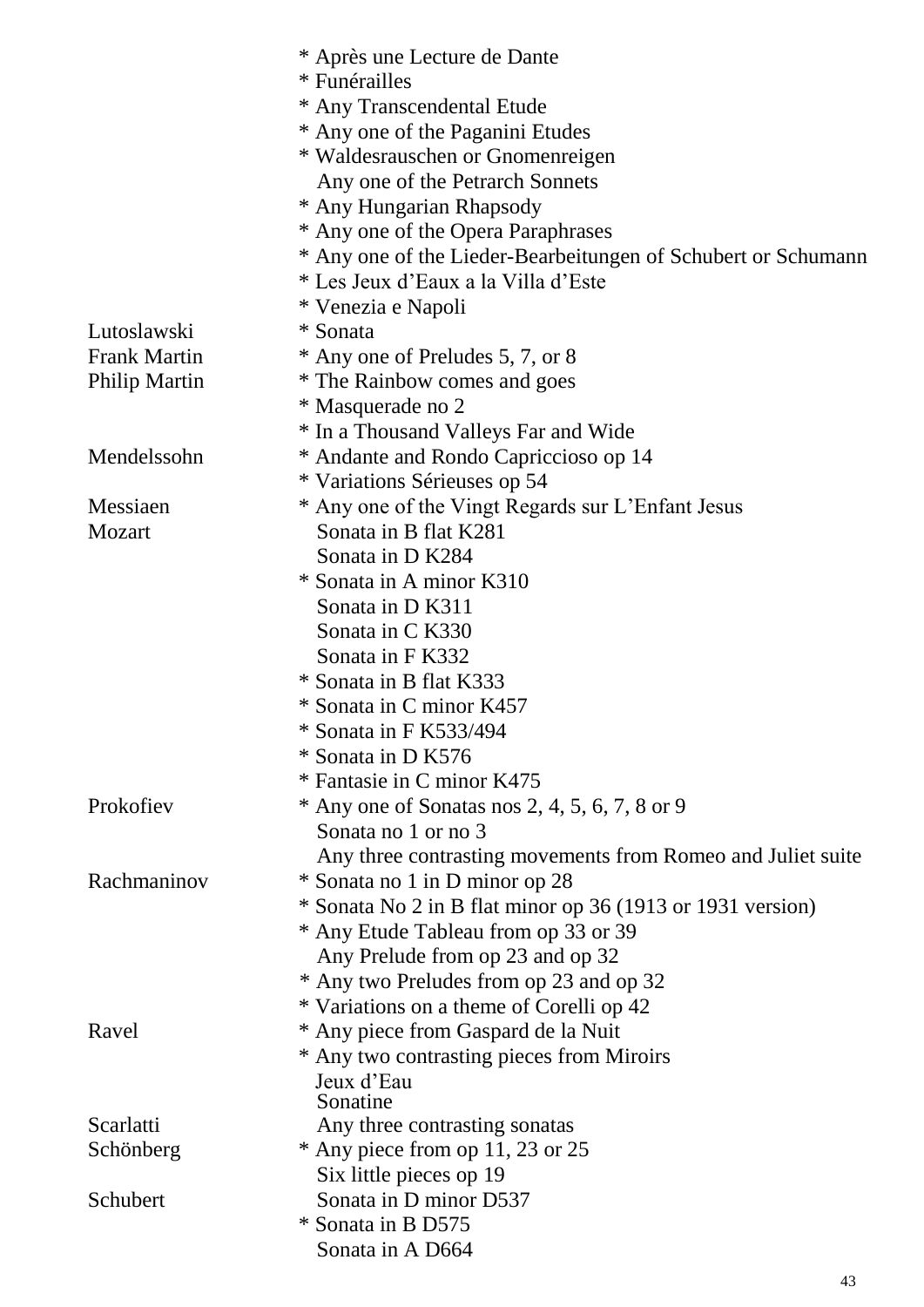| Composer | Work |
| --- | --- |
| | * Après une Lecture de Dante |
| | * Funérailles |
| | * Any Transcendental Etude |
| | * Any one of the Paganini Etudes |
| | * Waldesrauschen or Gnomenreigen |
| | Any one of the Petrarch Sonnets |
| | * Any Hungarian Rhapsody |
| | * Any one of the Opera Paraphrases |
| | * Any one of the Lieder-Bearbeitungen of Schubert or Schumann |
| | * Les Jeux d'Eaux a la Villa d'Este |
| | * Venezia e Napoli |
| Lutoslawski | * Sonata |
| Frank Martin | * Any one of Preludes 5, 7, or 8 |
| Philip Martin | * The Rainbow comes and goes |
| | * Masquerade no 2 |
| | * In a Thousand Valleys Far and Wide |
| Mendelssohn | * Andante and Rondo Capriccioso op 14 |
| | * Variations Sérieuses op 54 |
| Messiaen | * Any one of the Vingt Regards sur L'Enfant Jesus |
| Mozart | Sonata in B flat K281 |
| | Sonata in D K284 |
| | * Sonata in A minor K310 |
| | Sonata in D K311 |
| | Sonata in C K330 |
| | Sonata in F K332 |
| | * Sonata in B flat K333 |
| | * Sonata in C minor K457 |
| | * Sonata in F K533/494 |
| | * Sonata in D K576 |
| | * Fantasie in C minor K475 |
| Prokofiev | * Any one of Sonatas nos 2, 4, 5, 6, 7, 8 or 9 |
| | Sonata no 1 or no 3 |
| | Any three contrasting movements from Romeo and Juliet suite |
| Rachmaninov | * Sonata no 1 in D minor op 28 |
| | * Sonata No 2 in B flat minor op 36 (1913 or 1931 version) |
| | * Any Etude Tableau from op 33 or 39 |
| | Any Prelude from op 23 and op 32 |
| | * Any two Preludes from op 23 and op 32 |
| | * Variations on a theme of Corelli op 42 |
| Ravel | * Any piece from Gaspard de la Nuit |
| | * Any two contrasting pieces from Miroirs |
| | Jeux d'Eau |
| | Sonatine |
| Scarlatti | Any three contrasting sonatas |
| Schönberg | * Any piece from op 11, 23 or 25 |
| | Six little pieces op 19 |
| Schubert | Sonata in D minor D537 |
| | * Sonata in B D575 |
| | Sonata in A D664 |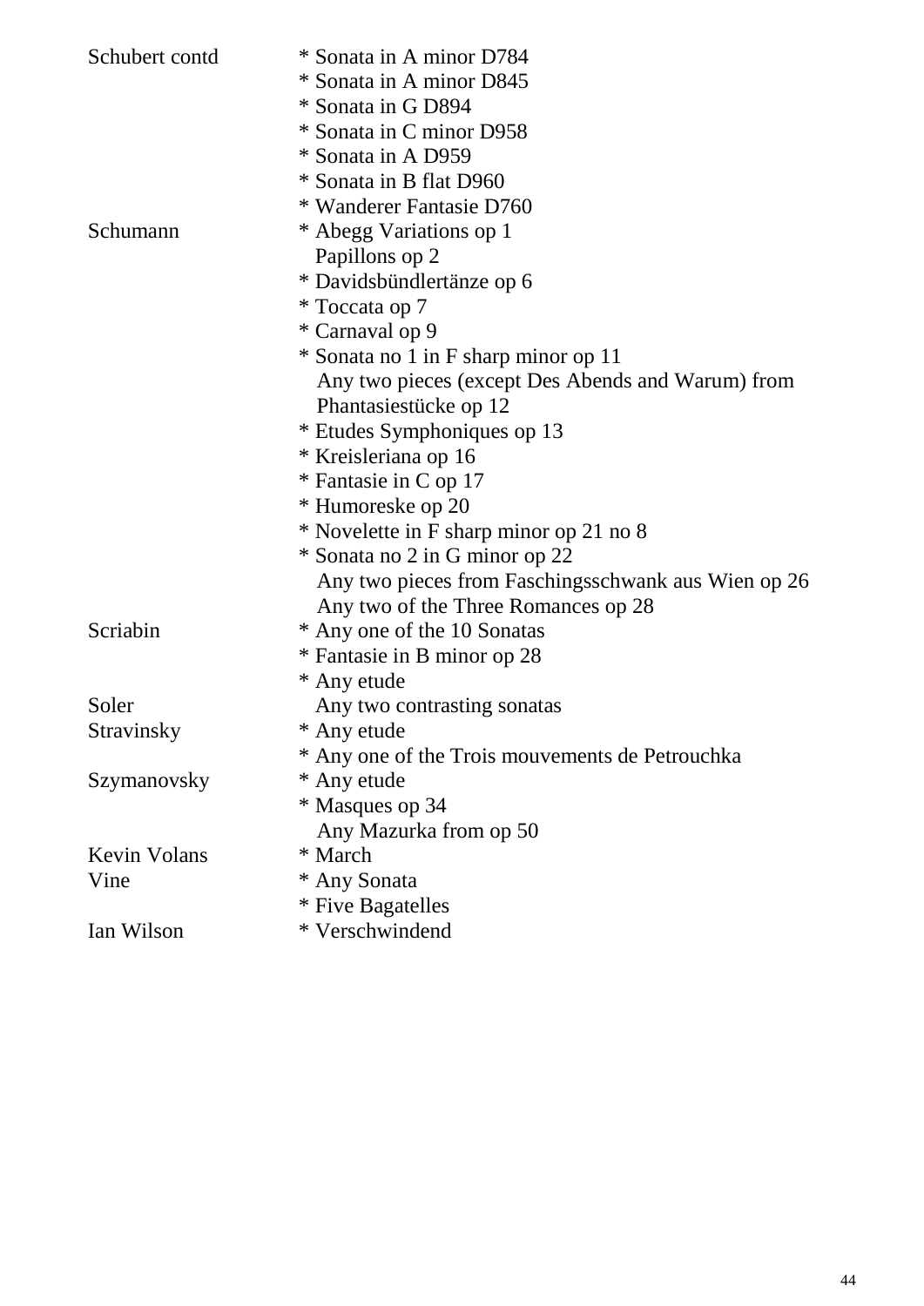| | |
|---|---|
| Schubert contd | * Sonata in A minor D784 |
| | * Sonata in A minor D845 |
| | * Sonata in G D894 |
| | * Sonata in C minor D958 |
| | * Sonata in A D959 |
| | * Sonata in B flat D960 |
| | * Wanderer Fantasie D760 |
| Schumann | * Abegg Variations op 1 |
| | Papillons op 2 |
| | * Davidsbündlertänze op 6 |
| | * Toccata op 7 |
| | * Carnaval op 9 |
| | * Sonata no 1 in F sharp minor op 11 |
| | Any two pieces (except Des Abends and Warum) from Phantasiestücke op 12 |
| | * Etudes Symphoniques op 13 |
| | * Kreisleriana op 16 |
| | * Fantasie in C op 17 |
| | * Humoreske op 20 |
| | * Novelette in F sharp minor op 21 no 8 |
| | * Sonata no 2 in G minor op 22 |
| | Any two pieces from Faschingsschwank aus Wien op 26 |
| | Any two of the Three Romances op 28 |
| Scriabin | * Any one of the 10 Sonatas |
| | * Fantasie in B minor op 28 |
| | * Any etude |
| Soler | Any two contrasting sonatas |
| Stravinsky | * Any etude |
| | * Any one of the Trois mouvements de Petrouchka |
| Szymanovsky | * Any etude |
| | * Masques op 34 |
| | Any Mazurka from op 50 |
| Kevin Volans | * March |
| Vine | * Any Sonata |
| | * Five Bagatelles |
| Ian Wilson | * Verschwindend |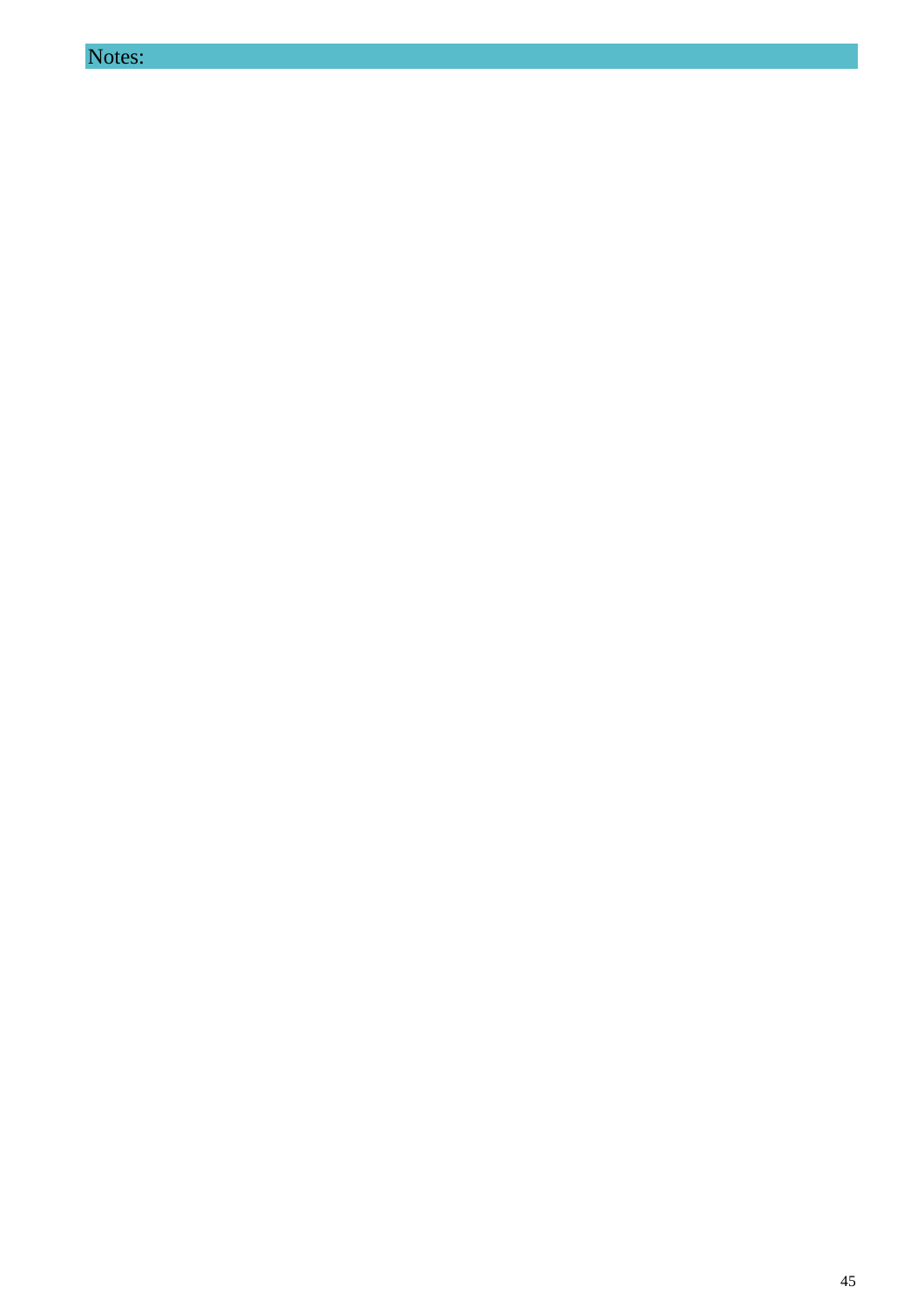Notes: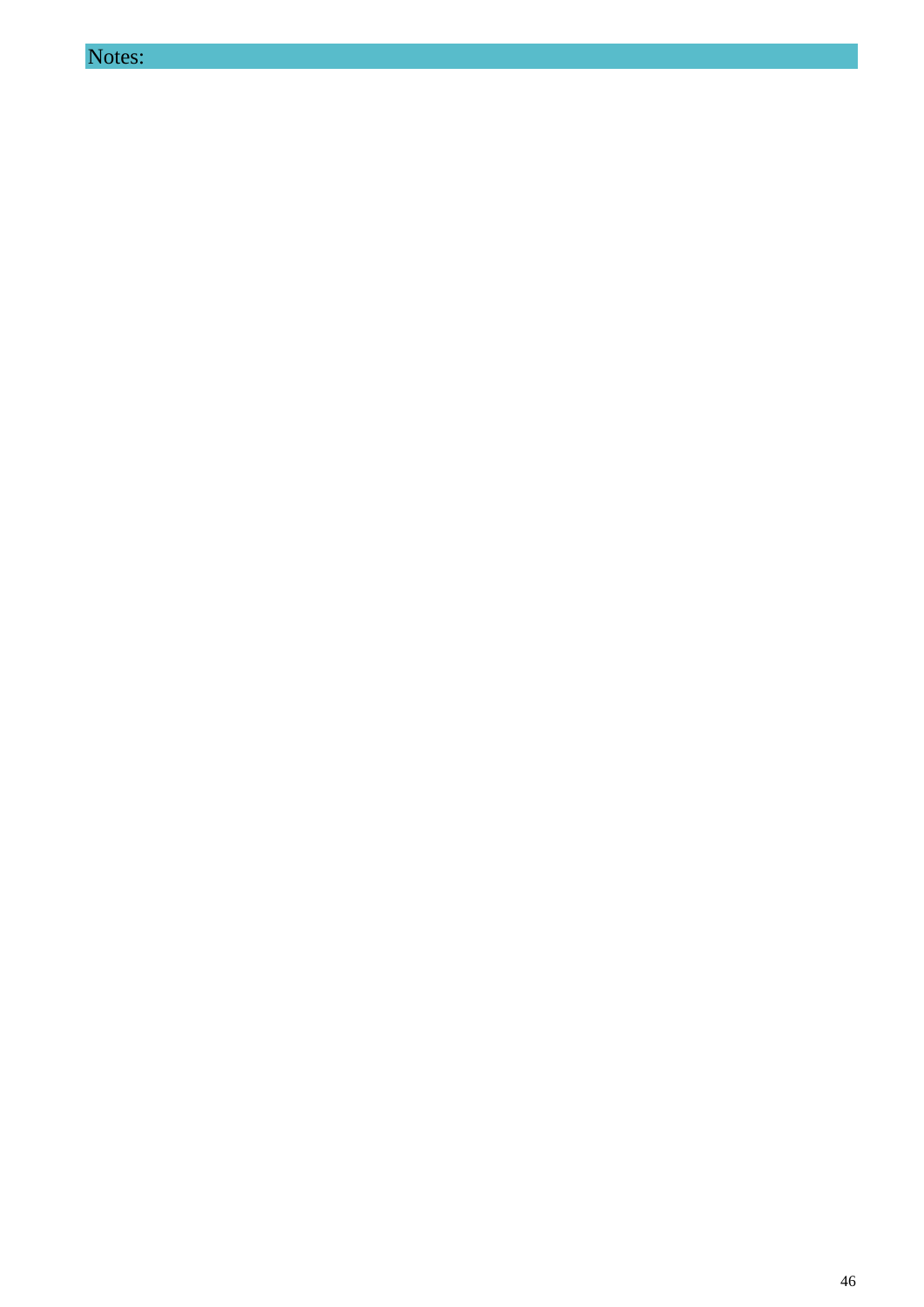Notes: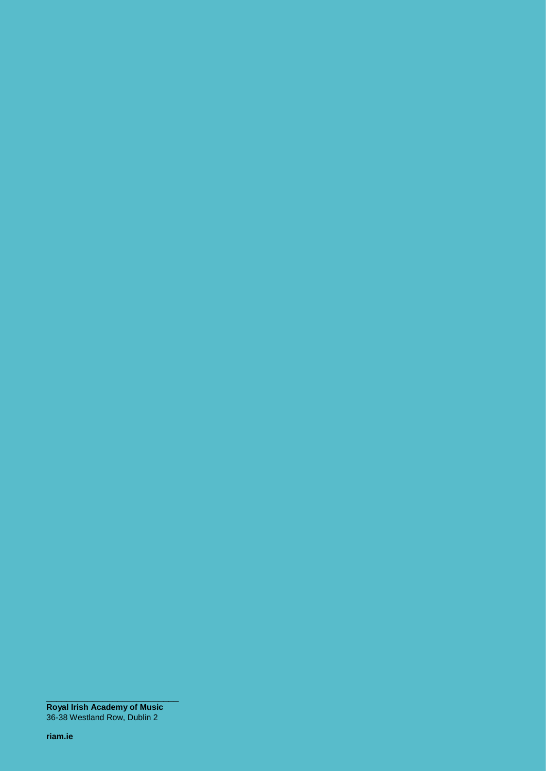**Royal Irish Academy of Music**
36-38 Westland Row, Dublin 2

**riam.ie**